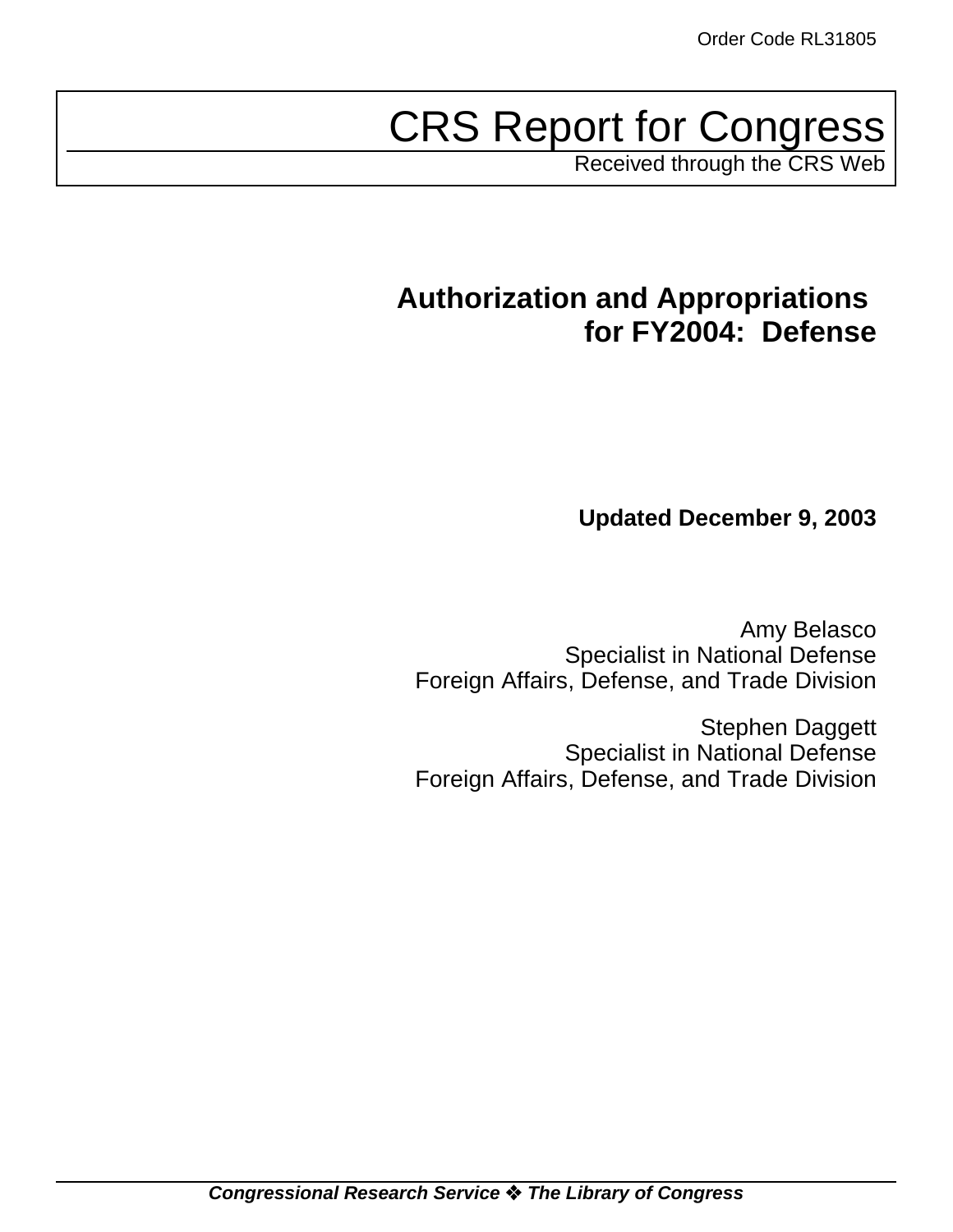Order Code RL31805

# CRS Report for Congress

Received through the CRS Web

## Authorization and Appropriations for FY2004: Defense

**Updated December 9, 2003**

Amy Belasco
Specialist in National Defense
Foreign Affairs, Defense, and Trade Division

Stephen Daggett
Specialist in National Defense
Foreign Affairs, Defense, and Trade Division

***Congressional Research Service ❖ The Library of Congress***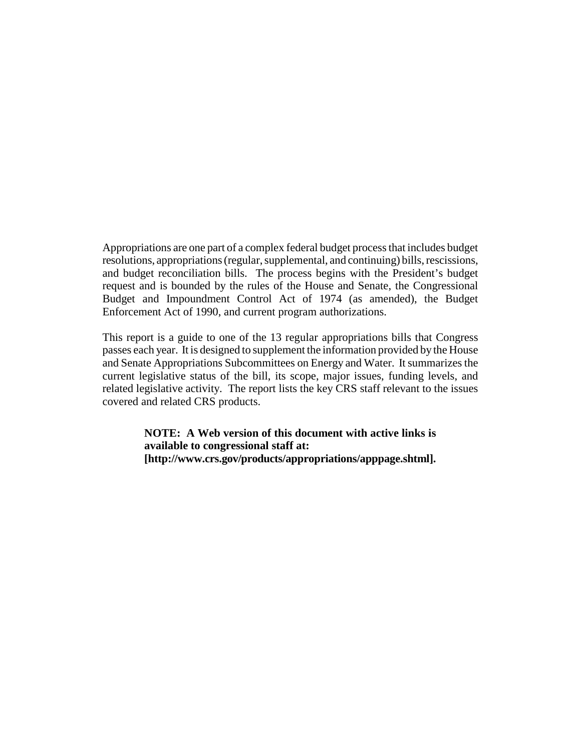Appropriations are one part of a complex federal budget process that includes budget resolutions, appropriations (regular, supplemental, and continuing) bills, rescissions, and budget reconciliation bills. The process begins with the President's budget request and is bounded by the rules of the House and Senate, the Congressional Budget and Impoundment Control Act of 1974 (as amended), the Budget Enforcement Act of 1990, and current program authorizations.

This report is a guide to one of the 13 regular appropriations bills that Congress passes each year. It is designed to supplement the information provided by the House and Senate Appropriations Subcommittees on Energy and Water. It summarizes the current legislative status of the bill, its scope, major issues, funding levels, and related legislative activity. The report lists the key CRS staff relevant to the issues covered and related CRS products.

**NOTE: A Web version of this document with active links is available to congressional staff at: [http://www.crs.gov/products/appropriations/apppage.shtml].**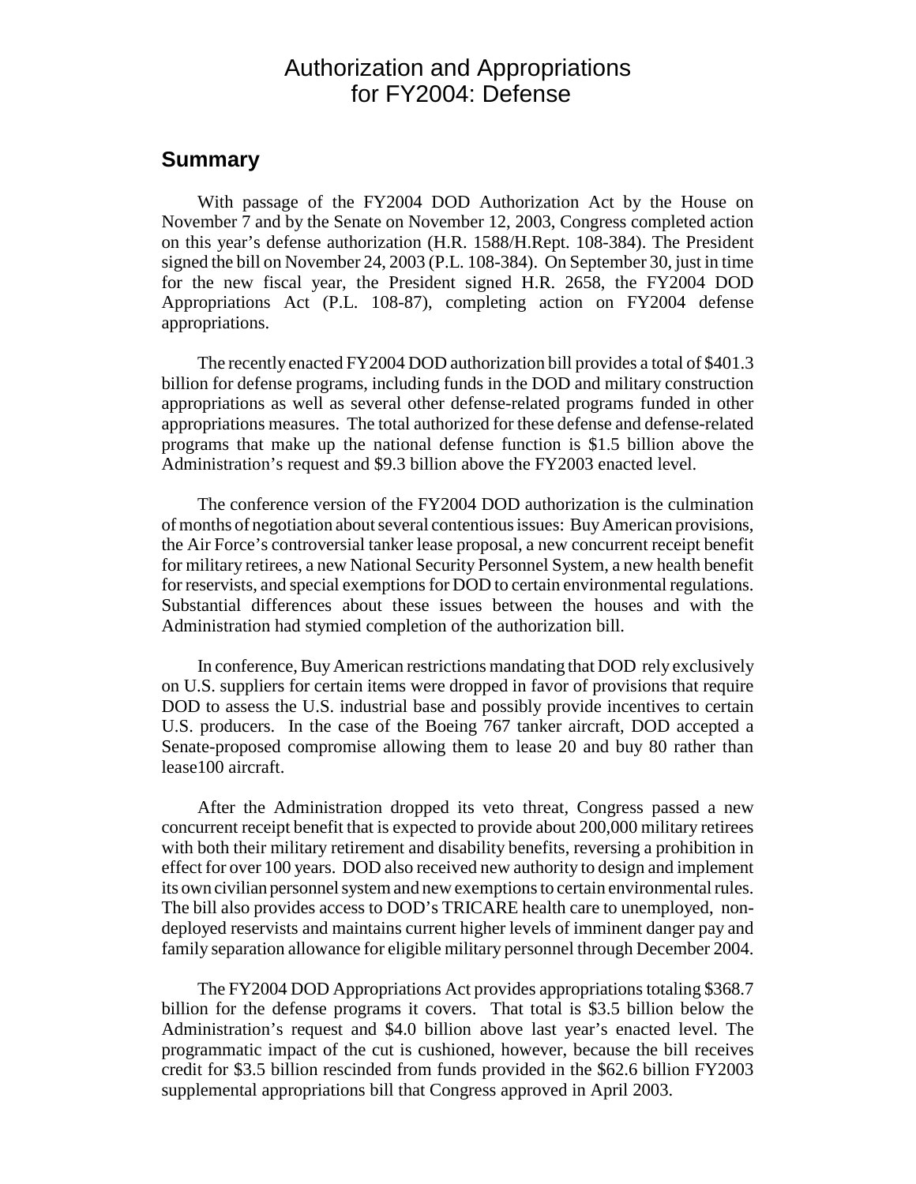# Authorization and Appropriations for FY2004: Defense

## Summary

With passage of the FY2004 DOD Authorization Act by the House on November 7 and by the Senate on November 12, 2003, Congress completed action on this year's defense authorization (H.R. 1588/H.Rept. 108-384). The President signed the bill on November 24, 2003 (P.L. 108-384). On September 30, just in time for the new fiscal year, the President signed H.R. 2658, the FY2004 DOD Appropriations Act (P.L. 108-87), completing action on FY2004 defense appropriations.

The recently enacted FY2004 DOD authorization bill provides a total of $401.3 billion for defense programs, including funds in the DOD and military construction appropriations as well as several other defense-related programs funded in other appropriations measures. The total authorized for these defense and defense-related programs that make up the national defense function is $1.5 billion above the Administration's request and $9.3 billion above the FY2003 enacted level.

The conference version of the FY2004 DOD authorization is the culmination of months of negotiation about several contentious issues: Buy American provisions, the Air Force's controversial tanker lease proposal, a new concurrent receipt benefit for military retirees, a new National Security Personnel System, a new health benefit for reservists, and special exemptions for DOD to certain environmental regulations. Substantial differences about these issues between the houses and with the Administration had stymied completion of the authorization bill.

In conference, Buy American restrictions mandating that DOD rely exclusively on U.S. suppliers for certain items were dropped in favor of provisions that require DOD to assess the U.S. industrial base and possibly provide incentives to certain U.S. producers. In the case of the Boeing 767 tanker aircraft, DOD accepted a Senate-proposed compromise allowing them to lease 20 and buy 80 rather than lease100 aircraft.

After the Administration dropped its veto threat, Congress passed a new concurrent receipt benefit that is expected to provide about 200,000 military retirees with both their military retirement and disability benefits, reversing a prohibition in effect for over 100 years. DOD also received new authority to design and implement its own civilian personnel system and new exemptions to certain environmental rules. The bill also provides access to DOD's TRICARE health care to unemployed, non-deployed reservists and maintains current higher levels of imminent danger pay and family separation allowance for eligible military personnel through December 2004.

The FY2004 DOD Appropriations Act provides appropriations totaling $368.7 billion for the defense programs it covers. That total is $3.5 billion below the Administration's request and $4.0 billion above last year's enacted level. The programmatic impact of the cut is cushioned, however, because the bill receives credit for $3.5 billion rescinded from funds provided in the $62.6 billion FY2003 supplemental appropriations bill that Congress approved in April 2003.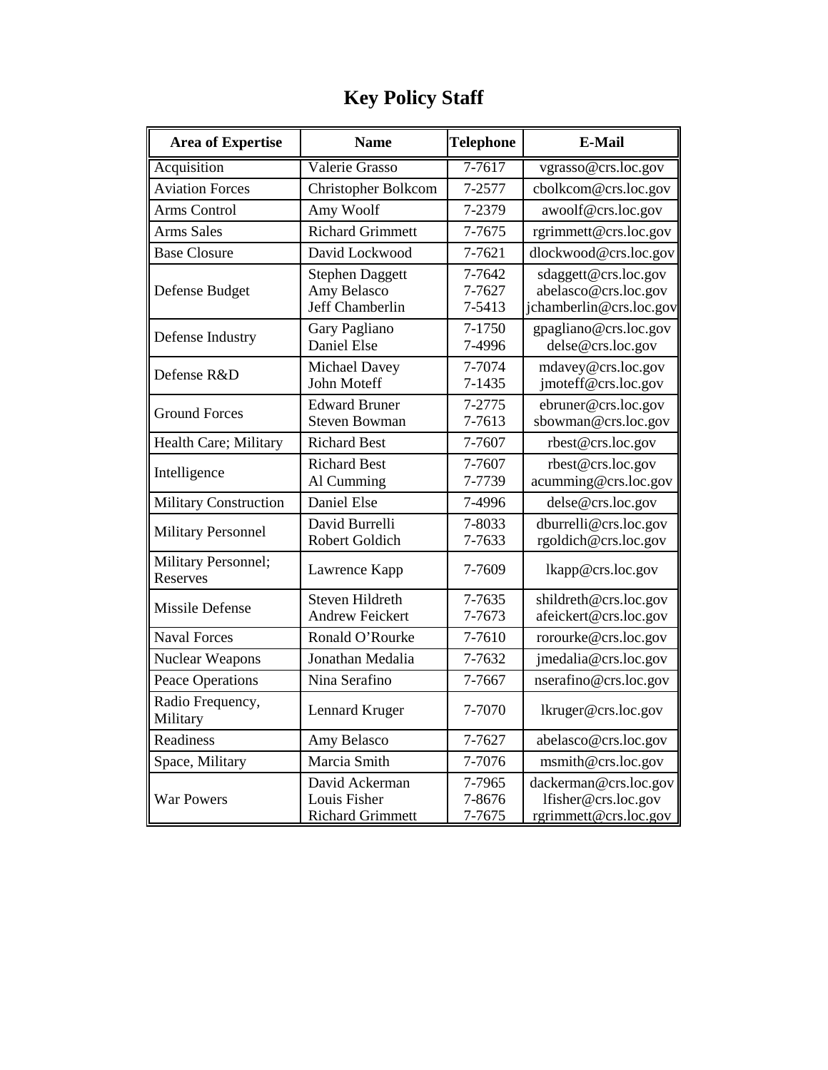# Key Policy Staff

| Area of Expertise | Name | Telephone | E-Mail |
|---|---|---|---|
| Acquisition | Valerie Grasso | 7-7617 | vgrasso@crs.loc.gov |
| Aviation Forces | Christopher Bolkcom | 7-2577 | cbolkcom@crs.loc.gov |
| Arms Control | Amy Woolf | 7-2379 | awoolf@crs.loc.gov |
| Arms Sales | Richard Grimmett | 7-7675 | rgrimmett@crs.loc.gov |
| Base Closure | David Lockwood | 7-7621 | dlockwood@crs.loc.gov |
| Defense Budget | Stephen Daggett<br>Amy Belasco<br>Jeff Chamberlin | 7-7642<br>7-7627<br>7-5413 | sdaggett@crs.loc.gov<br>abelasco@crs.loc.gov<br>jchamberlin@crs.loc.gov |
| Defense Industry | Gary Pagliano<br>Daniel Else | 7-1750<br>7-4996 | gpagliano@crs.loc.gov<br>delse@crs.loc.gov |
| Defense R&D | Michael Davey<br>John Moteff | 7-7074<br>7-1435 | mdavey@crs.loc.gov<br>jmoteff@crs.loc.gov |
| Ground Forces | Edward Bruner<br>Steven Bowman | 7-2775<br>7-7613 | ebruner@crs.loc.gov<br>sbowman@crs.loc.gov |
| Health Care; Military | Richard Best | 7-7607 | rbest@crs.loc.gov |
| Intelligence | Richard Best<br>Al Cumming | 7-7607<br>7-7739 | rbest@crs.loc.gov<br>acumming@crs.loc.gov |
| Military Construction | Daniel Else | 7-4996 | delse@crs.loc.gov |
| Military Personnel | David Burrelli<br>Robert Goldich | 7-8033<br>7-7633 | dburrelli@crs.loc.gov<br>rgoldich@crs.loc.gov |
| Military Personnel; Reserves | Lawrence Kapp | 7-7609 | lkapp@crs.loc.gov |
| Missile Defense | Steven Hildreth<br>Andrew Feickert | 7-7635<br>7-7673 | shildreth@crs.loc.gov<br>afeickert@crs.loc.gov |
| Naval Forces | Ronald O'Rourke | 7-7610 | rorourke@crs.loc.gov |
| Nuclear Weapons | Jonathan Medalia | 7-7632 | jmedalia@crs.loc.gov |
| Peace Operations | Nina Serafino | 7-7667 | nserafino@crs.loc.gov |
| Radio Frequency, Military | Lennard Kruger | 7-7070 | lkruger@crs.loc.gov |
| Readiness | Amy Belasco | 7-7627 | abelasco@crs.loc.gov |
| Space, Military | Marcia Smith | 7-7076 | msmith@crs.loc.gov |
| War Powers | David Ackerman<br>Louis Fisher<br>Richard Grimmett | 7-7965<br>7-8676<br>7-7675 | dackerman@crs.loc.gov<br>lfisher@crs.loc.gov<br>rgrimmett@crs.loc.gov |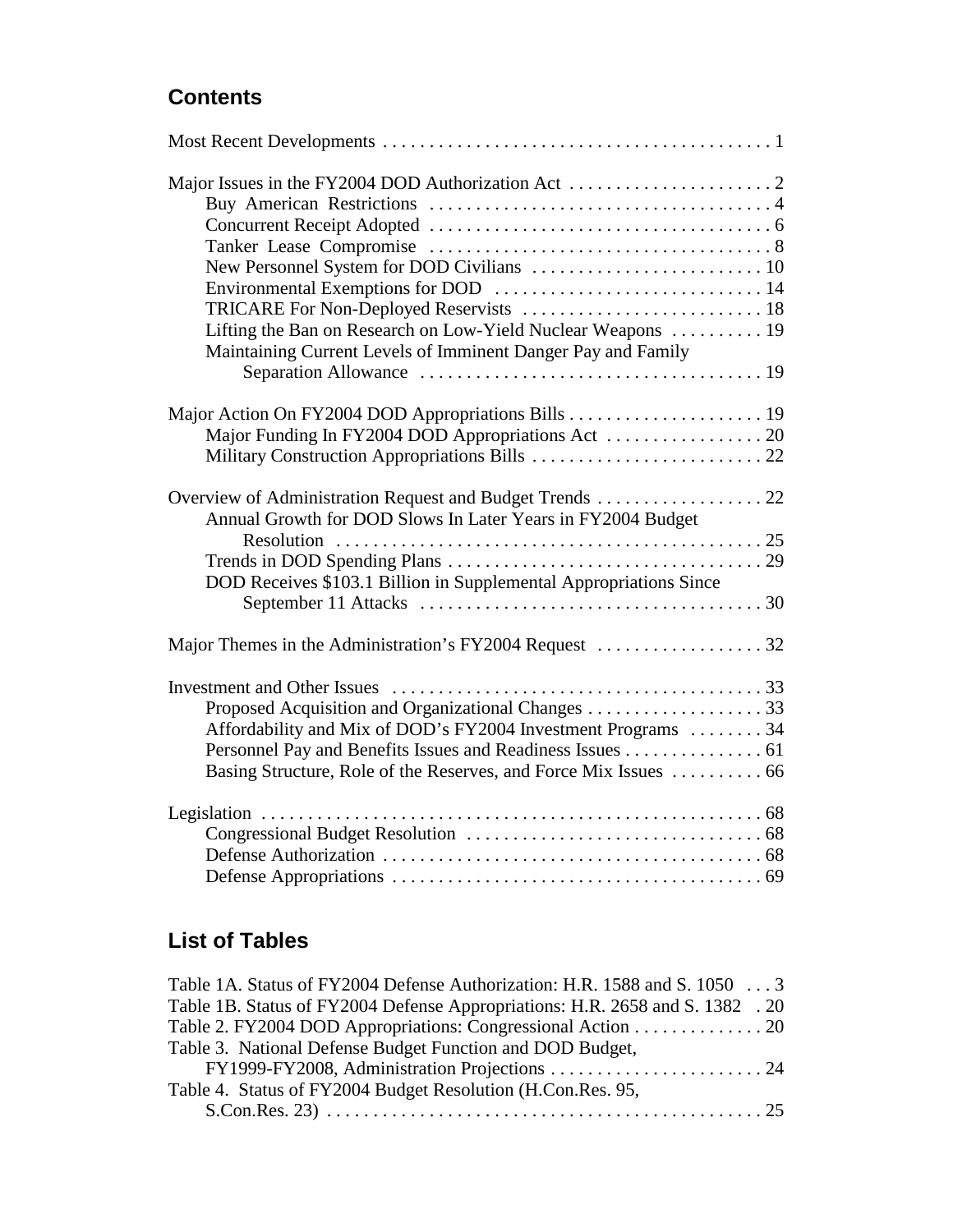## Contents

Most Recent Developments . . . . . . . . . . . . . . . . . . . . . . . . . . . . . . . . . . . . . . . . . 1

Major Issues in the FY2004 DOD Authorization Act . . . . . . . . . . . . . . . . . . . . . . 2
- Buy American Restrictions . . . . . . . . . . . . . . . . . . . . . . . . . . . . . . . . . . . . . 4
- Concurrent Receipt Adopted . . . . . . . . . . . . . . . . . . . . . . . . . . . . . . . . . . . . 6
- Tanker Lease Compromise . . . . . . . . . . . . . . . . . . . . . . . . . . . . . . . . . . . . . 8
- New Personnel System for DOD Civilians . . . . . . . . . . . . . . . . . . . . . . . . . 10
- Environmental Exemptions for DOD . . . . . . . . . . . . . . . . . . . . . . . . . . . . . 14
- TRICARE For Non-Deployed Reservists . . . . . . . . . . . . . . . . . . . . . . . . . . 18
- Lifting the Ban on Research on Low-Yield Nuclear Weapons . . . . . . . . . . 19
- Maintaining Current Levels of Imminent Danger Pay and Family Separation Allowance . . . . . . . . . . . . . . . . . . . . . . . . . . . . . . . . . . . . . 19

Major Action On FY2004 DOD Appropriations Bills . . . . . . . . . . . . . . . . . . . . . 19
- Major Funding In FY2004 DOD Appropriations Act . . . . . . . . . . . . . . . . . 20
- Military Construction Appropriations Bills . . . . . . . . . . . . . . . . . . . . . . . . . 22

Overview of Administration Request and Budget Trends . . . . . . . . . . . . . . . . . . 22
- Annual Growth for DOD Slows In Later Years in FY2004 Budget Resolution . . . . . . . . . . . . . . . . . . . . . . . . . . . . . . . . . . . . . . . . . . . . . 25
- Trends in DOD Spending Plans . . . . . . . . . . . . . . . . . . . . . . . . . . . . . . . . . . 29
- DOD Receives $103.1 Billion in Supplemental Appropriations Since September 11 Attacks . . . . . . . . . . . . . . . . . . . . . . . . . . . . . . . . . . . . . 30

Major Themes in the Administration's FY2004 Request . . . . . . . . . . . . . . . . . . 32

Investment and Other Issues . . . . . . . . . . . . . . . . . . . . . . . . . . . . . . . . . . . . . . . . 33
- Proposed Acquisition and Organizational Changes . . . . . . . . . . . . . . . . . . . 33
- Affordability and Mix of DOD's FY2004 Investment Programs . . . . . . . . 34
- Personnel Pay and Benefits Issues and Readiness Issues . . . . . . . . . . . . . . . 61
- Basing Structure, Role of the Reserves, and Force Mix Issues . . . . . . . . . . 66

Legislation . . . . . . . . . . . . . . . . . . . . . . . . . . . . . . . . . . . . . . . . . . . . . . . . . . . . . 68
- Congressional Budget Resolution . . . . . . . . . . . . . . . . . . . . . . . . . . . . . . . . 68
- Defense Authorization . . . . . . . . . . . . . . . . . . . . . . . . . . . . . . . . . . . . . . . . . 68
- Defense Appropriations . . . . . . . . . . . . . . . . . . . . . . . . . . . . . . . . . . . . . . . . 69

## List of Tables

Table 1A. Status of FY2004 Defense Authorization: H.R. 1588 and S. 1050 . . . 3
Table 1B. Status of FY2004 Defense Appropriations: H.R. 2658 and S. 1382 . 20
Table 2. FY2004 DOD Appropriations: Congressional Action . . . . . . . . . . . . . . 20
Table 3. National Defense Budget Function and DOD Budget, FY1999-FY2008, Administration Projections . . . . . . . . . . . . . . . . . . . . . . . 24
Table 4. Status of FY2004 Budget Resolution (H.Con.Res. 95, S.Con.Res. 23) . . . . . . . . . . . . . . . . . . . . . . . . . . . . . . . . . . . . . . . . . . . . . . . 25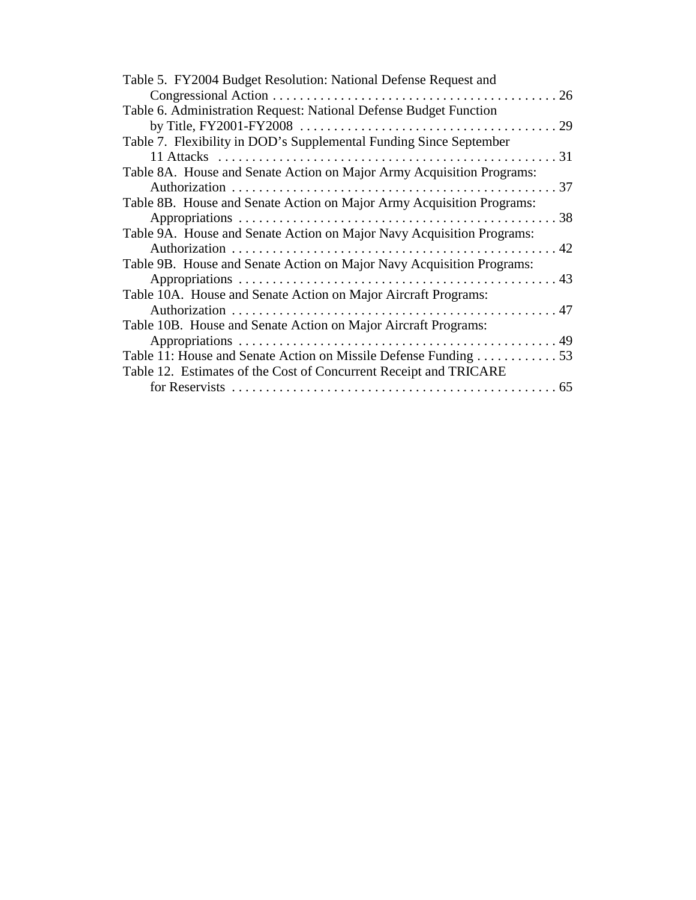Table 5. FY2004 Budget Resolution: National Defense Request and Congressional Action . . . . . . . . . . . . . . . . . . . . . . . . . . . . . . . . . . . . . . . . . . 26

Table 6. Administration Request: National Defense Budget Function by Title, FY2001-FY2008 . . . . . . . . . . . . . . . . . . . . . . . . . . . . . . . . . . . . . . 29

Table 7. Flexibility in DOD's Supplemental Funding Since September 11 Attacks . . . . . . . . . . . . . . . . . . . . . . . . . . . . . . . . . . . . . . . . . . . . . . . . . . . 31

Table 8A. House and Senate Action on Major Army Acquisition Programs: Authorization . . . . . . . . . . . . . . . . . . . . . . . . . . . . . . . . . . . . . . . . . . . . . . . . . 37

Table 8B. House and Senate Action on Major Army Acquisition Programs: Appropriations . . . . . . . . . . . . . . . . . . . . . . . . . . . . . . . . . . . . . . . . . . . . . . . . 38

Table 9A. House and Senate Action on Major Navy Acquisition Programs: Authorization . . . . . . . . . . . . . . . . . . . . . . . . . . . . . . . . . . . . . . . . . . . . . . . . . 42

Table 9B. House and Senate Action on Major Navy Acquisition Programs: Appropriations . . . . . . . . . . . . . . . . . . . . . . . . . . . . . . . . . . . . . . . . . . . . . . . . 43

Table 10A. House and Senate Action on Major Aircraft Programs: Authorization . . . . . . . . . . . . . . . . . . . . . . . . . . . . . . . . . . . . . . . . . . . . . . . . . 47

Table 10B. House and Senate Action on Major Aircraft Programs: Appropriations . . . . . . . . . . . . . . . . . . . . . . . . . . . . . . . . . . . . . . . . . . . . . . . . 49

Table 11: House and Senate Action on Missile Defense Funding . . . . . . . . . . . . 53

Table 12. Estimates of the Cost of Concurrent Receipt and TRICARE for Reservists . . . . . . . . . . . . . . . . . . . . . . . . . . . . . . . . . . . . . . . . . . . . . . . . . 65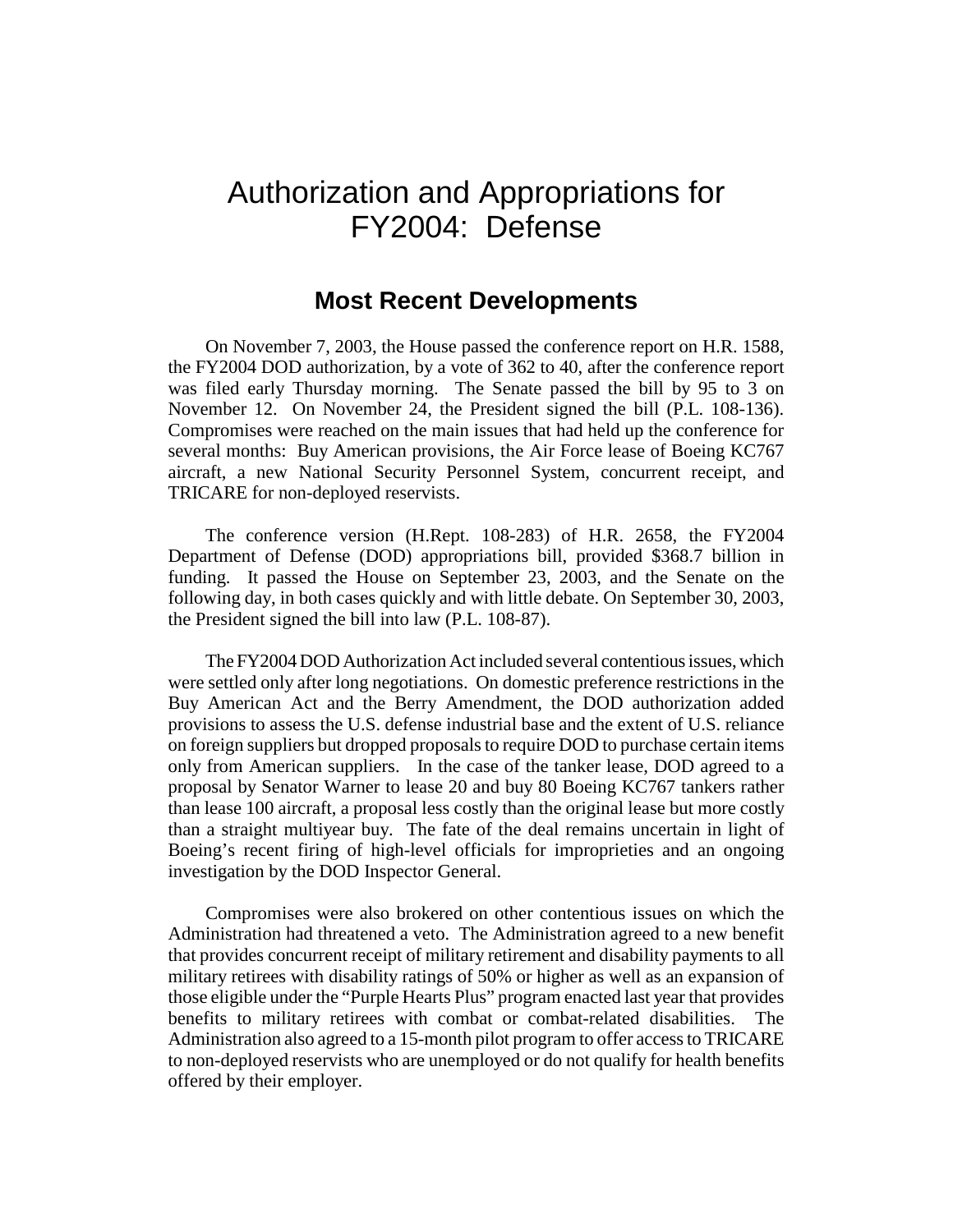# Authorization and Appropriations for FY2004: Defense

## Most Recent Developments

On November 7, 2003, the House passed the conference report on H.R. 1588, the FY2004 DOD authorization, by a vote of 362 to 40, after the conference report was filed early Thursday morning. The Senate passed the bill by 95 to 3 on November 12. On November 24, the President signed the bill (P.L. 108-136). Compromises were reached on the main issues that had held up the conference for several months: Buy American provisions, the Air Force lease of Boeing KC767 aircraft, a new National Security Personnel System, concurrent receipt, and TRICARE for non-deployed reservists.

The conference version (H.Rept. 108-283) of H.R. 2658, the FY2004 Department of Defense (DOD) appropriations bill, provided $368.7 billion in funding. It passed the House on September 23, 2003, and the Senate on the following day, in both cases quickly and with little debate. On September 30, 2003, the President signed the bill into law (P.L. 108-87).

The FY2004 DOD Authorization Act included several contentious issues, which were settled only after long negotiations. On domestic preference restrictions in the Buy American Act and the Berry Amendment, the DOD authorization added provisions to assess the U.S. defense industrial base and the extent of U.S. reliance on foreign suppliers but dropped proposals to require DOD to purchase certain items only from American suppliers. In the case of the tanker lease, DOD agreed to a proposal by Senator Warner to lease 20 and buy 80 Boeing KC767 tankers rather than lease 100 aircraft, a proposal less costly than the original lease but more costly than a straight multiyear buy. The fate of the deal remains uncertain in light of Boeing's recent firing of high-level officials for improprieties and an ongoing investigation by the DOD Inspector General.

Compromises were also brokered on other contentious issues on which the Administration had threatened a veto. The Administration agreed to a new benefit that provides concurrent receipt of military retirement and disability payments to all military retirees with disability ratings of 50% or higher as well as an expansion of those eligible under the "Purple Hearts Plus" program enacted last year that provides benefits to military retirees with combat or combat-related disabilities. The Administration also agreed to a 15-month pilot program to offer access to TRICARE to non-deployed reservists who are unemployed or do not qualify for health benefits offered by their employer.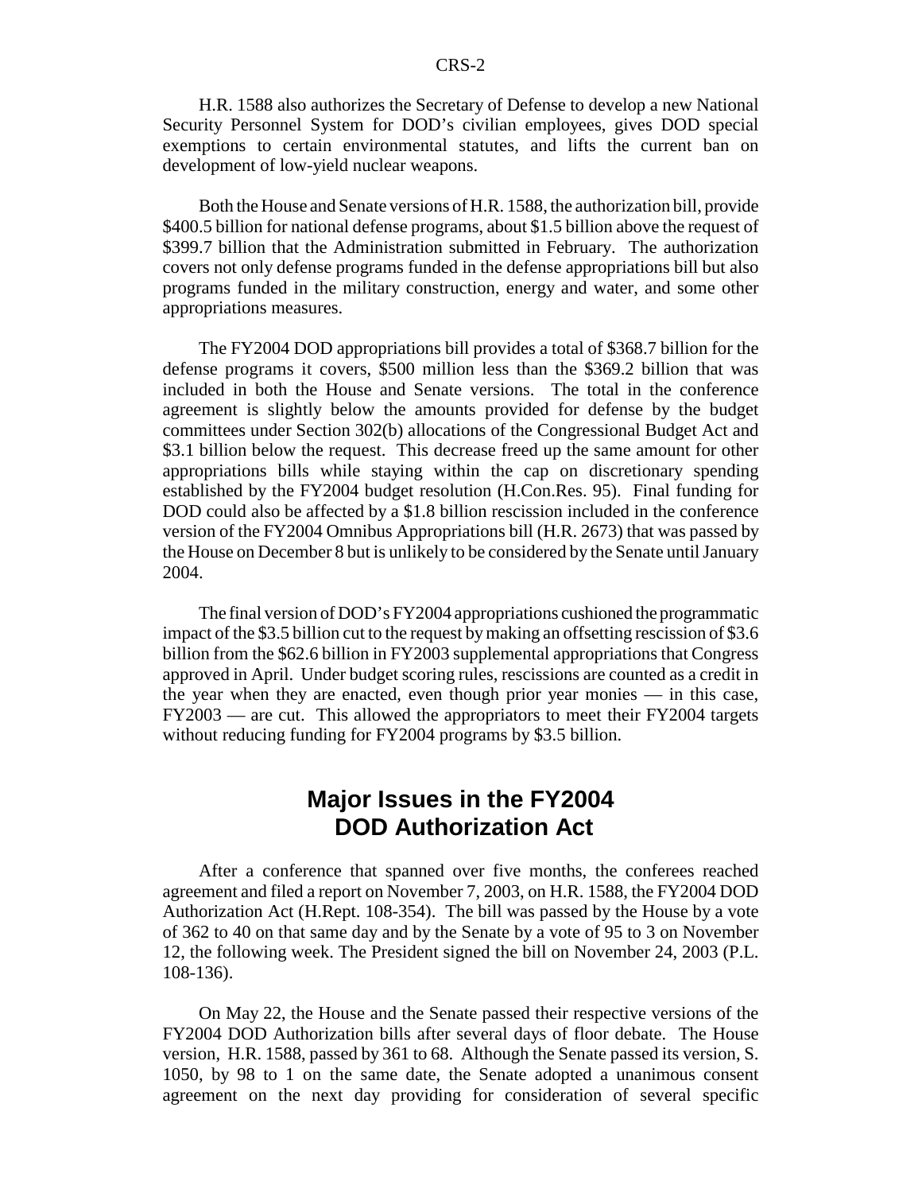H.R. 1588 also authorizes the Secretary of Defense to develop a new National Security Personnel System for DOD's civilian employees, gives DOD special exemptions to certain environmental statutes, and lifts the current ban on development of low-yield nuclear weapons.

Both the House and Senate versions of H.R. 1588, the authorization bill, provide $400.5 billion for national defense programs, about $1.5 billion above the request of $399.7 billion that the Administration submitted in February. The authorization covers not only defense programs funded in the defense appropriations bill but also programs funded in the military construction, energy and water, and some other appropriations measures.

The FY2004 DOD appropriations bill provides a total of $368.7 billion for the defense programs it covers, $500 million less than the $369.2 billion that was included in both the House and Senate versions. The total in the conference agreement is slightly below the amounts provided for defense by the budget committees under Section 302(b) allocations of the Congressional Budget Act and $3.1 billion below the request. This decrease freed up the same amount for other appropriations bills while staying within the cap on discretionary spending established by the FY2004 budget resolution (H.Con.Res. 95). Final funding for DOD could also be affected by a $1.8 billion rescission included in the conference version of the FY2004 Omnibus Appropriations bill (H.R. 2673) that was passed by the House on December 8 but is unlikely to be considered by the Senate until January 2004.

The final version of DOD's FY2004 appropriations cushioned the programmatic impact of the $3.5 billion cut to the request by making an offsetting rescission of $3.6 billion from the $62.6 billion in FY2003 supplemental appropriations that Congress approved in April. Under budget scoring rules, rescissions are counted as a credit in the year when they are enacted, even though prior year monies — in this case, FY2003 — are cut. This allowed the appropriators to meet their FY2004 targets without reducing funding for FY2004 programs by $3.5 billion.

## Major Issues in the FY2004 DOD Authorization Act

After a conference that spanned over five months, the conferees reached agreement and filed a report on November 7, 2003, on H.R. 1588, the FY2004 DOD Authorization Act (H.Rept. 108-354). The bill was passed by the House by a vote of 362 to 40 on that same day and by the Senate by a vote of 95 to 3 on November 12, the following week. The President signed the bill on November 24, 2003 (P.L. 108-136).

On May 22, the House and the Senate passed their respective versions of the FY2004 DOD Authorization bills after several days of floor debate. The House version, H.R. 1588, passed by 361 to 68. Although the Senate passed its version, S. 1050, by 98 to 1 on the same date, the Senate adopted a unanimous consent agreement on the next day providing for consideration of several specific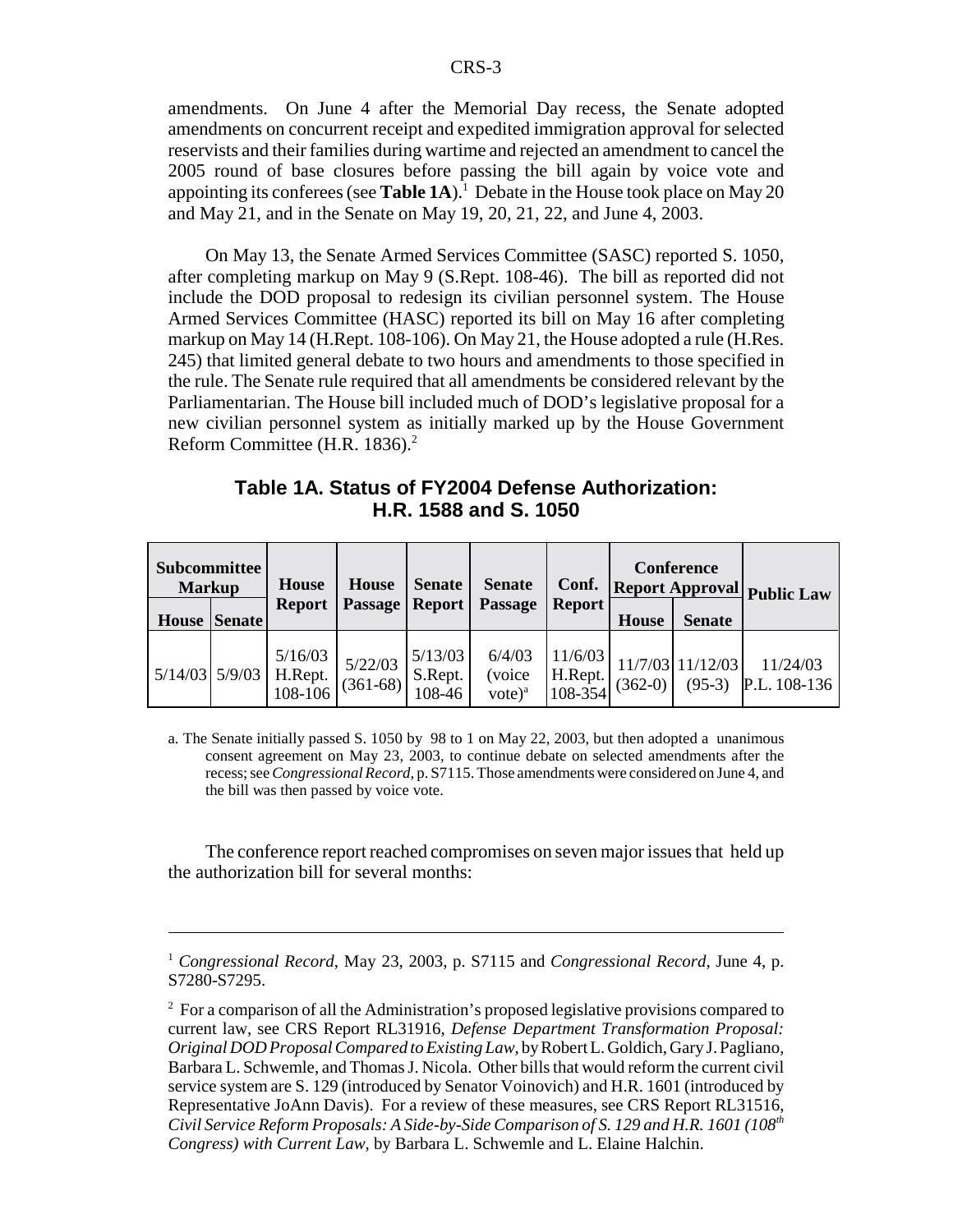amendments. On June 4 after the Memorial Day recess, the Senate adopted amendments on concurrent receipt and expedited immigration approval for selected reservists and their families during wartime and rejected an amendment to cancel the 2005 round of base closures before passing the bill again by voice vote and appointing its conferees (see **Table 1A**).[1] Debate in the House took place on May 20 and May 21, and in the Senate on May 19, 20, 21, 22, and June 4, 2003.

On May 13, the Senate Armed Services Committee (SASC) reported S. 1050, after completing markup on May 9 (S.Rept. 108-46). The bill as reported did not include the DOD proposal to redesign its civilian personnel system. The House Armed Services Committee (HASC) reported its bill on May 16 after completing markup on May 14 (H.Rept. 108-106). On May 21, the House adopted a rule (H.Res. 245) that limited general debate to two hours and amendments to those specified in the rule. The Senate rule required that all amendments be considered relevant by the Parliamentarian. The House bill included much of DOD's legislative proposal for a new civilian personnel system as initially marked up by the House Government Reform Committee (H.R. 1836).[2]

**Table 1A. Status of FY2004 Defense Authorization: H.R. 1588 and S. 1050**

| Subcommittee Markup | | House Report | House Passage | Senate Report | Senate Passage | Conf. Report | Conference Report Approval | | Public Law |
|---|---|---|---|---|---|---|---|---|---|
| House | Senate | | | | | | House | Senate | |
| 5/14/03 | 5/9/03 | 5/16/03 H.Rept. 108-106 | 5/22/03 (361-68) | 5/13/03 S.Rept. 108-46 | 6/4/03 (voice vote)[a] | 11/6/03 H.Rept. 108-354 | 11/7/03 (362-0) | 11/12/03 (95-3) | 11/24/03 P.L. 108-136 |

a. The Senate initially passed S. 1050 by 98 to 1 on May 22, 2003, but then adopted a unanimous consent agreement on May 23, 2003, to continue debate on selected amendments after the recess; see *Congressional Record*, p. S7115. Those amendments were considered on June 4, and the bill was then passed by voice vote.

The conference report reached compromises on seven major issues that held up the authorization bill for several months:

---

[1] *Congressional Record*, May 23, 2003, p. S7115 and *Congressional Record*, June 4, p. S7280-S7295.

[2] For a comparison of all the Administration's proposed legislative provisions compared to current law, see CRS Report RL31916, *Defense Department Transformation Proposal: Original DOD Proposal Compared to Existing Law*, by Robert L. Goldich, Gary J. Pagliano, Barbara L. Schwemle, and Thomas J. Nicola. Other bills that would reform the current civil service system are S. 129 (introduced by Senator Voinovich) and H.R. 1601 (introduced by Representative JoAnn Davis). For a review of these measures, see CRS Report RL31516, *Civil Service Reform Proposals: A Side-by-Side Comparison of S. 129 and H.R. 1601 (108th Congress) with Current Law*, by Barbara L. Schwemle and L. Elaine Halchin.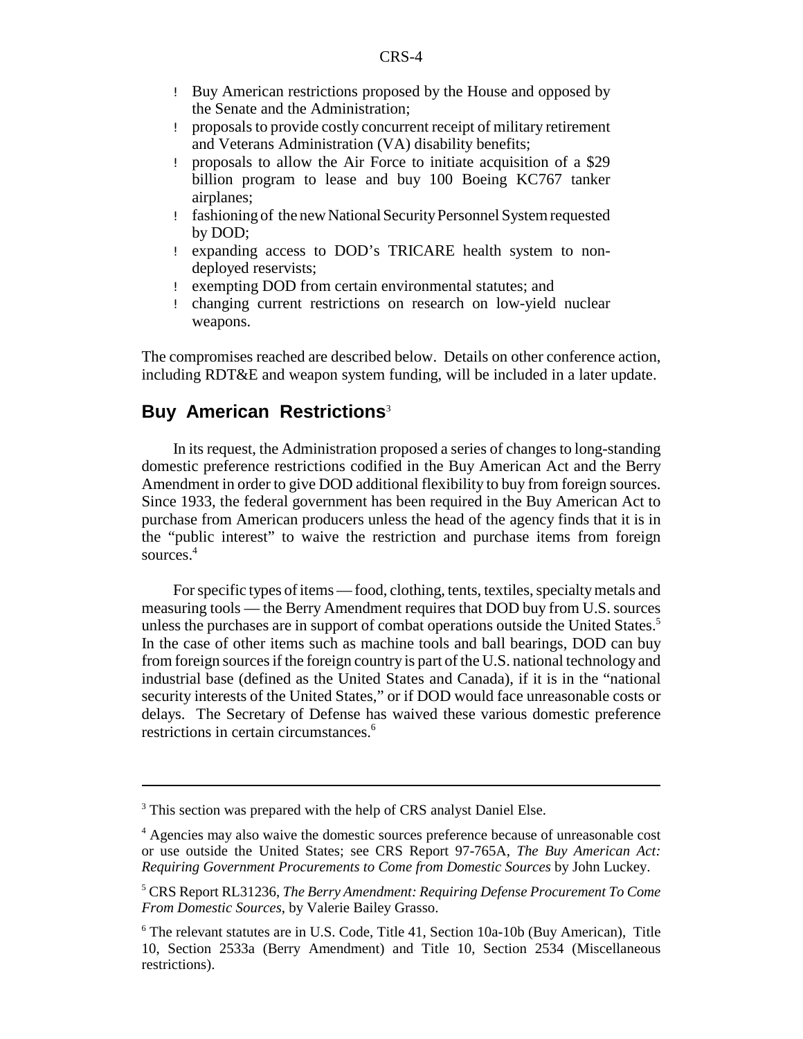- Buy American restrictions proposed by the House and opposed by the Senate and the Administration;
- proposals to provide costly concurrent receipt of military retirement and Veterans Administration (VA) disability benefits;
- proposals to allow the Air Force to initiate acquisition of a $29 billion program to lease and buy 100 Boeing KC767 tanker airplanes;
- fashioning of the new National Security Personnel System requested by DOD;
- expanding access to DOD's TRICARE health system to non-deployed reservists;
- exempting DOD from certain environmental statutes; and
- changing current restrictions on research on low-yield nuclear weapons.

The compromises reached are described below. Details on other conference action, including RDT&E and weapon system funding, will be included in a later update.

## Buy American Restrictions[3]

In its request, the Administration proposed a series of changes to long-standing domestic preference restrictions codified in the Buy American Act and the Berry Amendment in order to give DOD additional flexibility to buy from foreign sources. Since 1933, the federal government has been required in the Buy American Act to purchase from American producers unless the head of the agency finds that it is in the "public interest" to waive the restriction and purchase items from foreign sources.[4]

For specific types of items — food, clothing, tents, textiles, specialty metals and measuring tools — the Berry Amendment requires that DOD buy from U.S. sources unless the purchases are in support of combat operations outside the United States.[5] In the case of other items such as machine tools and ball bearings, DOD can buy from foreign sources if the foreign country is part of the U.S. national technology and industrial base (defined as the United States and Canada), if it is in the "national security interests of the United States," or if DOD would face unreasonable costs or delays. The Secretary of Defense has waived these various domestic preference restrictions in certain circumstances.[6]

---

[3] This section was prepared with the help of CRS analyst Daniel Else.

[4] Agencies may also waive the domestic sources preference because of unreasonable cost or use outside the United States; see CRS Report 97-765A, *The Buy American Act: Requiring Government Procurements to Come from Domestic Sources* by John Luckey.

[5] CRS Report RL31236, *The Berry Amendment: Requiring Defense Procurement To Come From Domestic Sources*, by Valerie Bailey Grasso.

[6] The relevant statutes are in U.S. Code, Title 41, Section 10a-10b (Buy American), Title 10, Section 2533a (Berry Amendment) and Title 10, Section 2534 (Miscellaneous restrictions).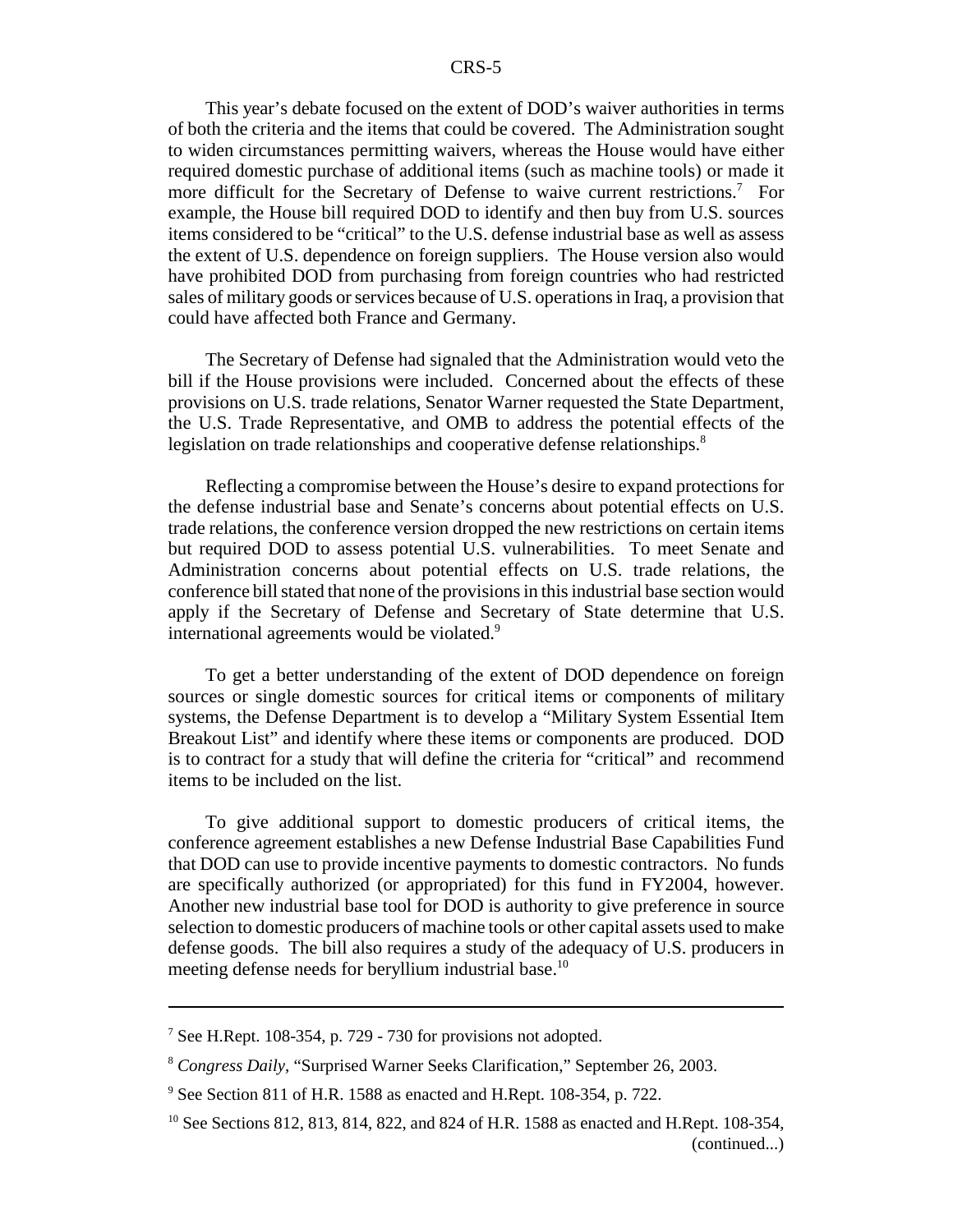This year's debate focused on the extent of DOD's waiver authorities in terms of both the criteria and the items that could be covered. The Administration sought to widen circumstances permitting waivers, whereas the House would have either required domestic purchase of additional items (such as machine tools) or made it more difficult for the Secretary of Defense to waive current restrictions.[7] For example, the House bill required DOD to identify and then buy from U.S. sources items considered to be "critical" to the U.S. defense industrial base as well as assess the extent of U.S. dependence on foreign suppliers. The House version also would have prohibited DOD from purchasing from foreign countries who had restricted sales of military goods or services because of U.S. operations in Iraq, a provision that could have affected both France and Germany.

The Secretary of Defense had signaled that the Administration would veto the bill if the House provisions were included. Concerned about the effects of these provisions on U.S. trade relations, Senator Warner requested the State Department, the U.S. Trade Representative, and OMB to address the potential effects of the legislation on trade relationships and cooperative defense relationships.[8]

Reflecting a compromise between the House's desire to expand protections for the defense industrial base and Senate's concerns about potential effects on U.S. trade relations, the conference version dropped the new restrictions on certain items but required DOD to assess potential U.S. vulnerabilities. To meet Senate and Administration concerns about potential effects on U.S. trade relations, the conference bill stated that none of the provisions in this industrial base section would apply if the Secretary of Defense and Secretary of State determine that U.S. international agreements would be violated.[9]

To get a better understanding of the extent of DOD dependence on foreign sources or single domestic sources for critical items or components of military systems, the Defense Department is to develop a "Military System Essential Item Breakout List" and identify where these items or components are produced. DOD is to contract for a study that will define the criteria for "critical" and recommend items to be included on the list.

To give additional support to domestic producers of critical items, the conference agreement establishes a new Defense Industrial Base Capabilities Fund that DOD can use to provide incentive payments to domestic contractors. No funds are specifically authorized (or appropriated) for this fund in FY2004, however. Another new industrial base tool for DOD is authority to give preference in source selection to domestic producers of machine tools or other capital assets used to make defense goods. The bill also requires a study of the adequacy of U.S. producers in meeting defense needs for beryllium industrial base.[10]

---

[7] See H.Rept. 108-354, p. 729 - 730 for provisions not adopted.

[8] *Congress Daily*, "Surprised Warner Seeks Clarification," September 26, 2003.

[9] See Section 811 of H.R. 1588 as enacted and H.Rept. 108-354, p. 722.

[10] See Sections 812, 813, 814, 822, and 824 of H.R. 1588 as enacted and H.Rept. 108-354, (continued...)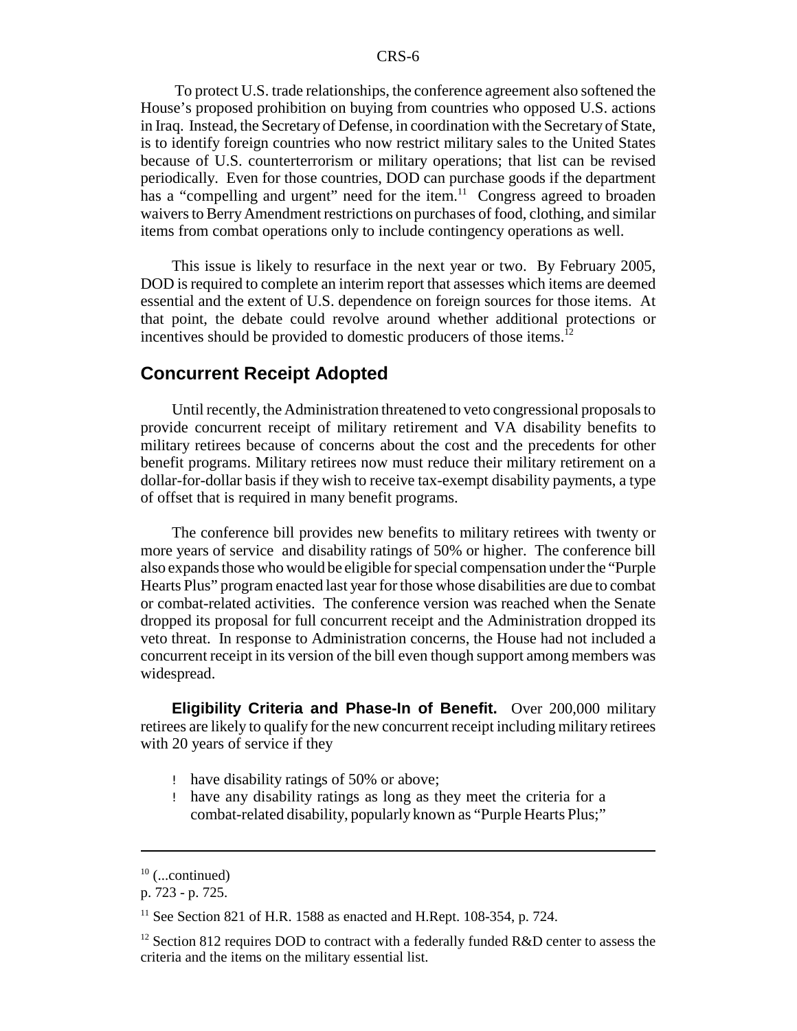To protect U.S. trade relationships, the conference agreement also softened the House's proposed prohibition on buying from countries who opposed U.S. actions in Iraq. Instead, the Secretary of Defense, in coordination with the Secretary of State, is to identify foreign countries who now restrict military sales to the United States because of U.S. counterterrorism or military operations; that list can be revised periodically. Even for those countries, DOD can purchase goods if the department has a "compelling and urgent" need for the item.[11] Congress agreed to broaden waivers to Berry Amendment restrictions on purchases of food, clothing, and similar items from combat operations only to include contingency operations as well.

This issue is likely to resurface in the next year or two. By February 2005, DOD is required to complete an interim report that assesses which items are deemed essential and the extent of U.S. dependence on foreign sources for those items. At that point, the debate could revolve around whether additional protections or incentives should be provided to domestic producers of those items.[12]

## Concurrent Receipt Adopted

Until recently, the Administration threatened to veto congressional proposals to provide concurrent receipt of military retirement and VA disability benefits to military retirees because of concerns about the cost and the precedents for other benefit programs. Military retirees now must reduce their military retirement on a dollar-for-dollar basis if they wish to receive tax-exempt disability payments, a type of offset that is required in many benefit programs.

The conference bill provides new benefits to military retirees with twenty or more years of service and disability ratings of 50% or higher. The conference bill also expands those who would be eligible for special compensation under the "Purple Hearts Plus" program enacted last year for those whose disabilities are due to combat or combat-related activities. The conference version was reached when the Senate dropped its proposal for full concurrent receipt and the Administration dropped its veto threat. In response to Administration concerns, the House had not included a concurrent receipt in its version of the bill even though support among members was widespread.

**Eligibility Criteria and Phase-In of Benefit.** Over 200,000 military retirees are likely to qualify for the new concurrent receipt including military retirees with 20 years of service if they

- have disability ratings of 50% or above;
- have any disability ratings as long as they meet the criteria for a combat-related disability, popularly known as "Purple Hearts Plus;"

---

[10] (...continued)
p. 723 - p. 725.

[11] See Section 821 of H.R. 1588 as enacted and H.Rept. 108-354, p. 724.

[12] Section 812 requires DOD to contract with a federally funded R&D center to assess the criteria and the items on the military essential list.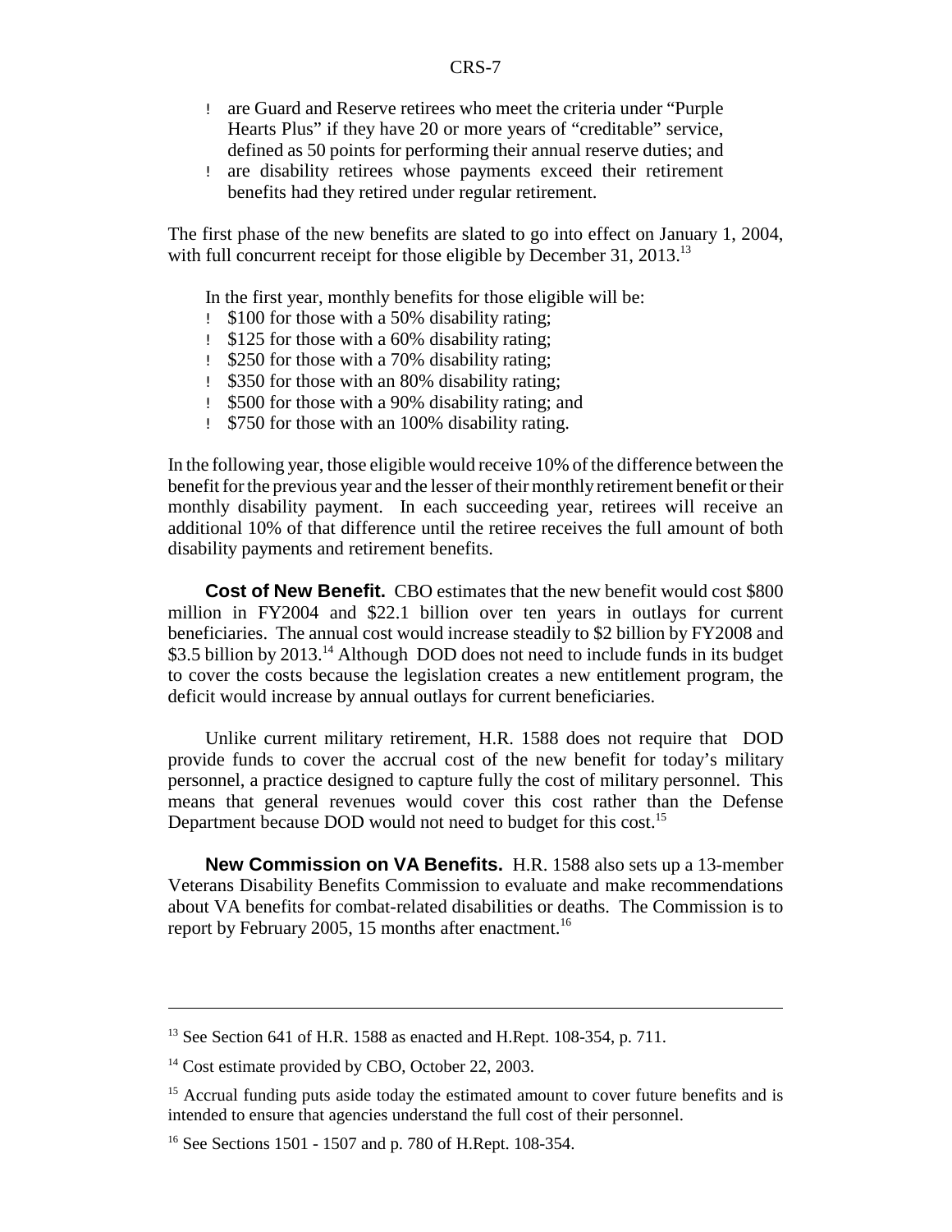- are Guard and Reserve retirees who meet the criteria under "Purple Hearts Plus" if they have 20 or more years of "creditable" service, defined as 50 points for performing their annual reserve duties; and
- are disability retirees whose payments exceed their retirement benefits had they retired under regular retirement.

The first phase of the new benefits are slated to go into effect on January 1, 2004, with full concurrent receipt for those eligible by December 31, 2013.[13]

In the first year, monthly benefits for those eligible will be:

- $100 for those with a 50% disability rating;
- $125 for those with a 60% disability rating;
- $250 for those with a 70% disability rating;
- $350 for those with an 80% disability rating;
- $500 for those with a 90% disability rating; and
- $750 for those with an 100% disability rating.

In the following year, those eligible would receive 10% of the difference between the benefit for the previous year and the lesser of their monthly retirement benefit or their monthly disability payment. In each succeeding year, retirees will receive an additional 10% of that difference until the retiree receives the full amount of both disability payments and retirement benefits.

**Cost of New Benefit.** CBO estimates that the new benefit would cost $800 million in FY2004 and $22.1 billion over ten years in outlays for current beneficiaries. The annual cost would increase steadily to $2 billion by FY2008 and $3.5 billion by 2013.[14] Although DOD does not need to include funds in its budget to cover the costs because the legislation creates a new entitlement program, the deficit would increase by annual outlays for current beneficiaries.

Unlike current military retirement, H.R. 1588 does not require that DOD provide funds to cover the accrual cost of the new benefit for today's military personnel, a practice designed to capture fully the cost of military personnel. This means that general revenues would cover this cost rather than the Defense Department because DOD would not need to budget for this cost.[15]

**New Commission on VA Benefits.** H.R. 1588 also sets up a 13-member Veterans Disability Benefits Commission to evaluate and make recommendations about VA benefits for combat-related disabilities or deaths. The Commission is to report by February 2005, 15 months after enactment.[16]

---

[13] See Section 641 of H.R. 1588 as enacted and H.Rept. 108-354, p. 711.

[14] Cost estimate provided by CBO, October 22, 2003.

[15] Accrual funding puts aside today the estimated amount to cover future benefits and is intended to ensure that agencies understand the full cost of their personnel.

[16] See Sections 1501 - 1507 and p. 780 of H.Rept. 108-354.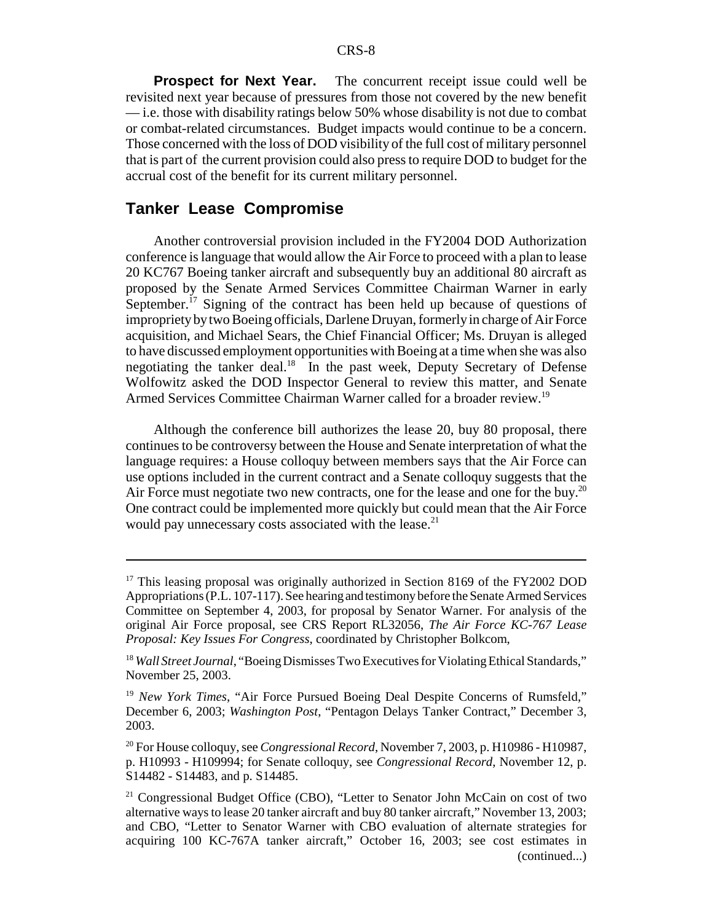**Prospect for Next Year.** The concurrent receipt issue could well be revisited next year because of pressures from those not covered by the new benefit — i.e. those with disability ratings below 50% whose disability is not due to combat or combat-related circumstances. Budget impacts would continue to be a concern. Those concerned with the loss of DOD visibility of the full cost of military personnel that is part of the current provision could also press to require DOD to budget for the accrual cost of the benefit for its current military personnel.

## Tanker Lease Compromise

Another controversial provision included in the FY2004 DOD Authorization conference is language that would allow the Air Force to proceed with a plan to lease 20 KC767 Boeing tanker aircraft and subsequently buy an additional 80 aircraft as proposed by the Senate Armed Services Committee Chairman Warner in early September.[17] Signing of the contract has been held up because of questions of impropriety by two Boeing officials, Darlene Druyan, formerly in charge of Air Force acquisition, and Michael Sears, the Chief Financial Officer; Ms. Druyan is alleged to have discussed employment opportunities with Boeing at a time when she was also negotiating the tanker deal.[18] In the past week, Deputy Secretary of Defense Wolfowitz asked the DOD Inspector General to review this matter, and Senate Armed Services Committee Chairman Warner called for a broader review.[19]

Although the conference bill authorizes the lease 20, buy 80 proposal, there continues to be controversy between the House and Senate interpretation of what the language requires: a House colloquy between members says that the Air Force can use options included in the current contract and a Senate colloquy suggests that the Air Force must negotiate two new contracts, one for the lease and one for the buy.[20] One contract could be implemented more quickly but could mean that the Air Force would pay unnecessary costs associated with the lease.[21]

---

[17] This leasing proposal was originally authorized in Section 8169 of the FY2002 DOD Appropriations (P.L. 107-117). See hearing and testimony before the Senate Armed Services Committee on September 4, 2003, for proposal by Senator Warner. For analysis of the original Air Force proposal, see CRS Report RL32056, *The Air Force KC-767 Lease Proposal: Key Issues For Congress*, coordinated by Christopher Bolkcom,

[18] *Wall Street Journal*, "Boeing Dismisses Two Executives for Violating Ethical Standards," November 25, 2003.

[19] *New York Times*, "Air Force Pursued Boeing Deal Despite Concerns of Rumsfeld," December 6, 2003; *Washington Post*, "Pentagon Delays Tanker Contract," December 3, 2003.

[20] For House colloquy, see *Congressional Record*, November 7, 2003, p. H10986 - H10987, p. H10993 - H109994; for Senate colloquy, see *Congressional Record*, November 12, p. S14482 - S14483, and p. S14485.

[21] Congressional Budget Office (CBO), "Letter to Senator John McCain on cost of two alternative ways to lease 20 tanker aircraft and buy 80 tanker aircraft," November 13, 2003; and CBO, "Letter to Senator Warner with CBO evaluation of alternate strategies for acquiring 100 KC-767A tanker aircraft," October 16, 2003; see cost estimates in (continued...)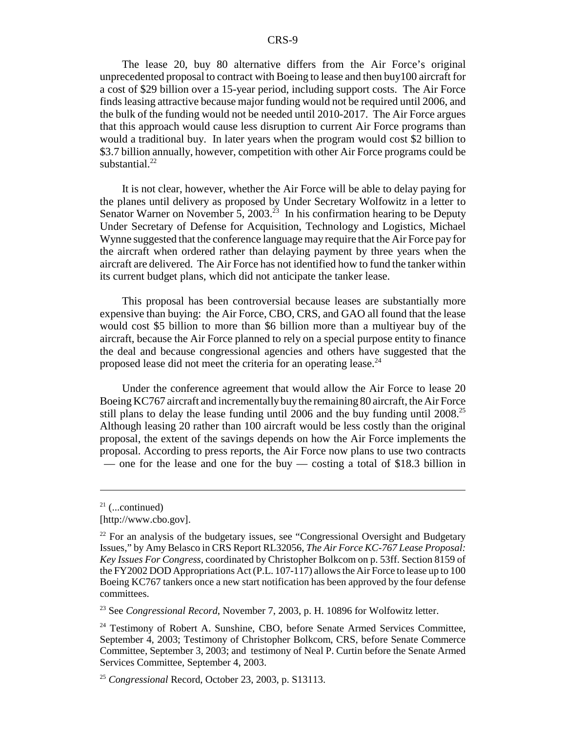The lease 20, buy 80 alternative differs from the Air Force's original unprecedented proposal to contract with Boeing to lease and then buy100 aircraft for a cost of $29 billion over a 15-year period, including support costs. The Air Force finds leasing attractive because major funding would not be required until 2006, and the bulk of the funding would not be needed until 2010-2017. The Air Force argues that this approach would cause less disruption to current Air Force programs than would a traditional buy. In later years when the program would cost $2 billion to $3.7 billion annually, however, competition with other Air Force programs could be substantial.[22]

It is not clear, however, whether the Air Force will be able to delay paying for the planes until delivery as proposed by Under Secretary Wolfowitz in a letter to Senator Warner on November 5, 2003.[23] In his confirmation hearing to be Deputy Under Secretary of Defense for Acquisition, Technology and Logistics, Michael Wynne suggested that the conference language may require that the Air Force pay for the aircraft when ordered rather than delaying payment by three years when the aircraft are delivered. The Air Force has not identified how to fund the tanker within its current budget plans, which did not anticipate the tanker lease.

This proposal has been controversial because leases are substantially more expensive than buying: the Air Force, CBO, CRS, and GAO all found that the lease would cost $5 billion to more than $6 billion more than a multiyear buy of the aircraft, because the Air Force planned to rely on a special purpose entity to finance the deal and because congressional agencies and others have suggested that the proposed lease did not meet the criteria for an operating lease.[24]

Under the conference agreement that would allow the Air Force to lease 20 Boeing KC767 aircraft and incrementally buy the remaining 80 aircraft, the Air Force still plans to delay the lease funding until 2006 and the buy funding until 2008.[25] Although leasing 20 rather than 100 aircraft would be less costly than the original proposal, the extent of the savings depends on how the Air Force implements the proposal. According to press reports, the Air Force now plans to use two contracts — one for the lease and one for the buy — costing a total of $18.3 billion in

---

[21] (...continued)
[http://www.cbo.gov].

[22] For an analysis of the budgetary issues, see "Congressional Oversight and Budgetary Issues," by Amy Belasco in CRS Report RL32056, *The Air Force KC-767 Lease Proposal: Key Issues For Congress*, coordinated by Christopher Bolkcom on p. 53ff. Section 8159 of the FY2002 DOD Appropriations Act (P.L. 107-117) allows the Air Force to lease up to 100 Boeing KC767 tankers once a new start notification has been approved by the four defense committees.

[23] See *Congressional Record*, November 7, 2003, p. H. 10896 for Wolfowitz letter.

[24] Testimony of Robert A. Sunshine, CBO, before Senate Armed Services Committee, September 4, 2003; Testimony of Christopher Bolkcom, CRS, before Senate Commerce Committee, September 3, 2003; and testimony of Neal P. Curtin before the Senate Armed Services Committee, September 4, 2003.

[25] *Congressional* Record, October 23, 2003, p. S13113.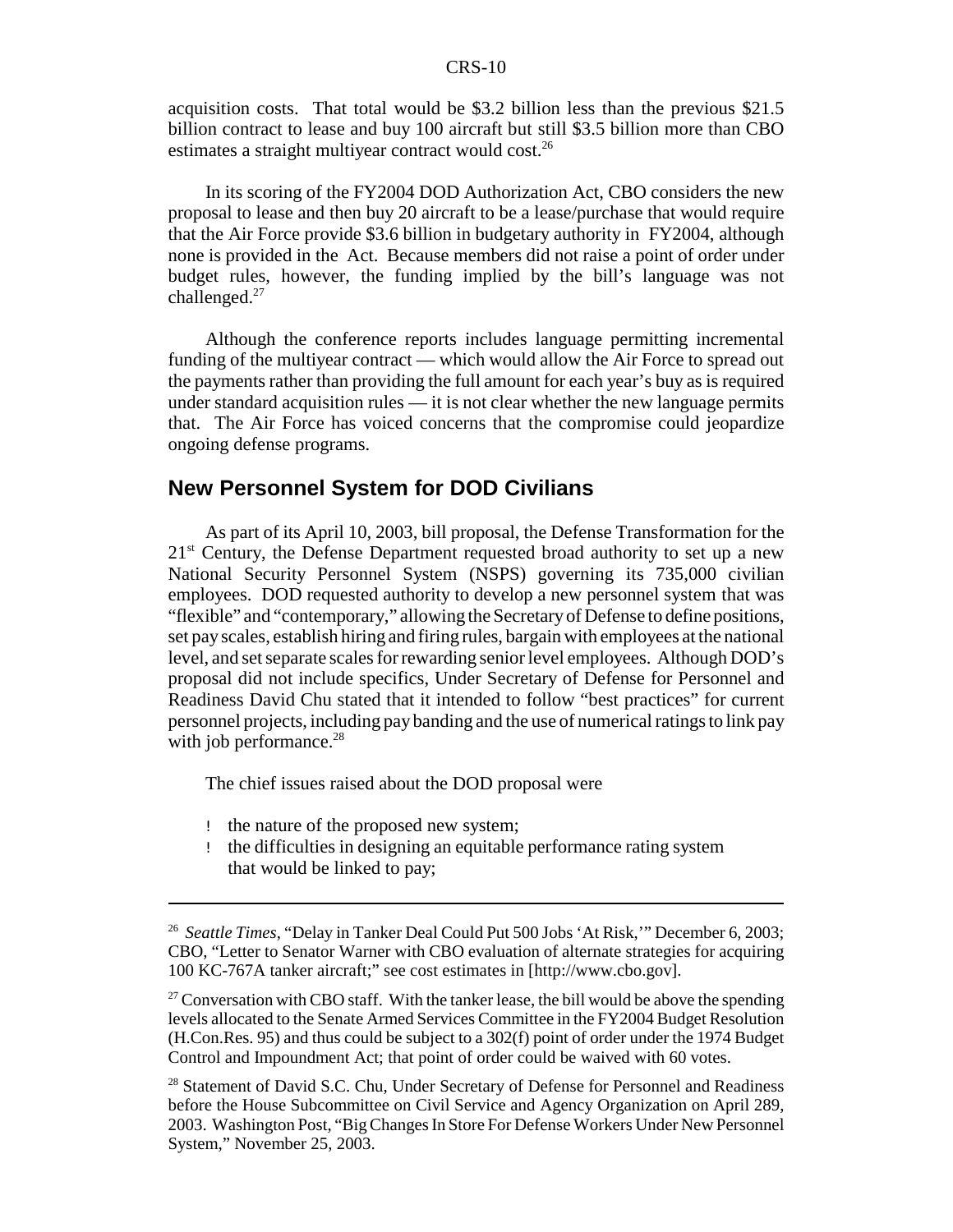acquisition costs. That total would be $3.2 billion less than the previous $21.5 billion contract to lease and buy 100 aircraft but still $3.5 billion more than CBO estimates a straight multiyear contract would cost.[26]

In its scoring of the FY2004 DOD Authorization Act, CBO considers the new proposal to lease and then buy 20 aircraft to be a lease/purchase that would require that the Air Force provide $3.6 billion in budgetary authority in FY2004, although none is provided in the Act. Because members did not raise a point of order under budget rules, however, the funding implied by the bill's language was not challenged.[27]

Although the conference reports includes language permitting incremental funding of the multiyear contract — which would allow the Air Force to spread out the payments rather than providing the full amount for each year's buy as is required under standard acquisition rules — it is not clear whether the new language permits that. The Air Force has voiced concerns that the compromise could jeopardize ongoing defense programs.

## New Personnel System for DOD Civilians

As part of its April 10, 2003, bill proposal, the Defense Transformation for the 21st Century, the Defense Department requested broad authority to set up a new National Security Personnel System (NSPS) governing its 735,000 civilian employees. DOD requested authority to develop a new personnel system that was "flexible" and "contemporary," allowing the Secretary of Defense to define positions, set pay scales, establish hiring and firing rules, bargain with employees at the national level, and set separate scales for rewarding senior level employees. Although DOD's proposal did not include specifics, Under Secretary of Defense for Personnel and Readiness David Chu stated that it intended to follow "best practices" for current personnel projects, including pay banding and the use of numerical ratings to link pay with job performance.[28]

The chief issues raised about the DOD proposal were

- the nature of the proposed new system;
- the difficulties in designing an equitable performance rating system that would be linked to pay;

---

[26] *Seattle Times*, "Delay in Tanker Deal Could Put 500 Jobs 'At Risk,'" December 6, 2003; CBO, "Letter to Senator Warner with CBO evaluation of alternate strategies for acquiring 100 KC-767A tanker aircraft;" see cost estimates in [http://www.cbo.gov].

[27] Conversation with CBO staff. With the tanker lease, the bill would be above the spending levels allocated to the Senate Armed Services Committee in the FY2004 Budget Resolution (H.Con.Res. 95) and thus could be subject to a 302(f) point of order under the 1974 Budget Control and Impoundment Act; that point of order could be waived with 60 votes.

[28] Statement of David S.C. Chu, Under Secretary of Defense for Personnel and Readiness before the House Subcommittee on Civil Service and Agency Organization on April 289, 2003. Washington Post, "Big Changes In Store For Defense Workers Under New Personnel System," November 25, 2003.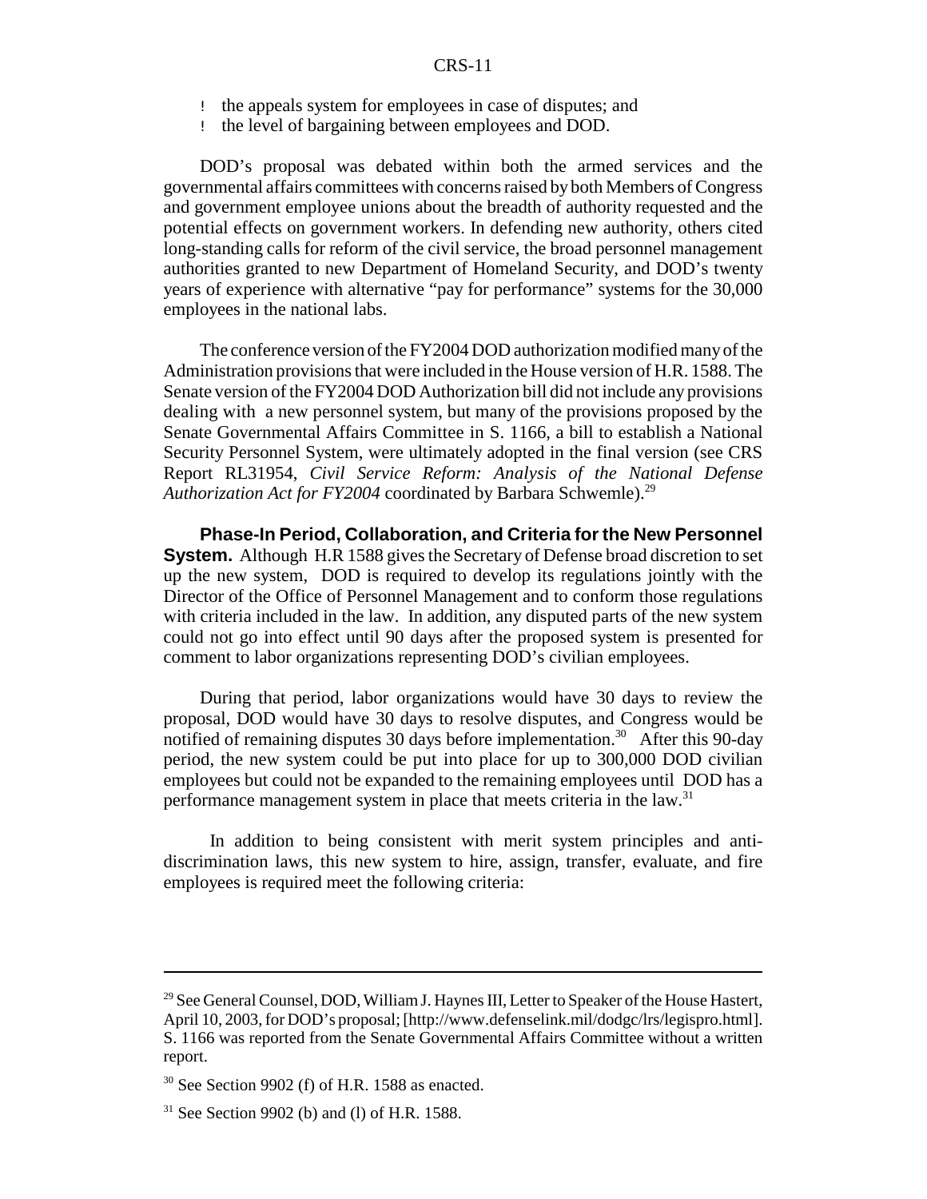- the appeals system for employees in case of disputes; and
- the level of bargaining between employees and DOD.

DOD's proposal was debated within both the armed services and the governmental affairs committees with concerns raised by both Members of Congress and government employee unions about the breadth of authority requested and the potential effects on government workers. In defending new authority, others cited long-standing calls for reform of the civil service, the broad personnel management authorities granted to new Department of Homeland Security, and DOD's twenty years of experience with alternative "pay for performance" systems for the 30,000 employees in the national labs.

The conference version of the FY2004 DOD authorization modified many of the Administration provisions that were included in the House version of H.R. 1588. The Senate version of the FY2004 DOD Authorization bill did not include any provisions dealing with a new personnel system, but many of the provisions proposed by the Senate Governmental Affairs Committee in S. 1166, a bill to establish a National Security Personnel System, were ultimately adopted in the final version (see CRS Report RL31954, *Civil Service Reform: Analysis of the National Defense Authorization Act for FY2004* coordinated by Barbara Schwemle).[29]

**Phase-In Period, Collaboration, and Criteria for the New Personnel System.** Although H.R 1588 gives the Secretary of Defense broad discretion to set up the new system, DOD is required to develop its regulations jointly with the Director of the Office of Personnel Management and to conform those regulations with criteria included in the law. In addition, any disputed parts of the new system could not go into effect until 90 days after the proposed system is presented for comment to labor organizations representing DOD's civilian employees.

During that period, labor organizations would have 30 days to review the proposal, DOD would have 30 days to resolve disputes, and Congress would be notified of remaining disputes 30 days before implementation.[30] After this 90-day period, the new system could be put into place for up to 300,000 DOD civilian employees but could not be expanded to the remaining employees until DOD has a performance management system in place that meets criteria in the law.[31]

In addition to being consistent with merit system principles and anti-discrimination laws, this new system to hire, assign, transfer, evaluate, and fire employees is required meet the following criteria:

---

[29] See General Counsel, DOD, William J. Haynes III, Letter to Speaker of the House Hastert, April 10, 2003, for DOD's proposal; [http://www.defenselink.mil/dodgc/lrs/legispro.html]. S. 1166 was reported from the Senate Governmental Affairs Committee without a written report.

[30] See Section 9902 (f) of H.R. 1588 as enacted.

[31] See Section 9902 (b) and (l) of H.R. 1588.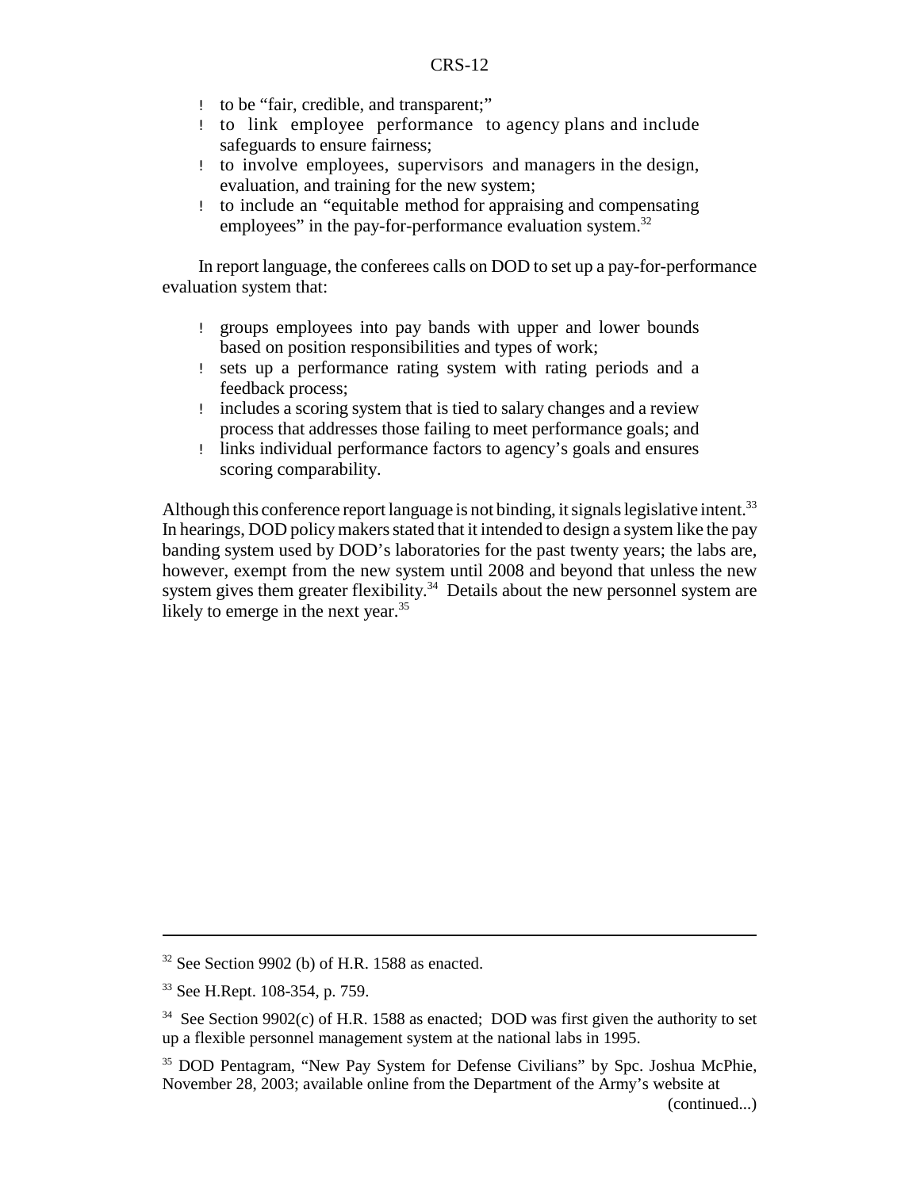- to be "fair, credible, and transparent;"
- to link employee performance to agency plans and include safeguards to ensure fairness;
- to involve employees, supervisors and managers in the design, evaluation, and training for the new system;
- to include an "equitable method for appraising and compensating employees" in the pay-for-performance evaluation system.[32]

In report language, the conferees calls on DOD to set up a pay-for-performance evaluation system that:

- groups employees into pay bands with upper and lower bounds based on position responsibilities and types of work;
- sets up a performance rating system with rating periods and a feedback process;
- includes a scoring system that is tied to salary changes and a review process that addresses those failing to meet performance goals; and
- links individual performance factors to agency's goals and ensures scoring comparability.

Although this conference report language is not binding, it signals legislative intent.[33] In hearings, DOD policy makers stated that it intended to design a system like the pay banding system used by DOD's laboratories for the past twenty years; the labs are, however, exempt from the new system until 2008 and beyond that unless the new system gives them greater flexibility.[34] Details about the new personnel system are likely to emerge in the next year.[35]

---

[32] See Section 9902 (b) of H.R. 1588 as enacted.

[33] See H.Rept. 108-354, p. 759.

[34] See Section 9902(c) of H.R. 1588 as enacted; DOD was first given the authority to set up a flexible personnel management system at the national labs in 1995.

[35] DOD Pentagram, "New Pay System for Defense Civilians" by Spc. Joshua McPhie, November 28, 2003; available online from the Department of the Army's website at (continued...)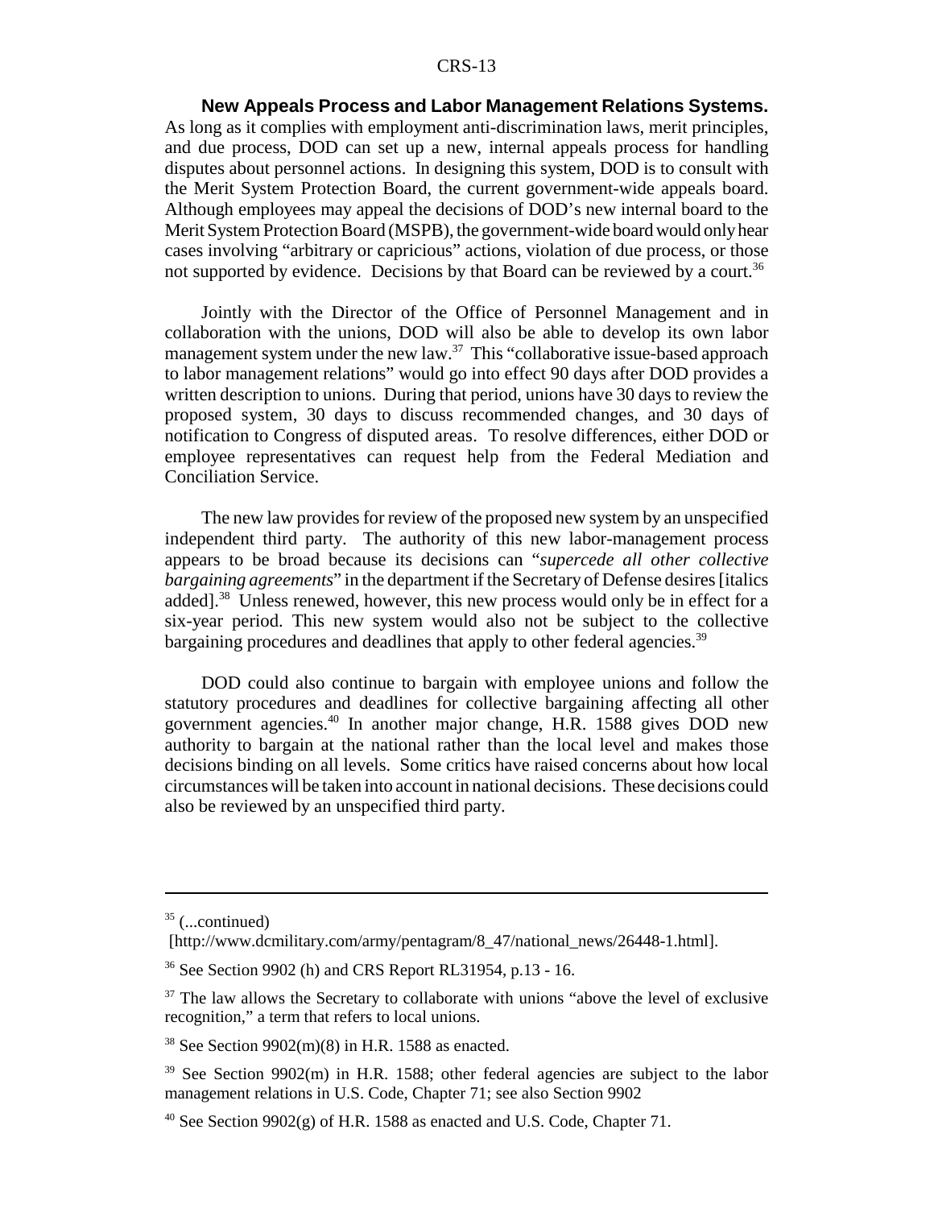**New Appeals Process and Labor Management Relations Systems.** As long as it complies with employment anti-discrimination laws, merit principles, and due process, DOD can set up a new, internal appeals process for handling disputes about personnel actions. In designing this system, DOD is to consult with the Merit System Protection Board, the current government-wide appeals board. Although employees may appeal the decisions of DOD's new internal board to the Merit System Protection Board (MSPB), the government-wide board would only hear cases involving "arbitrary or capricious" actions, violation of due process, or those not supported by evidence. Decisions by that Board can be reviewed by a court.[36]

Jointly with the Director of the Office of Personnel Management and in collaboration with the unions, DOD will also be able to develop its own labor management system under the new law.[37] This "collaborative issue-based approach to labor management relations" would go into effect 90 days after DOD provides a written description to unions. During that period, unions have 30 days to review the proposed system, 30 days to discuss recommended changes, and 30 days of notification to Congress of disputed areas. To resolve differences, either DOD or employee representatives can request help from the Federal Mediation and Conciliation Service.

The new law provides for review of the proposed new system by an unspecified independent third party. The authority of this new labor-management process appears to be broad because its decisions can "*supercede all other collective bargaining agreements*" in the department if the Secretary of Defense desires [italics added].[38] Unless renewed, however, this new process would only be in effect for a six-year period. This new system would also not be subject to the collective bargaining procedures and deadlines that apply to other federal agencies.[39]

DOD could also continue to bargain with employee unions and follow the statutory procedures and deadlines for collective bargaining affecting all other government agencies.[40] In another major change, H.R. 1588 gives DOD new authority to bargain at the national rather than the local level and makes those decisions binding on all levels. Some critics have raised concerns about how local circumstances will be taken into account in national decisions. These decisions could also be reviewed by an unspecified third party.

---

[35] (...continued)
[http://www.dcmilitary.com/army/pentagram/8_47/national_news/26448-1.html].

[36] See Section 9902 (h) and CRS Report RL31954, p.13 - 16.

[37] The law allows the Secretary to collaborate with unions "above the level of exclusive recognition," a term that refers to local unions.

[38] See Section 9902(m)(8) in H.R. 1588 as enacted.

[39] See Section 9902(m) in H.R. 1588; other federal agencies are subject to the labor management relations in U.S. Code, Chapter 71; see also Section 9902

[40] See Section 9902(g) of H.R. 1588 as enacted and U.S. Code, Chapter 71.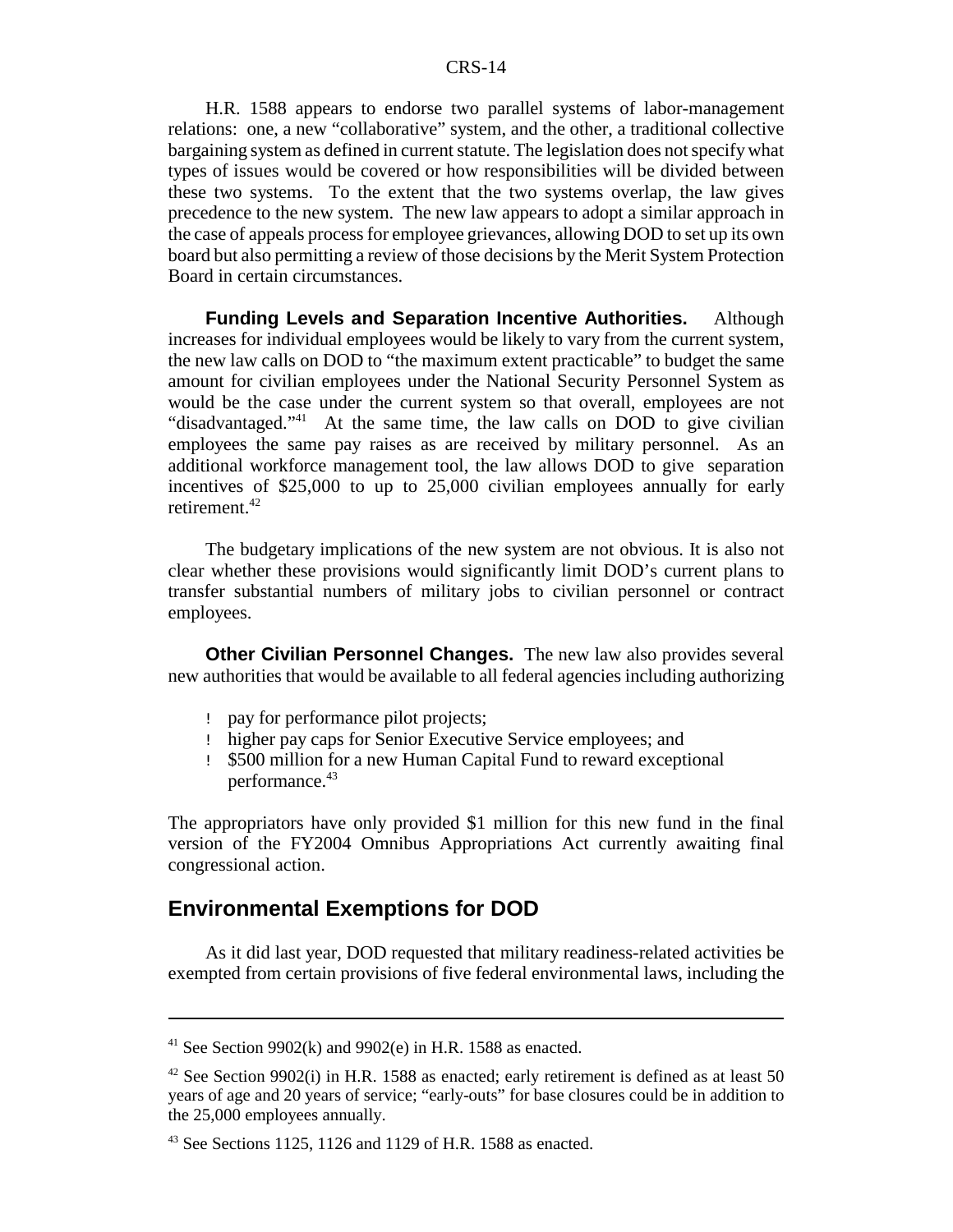H.R. 1588 appears to endorse two parallel systems of labor-management relations: one, a new "collaborative" system, and the other, a traditional collective bargaining system as defined in current statute. The legislation does not specify what types of issues would be covered or how responsibilities will be divided between these two systems. To the extent that the two systems overlap, the law gives precedence to the new system. The new law appears to adopt a similar approach in the case of appeals process for employee grievances, allowing DOD to set up its own board but also permitting a review of those decisions by the Merit System Protection Board in certain circumstances.

**Funding Levels and Separation Incentive Authorities.** Although increases for individual employees would be likely to vary from the current system, the new law calls on DOD to "the maximum extent practicable" to budget the same amount for civilian employees under the National Security Personnel System as would be the case under the current system so that overall, employees are not "disadvantaged."[41] At the same time, the law calls on DOD to give civilian employees the same pay raises as are received by military personnel. As an additional workforce management tool, the law allows DOD to give separation incentives of $25,000 to up to 25,000 civilian employees annually for early retirement.[42]

The budgetary implications of the new system are not obvious. It is also not clear whether these provisions would significantly limit DOD's current plans to transfer substantial numbers of military jobs to civilian personnel or contract employees.

**Other Civilian Personnel Changes.** The new law also provides several new authorities that would be available to all federal agencies including authorizing

- pay for performance pilot projects;
- higher pay caps for Senior Executive Service employees; and
- $500 million for a new Human Capital Fund to reward exceptional performance.[43]

The appropriators have only provided $1 million for this new fund in the final version of the FY2004 Omnibus Appropriations Act currently awaiting final congressional action.

## Environmental Exemptions for DOD

As it did last year, DOD requested that military readiness-related activities be exempted from certain provisions of five federal environmental laws, including the

---

[41] See Section 9902(k) and 9902(e) in H.R. 1588 as enacted.

[42] See Section 9902(i) in H.R. 1588 as enacted; early retirement is defined as at least 50 years of age and 20 years of service; "early-outs" for base closures could be in addition to the 25,000 employees annually.

[43] See Sections 1125, 1126 and 1129 of H.R. 1588 as enacted.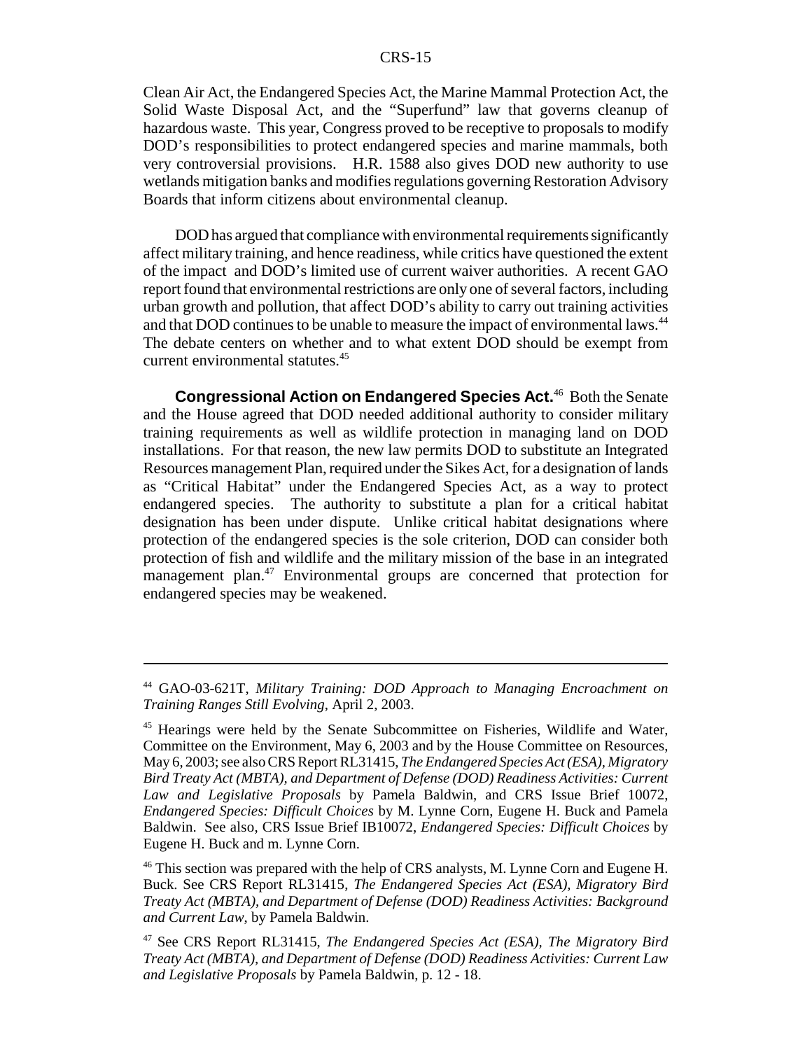Clean Air Act, the Endangered Species Act, the Marine Mammal Protection Act, the Solid Waste Disposal Act, and the "Superfund" law that governs cleanup of hazardous waste. This year, Congress proved to be receptive to proposals to modify DOD's responsibilities to protect endangered species and marine mammals, both very controversial provisions. H.R. 1588 also gives DOD new authority to use wetlands mitigation banks and modifies regulations governing Restoration Advisory Boards that inform citizens about environmental cleanup.

DOD has argued that compliance with environmental requirements significantly affect military training, and hence readiness, while critics have questioned the extent of the impact and DOD's limited use of current waiver authorities. A recent GAO report found that environmental restrictions are only one of several factors, including urban growth and pollution, that affect DOD's ability to carry out training activities and that DOD continues to be unable to measure the impact of environmental laws.[44] The debate centers on whether and to what extent DOD should be exempt from current environmental statutes.[45]

**Congressional Action on Endangered Species Act.**[46] Both the Senate and the House agreed that DOD needed additional authority to consider military training requirements as well as wildlife protection in managing land on DOD installations. For that reason, the new law permits DOD to substitute an Integrated Resources management Plan, required under the Sikes Act, for a designation of lands as "Critical Habitat" under the Endangered Species Act, as a way to protect endangered species. The authority to substitute a plan for a critical habitat designation has been under dispute. Unlike critical habitat designations where protection of the endangered species is the sole criterion, DOD can consider both protection of fish and wildlife and the military mission of the base in an integrated management plan.[47] Environmental groups are concerned that protection for endangered species may be weakened.

---

[44] GAO-03-621T, *Military Training: DOD Approach to Managing Encroachment on Training Ranges Still Evolving*, April 2, 2003.

[45] Hearings were held by the Senate Subcommittee on Fisheries, Wildlife and Water, Committee on the Environment, May 6, 2003 and by the House Committee on Resources, May 6, 2003; see also CRS Report RL31415, *The Endangered Species Act (ESA), Migratory Bird Treaty Act (MBTA), and Department of Defense (DOD) Readiness Activities: Current Law and Legislative Proposals* by Pamela Baldwin, and CRS Issue Brief 10072, *Endangered Species: Difficult Choices* by M. Lynne Corn, Eugene H. Buck and Pamela Baldwin. See also, CRS Issue Brief IB10072, *Endangered Species: Difficult Choices* by Eugene H. Buck and m. Lynne Corn.

[46] This section was prepared with the help of CRS analysts, M. Lynne Corn and Eugene H. Buck. See CRS Report RL31415, *The Endangered Species Act (ESA), Migratory Bird Treaty Act (MBTA), and Department of Defense (DOD) Readiness Activities: Background and Current Law*, by Pamela Baldwin.

[47] See CRS Report RL31415, *The Endangered Species Act (ESA), The Migratory Bird Treaty Act (MBTA), and Department of Defense (DOD) Readiness Activities: Current Law and Legislative Proposals* by Pamela Baldwin, p. 12 - 18.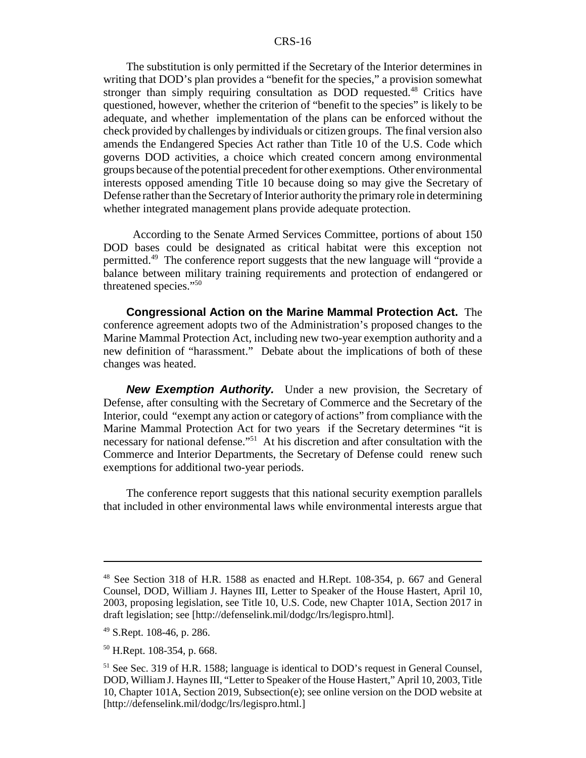The substitution is only permitted if the Secretary of the Interior determines in writing that DOD's plan provides a "benefit for the species," a provision somewhat stronger than simply requiring consultation as DOD requested.[48] Critics have questioned, however, whether the criterion of "benefit to the species" is likely to be adequate, and whether implementation of the plans can be enforced without the check provided by challenges by individuals or citizen groups. The final version also amends the Endangered Species Act rather than Title 10 of the U.S. Code which governs DOD activities, a choice which created concern among environmental groups because of the potential precedent for other exemptions. Other environmental interests opposed amending Title 10 because doing so may give the Secretary of Defense rather than the Secretary of Interior authority the primary role in determining whether integrated management plans provide adequate protection.

According to the Senate Armed Services Committee, portions of about 150 DOD bases could be designated as critical habitat were this exception not permitted.[49] The conference report suggests that the new language will "provide a balance between military training requirements and protection of endangered or threatened species."[50]

**Congressional Action on the Marine Mammal Protection Act.** The conference agreement adopts two of the Administration's proposed changes to the Marine Mammal Protection Act, including new two-year exemption authority and a new definition of "harassment." Debate about the implications of both of these changes was heated.

***New Exemption Authority.*** Under a new provision, the Secretary of Defense, after consulting with the Secretary of Commerce and the Secretary of the Interior, could "exempt any action or category of actions" from compliance with the Marine Mammal Protection Act for two years if the Secretary determines "it is necessary for national defense."[51] At his discretion and after consultation with the Commerce and Interior Departments, the Secretary of Defense could renew such exemptions for additional two-year periods.

The conference report suggests that this national security exemption parallels that included in other environmental laws while environmental interests argue that

---

[48] See Section 318 of H.R. 1588 as enacted and H.Rept. 108-354, p. 667 and General Counsel, DOD, William J. Haynes III, Letter to Speaker of the House Hastert, April 10, 2003, proposing legislation, see Title 10, U.S. Code, new Chapter 101A, Section 2017 in draft legislation; see [http://defenselink.mil/dodgc/lrs/legispro.html].

[49] S.Rept. 108-46, p. 286.

[50] H.Rept. 108-354, p. 668.

[51] See Sec. 319 of H.R. 1588; language is identical to DOD's request in General Counsel, DOD, William J. Haynes III, "Letter to Speaker of the House Hastert," April 10, 2003, Title 10, Chapter 101A, Section 2019, Subsection(e); see online version on the DOD website at [http://defenselink.mil/dodgc/lrs/legispro.html.]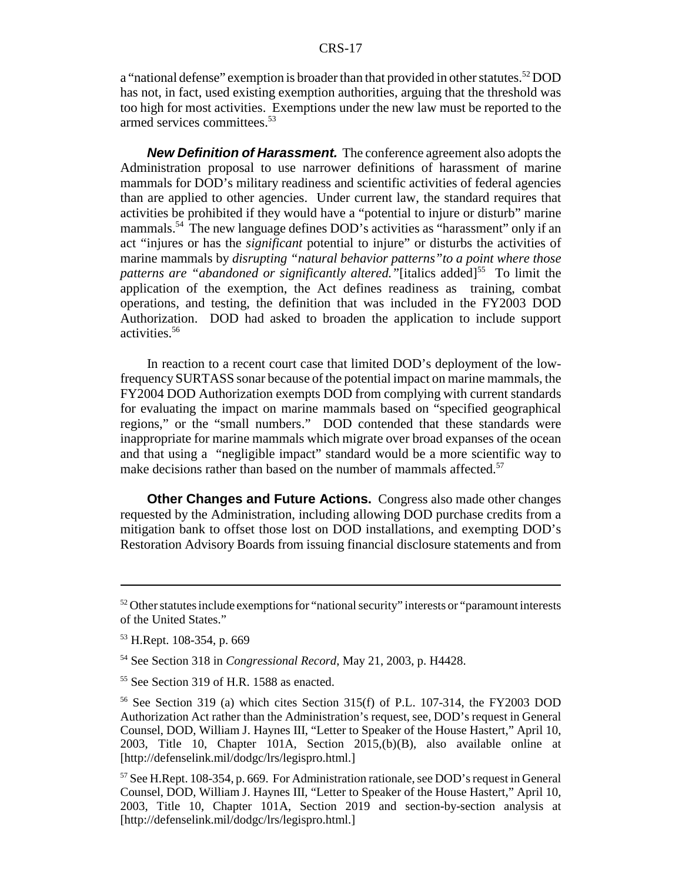a "national defense" exemption is broader than that provided in other statutes.[52] DOD has not, in fact, used existing exemption authorities, arguing that the threshold was too high for most activities. Exemptions under the new law must be reported to the armed services committees.[53]

***New Definition of Harassment.*** The conference agreement also adopts the Administration proposal to use narrower definitions of harassment of marine mammals for DOD's military readiness and scientific activities of federal agencies than are applied to other agencies. Under current law, the standard requires that activities be prohibited if they would have a "potential to injure or disturb" marine mammals.[54] The new language defines DOD's activities as "harassment" only if an act "injures or has the *significant* potential to injure" or disturbs the activities of marine mammals by *disrupting "natural behavior patterns" to a point where those patterns are "abandoned or significantly altered."*[italics added][55] To limit the application of the exemption, the Act defines readiness as training, combat operations, and testing, the definition that was included in the FY2003 DOD Authorization. DOD had asked to broaden the application to include support activities.[56]

In reaction to a recent court case that limited DOD's deployment of the low-frequency SURTASS sonar because of the potential impact on marine mammals, the FY2004 DOD Authorization exempts DOD from complying with current standards for evaluating the impact on marine mammals based on "specified geographical regions," or the "small numbers." DOD contended that these standards were inappropriate for marine mammals which migrate over broad expanses of the ocean and that using a "negligible impact" standard would be a more scientific way to make decisions rather than based on the number of mammals affected.[57]

**Other Changes and Future Actions.** Congress also made other changes requested by the Administration, including allowing DOD purchase credits from a mitigation bank to offset those lost on DOD installations, and exempting DOD's Restoration Advisory Boards from issuing financial disclosure statements and from

---

[52] Other statutes include exemptions for "national security" interests or "paramount interests of the United States."

[53] H.Rept. 108-354, p. 669

[54] See Section 318 in *Congressional Record*, May 21, 2003, p. H4428.

[55] See Section 319 of H.R. 1588 as enacted.

[56] See Section 319 (a) which cites Section 315(f) of P.L. 107-314, the FY2003 DOD Authorization Act rather than the Administration's request, see, DOD's request in General Counsel, DOD, William J. Haynes III, "Letter to Speaker of the House Hastert," April 10, 2003, Title 10, Chapter 101A, Section 2015,(b)(B), also available online at [http://defenselink.mil/dodgc/lrs/legispro.html.]

[57] See H.Rept. 108-354, p. 669. For Administration rationale, see DOD's request in General Counsel, DOD, William J. Haynes III, "Letter to Speaker of the House Hastert," April 10, 2003, Title 10, Chapter 101A, Section 2019 and section-by-section analysis at [http://defenselink.mil/dodgc/lrs/legispro.html.]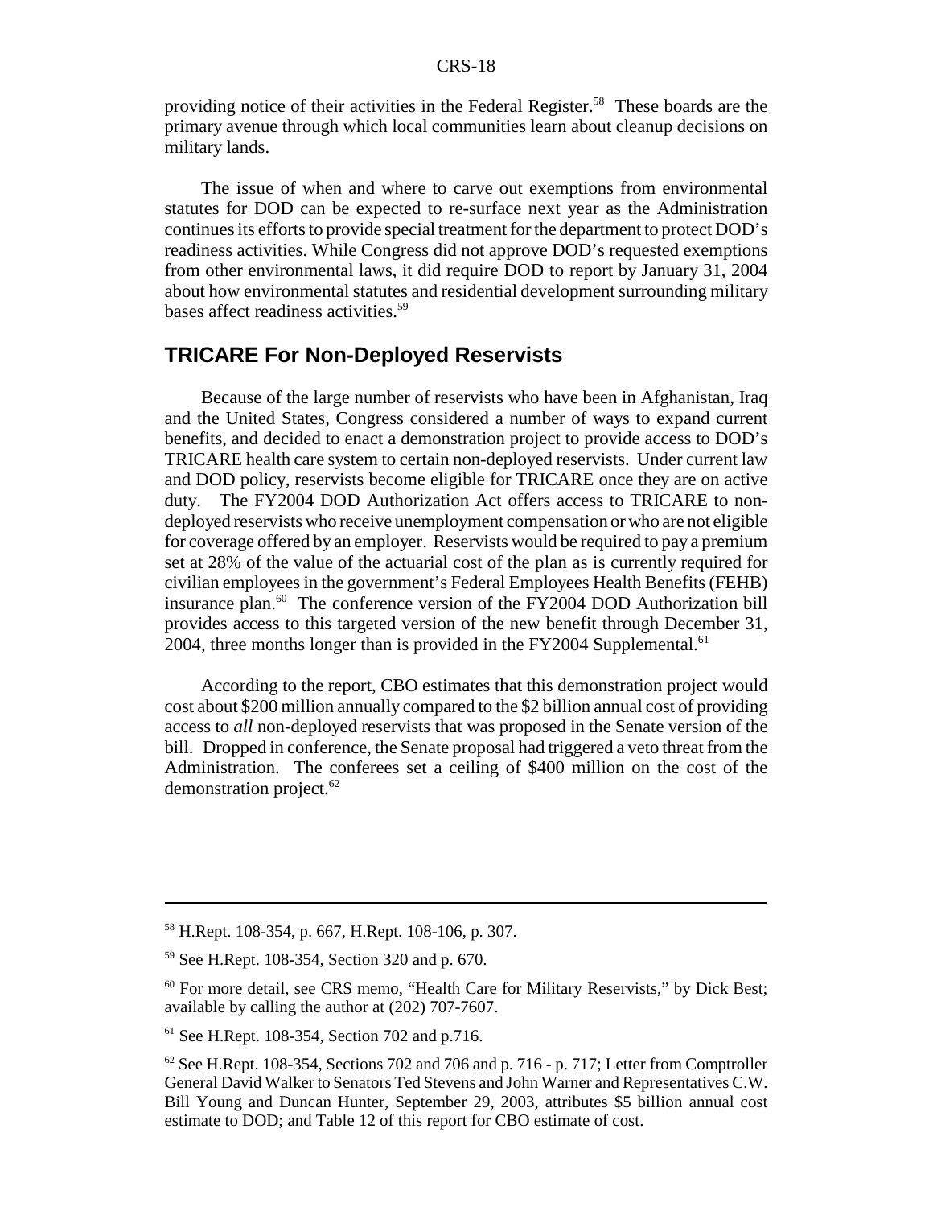providing notice of their activities in the Federal Register.[58] These boards are the primary avenue through which local communities learn about cleanup decisions on military lands.

The issue of when and where to carve out exemptions from environmental statutes for DOD can be expected to re-surface next year as the Administration continues its efforts to provide special treatment for the department to protect DOD's readiness activities. While Congress did not approve DOD's requested exemptions from other environmental laws, it did require DOD to report by January 31, 2004 about how environmental statutes and residential development surrounding military bases affect readiness activities.[59]

## TRICARE For Non-Deployed Reservists

Because of the large number of reservists who have been in Afghanistan, Iraq and the United States, Congress considered a number of ways to expand current benefits, and decided to enact a demonstration project to provide access to DOD's TRICARE health care system to certain non-deployed reservists. Under current law and DOD policy, reservists become eligible for TRICARE once they are on active duty. The FY2004 DOD Authorization Act offers access to TRICARE to non-deployed reservists who receive unemployment compensation or who are not eligible for coverage offered by an employer. Reservists would be required to pay a premium set at 28% of the value of the actuarial cost of the plan as is currently required for civilian employees in the government's Federal Employees Health Benefits (FEHB) insurance plan.[60] The conference version of the FY2004 DOD Authorization bill provides access to this targeted version of the new benefit through December 31, 2004, three months longer than is provided in the FY2004 Supplemental.[61]

According to the report, CBO estimates that this demonstration project would cost about \$200 million annually compared to the \$2 billion annual cost of providing access to *all* non-deployed reservists that was proposed in the Senate version of the bill. Dropped in conference, the Senate proposal had triggered a veto threat from the Administration. The conferees set a ceiling of \$400 million on the cost of the demonstration project.[62]

---

[58] H.Rept. 108-354, p. 667, H.Rept. 108-106, p. 307.

[59] See H.Rept. 108-354, Section 320 and p. 670.

[60] For more detail, see CRS memo, "Health Care for Military Reservists," by Dick Best; available by calling the author at (202) 707-7607.

[61] See H.Rept. 108-354, Section 702 and p.716.

[62] See H.Rept. 108-354, Sections 702 and 706 and p. 716 - p. 717; Letter from Comptroller General David Walker to Senators Ted Stevens and John Warner and Representatives C.W. Bill Young and Duncan Hunter, September 29, 2003, attributes \$5 billion annual cost estimate to DOD; and Table 12 of this report for CBO estimate of cost.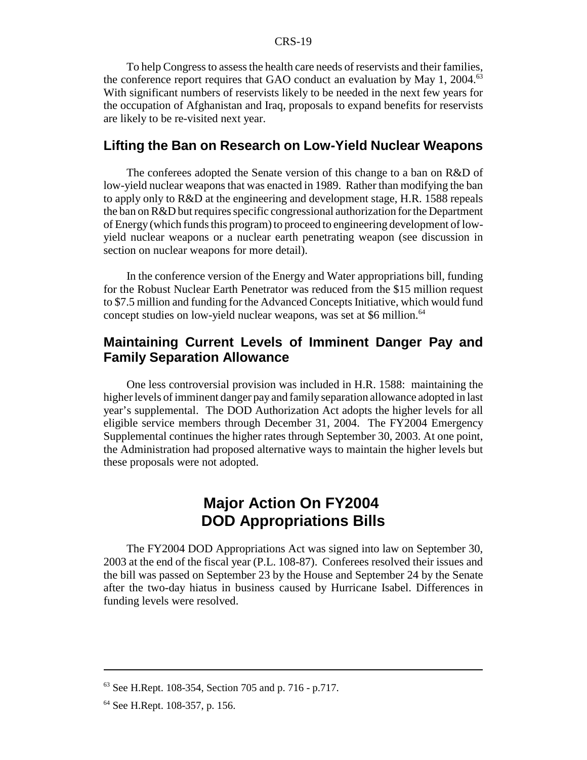To help Congress to assess the health care needs of reservists and their families, the conference report requires that GAO conduct an evaluation by May 1, 2004.[63] With significant numbers of reservists likely to be needed in the next few years for the occupation of Afghanistan and Iraq, proposals to expand benefits for reservists are likely to be re-visited next year.

### Lifting the Ban on Research on Low-Yield Nuclear Weapons

The conferees adopted the Senate version of this change to a ban on R&D of low-yield nuclear weapons that was enacted in 1989. Rather than modifying the ban to apply only to R&D at the engineering and development stage, H.R. 1588 repeals the ban on R&D but requires specific congressional authorization for the Department of Energy (which funds this program) to proceed to engineering development of low-yield nuclear weapons or a nuclear earth penetrating weapon (see discussion in section on nuclear weapons for more detail).

In the conference version of the Energy and Water appropriations bill, funding for the Robust Nuclear Earth Penetrator was reduced from the $15 million request to $7.5 million and funding for the Advanced Concepts Initiative, which would fund concept studies on low-yield nuclear weapons, was set at $6 million.[64]

### Maintaining Current Levels of Imminent Danger Pay and Family Separation Allowance

One less controversial provision was included in H.R. 1588: maintaining the higher levels of imminent danger pay and family separation allowance adopted in last year's supplemental. The DOD Authorization Act adopts the higher levels for all eligible service members through December 31, 2004. The FY2004 Emergency Supplemental continues the higher rates through September 30, 2003. At one point, the Administration had proposed alternative ways to maintain the higher levels but these proposals were not adopted.

## Major Action On FY2004 DOD Appropriations Bills

The FY2004 DOD Appropriations Act was signed into law on September 30, 2003 at the end of the fiscal year (P.L. 108-87). Conferees resolved their issues and the bill was passed on September 23 by the House and September 24 by the Senate after the two-day hiatus in business caused by Hurricane Isabel. Differences in funding levels were resolved.

---

[63] See H.Rept. 108-354, Section 705 and p. 716 - p.717.

[64] See H.Rept. 108-357, p. 156.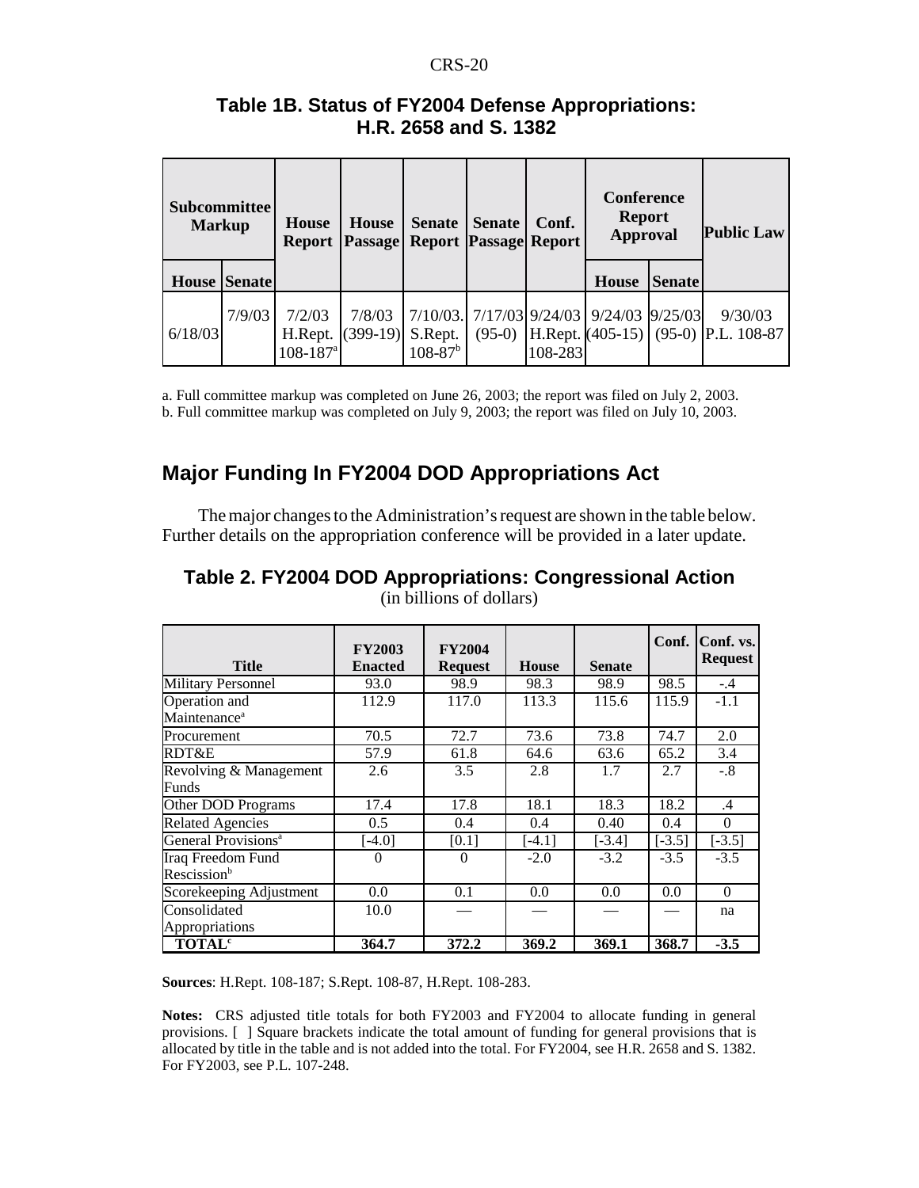## Table 1B. Status of FY2004 Defense Appropriations: H.R. 2658 and S. 1382

| Subcommittee Markup | | House Report | House Passage | Senate Report | Senate Passage | Conf. Report | Conference Report Approval | | Public Law |
|---|---|---|---|---|---|---|---|---|---|
| House | Senate | | | | | | House | Senate | |
| 6/18/03 | 7/9/03 | 7/2/03 H.Rept. 108-187[a] | 7/8/03 (399-19) | 7/10/03. S.Rept. 108-87[b] | 7/17/03 (95-0) | 9/24/03 H.Rept. 108-283 | 9/24/03 (405-15) | 9/25/03 (95-0) | 9/30/03 P.L. 108-87 |

a. Full committee markup was completed on June 26, 2003; the report was filed on July 2, 2003.

b. Full committee markup was completed on July 9, 2003; the report was filed on July 10, 2003.

## Major Funding In FY2004 DOD Appropriations Act

The major changes to the Administration's request are shown in the table below. Further details on the appropriation conference will be provided in a later update.

## Table 2. FY2004 DOD Appropriations: Congressional Action

(in billions of dollars)

| Title | FY2003 Enacted | FY2004 Request | House | Senate | Conf. | Conf. vs. Request |
|---|---|---|---|---|---|---|
| Military Personnel | 93.0 | 98.9 | 98.3 | 98.9 | 98.5 | -.4 |
| Operation and Maintenance[a] | 112.9 | 117.0 | 113.3 | 115.6 | 115.9 | -1.1 |
| Procurement | 70.5 | 72.7 | 73.6 | 73.8 | 74.7 | 2.0 |
| RDT&E | 57.9 | 61.8 | 64.6 | 63.6 | 65.2 | 3.4 |
| Revolving & Management Funds | 2.6 | 3.5 | 2.8 | 1.7 | 2.7 | -.8 |
| Other DOD Programs | 17.4 | 17.8 | 18.1 | 18.3 | 18.2 | .4 |
| Related Agencies | 0.5 | 0.4 | 0.4 | 0.40 | 0.4 | 0 |
| General Provisions[a] | [-4.0] | [0.1] | [-4.1] | [-3.4] | [-3.5] | [-3.5] |
| Iraq Freedom Fund Rescission[b] | 0 | 0 | -2.0 | -3.2 | -3.5 | -3.5 |
| Scorekeeping Adjustment | 0.0 | 0.1 | 0.0 | 0.0 | 0.0 | 0 |
| Consolidated Appropriations | 10.0 | — | — | — | — | na |
| **TOTAL[c]** | **364.7** | **372.2** | **369.2** | **369.1** | **368.7** | **-3.5** |

**Sources**: H.Rept. 108-187; S.Rept. 108-87, H.Rept. 108-283.

**Notes:** CRS adjusted title totals for both FY2003 and FY2004 to allocate funding in general provisions. [ ] Square brackets indicate the total amount of funding for general provisions that is allocated by title in the table and is not added into the total. For FY2004, see H.R. 2658 and S. 1382. For FY2003, see P.L. 107-248.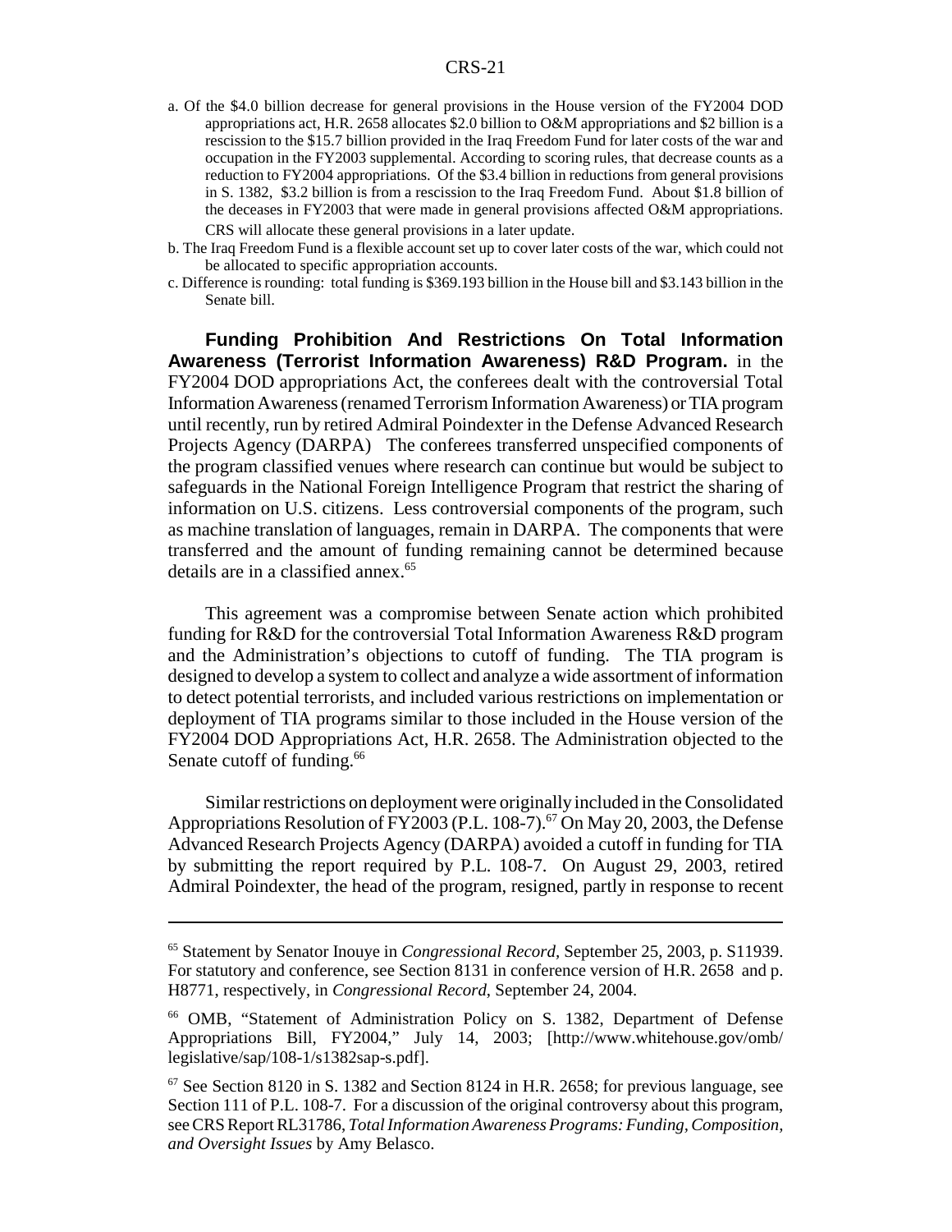a. Of the $4.0 billion decrease for general provisions in the House version of the FY2004 DOD appropriations act, H.R. 2658 allocates $2.0 billion to O&M appropriations and $2 billion is a rescission to the $15.7 billion provided in the Iraq Freedom Fund for later costs of the war and occupation in the FY2003 supplemental. According to scoring rules, that decrease counts as a reduction to FY2004 appropriations. Of the $3.4 billion in reductions from general provisions in S. 1382, $3.2 billion is from a rescission to the Iraq Freedom Fund. About $1.8 billion of the deceases in FY2003 that were made in general provisions affected O&M appropriations. CRS will allocate these general provisions in a later update.

b. The Iraq Freedom Fund is a flexible account set up to cover later costs of the war, which could not be allocated to specific appropriation accounts.

c. Difference is rounding: total funding is $369.193 billion in the House bill and $3.143 billion in the Senate bill.

**Funding Prohibition And Restrictions On Total Information Awareness (Terrorist Information Awareness) R&D Program.** in the FY2004 DOD appropriations Act, the conferees dealt with the controversial Total Information Awareness (renamed Terrorism Information Awareness) or TIA program until recently, run by retired Admiral Poindexter in the Defense Advanced Research Projects Agency (DARPA) The conferees transferred unspecified components of the program classified venues where research can continue but would be subject to safeguards in the National Foreign Intelligence Program that restrict the sharing of information on U.S. citizens. Less controversial components of the program, such as machine translation of languages, remain in DARPA. The components that were transferred and the amount of funding remaining cannot be determined because details are in a classified annex.[65]

This agreement was a compromise between Senate action which prohibited funding for R&D for the controversial Total Information Awareness R&D program and the Administration's objections to cutoff of funding. The TIA program is designed to develop a system to collect and analyze a wide assortment of information to detect potential terrorists, and included various restrictions on implementation or deployment of TIA programs similar to those included in the House version of the FY2004 DOD Appropriations Act, H.R. 2658. The Administration objected to the Senate cutoff of funding.[66]

Similar restrictions on deployment were originally included in the Consolidated Appropriations Resolution of FY2003 (P.L. 108-7).[67] On May 20, 2003, the Defense Advanced Research Projects Agency (DARPA) avoided a cutoff in funding for TIA by submitting the report required by P.L. 108-7. On August 29, 2003, retired Admiral Poindexter, the head of the program, resigned, partly in response to recent

---

[65] Statement by Senator Inouye in *Congressional Record*, September 25, 2003, p. S11939. For statutory and conference, see Section 8131 in conference version of H.R. 2658 and p. H8771, respectively, in *Congressional Record*, September 24, 2004.

[66] OMB, "Statement of Administration Policy on S. 1382, Department of Defense Appropriations Bill, FY2004," July 14, 2003; [http://www.whitehouse.gov/omb/legislative/sap/108-1/s1382sap-s.pdf].

[67] See Section 8120 in S. 1382 and Section 8124 in H.R. 2658; for previous language, see Section 111 of P.L. 108-7. For a discussion of the original controversy about this program, see CRS Report RL31786, *Total Information Awareness Programs: Funding, Composition, and Oversight Issues* by Amy Belasco.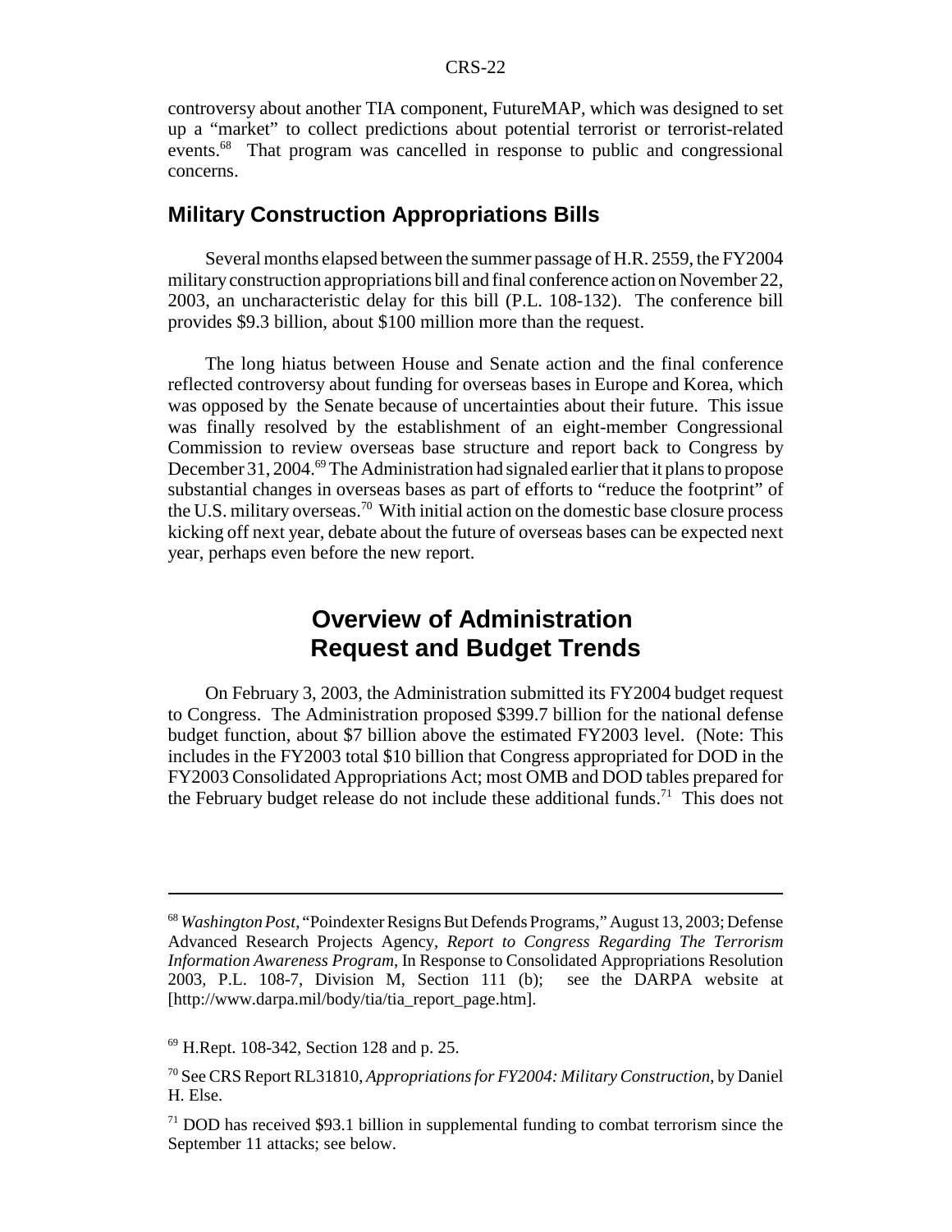controversy about another TIA component, FutureMAP, which was designed to set up a "market" to collect predictions about potential terrorist or terrorist-related events.[68] That program was cancelled in response to public and congressional concerns.

## Military Construction Appropriations Bills

Several months elapsed between the summer passage of H.R. 2559, the FY2004 military construction appropriations bill and final conference action on November 22, 2003, an uncharacteristic delay for this bill (P.L. 108-132). The conference bill provides $9.3 billion, about $100 million more than the request.

The long hiatus between House and Senate action and the final conference reflected controversy about funding for overseas bases in Europe and Korea, which was opposed by the Senate because of uncertainties about their future. This issue was finally resolved by the establishment of an eight-member Congressional Commission to review overseas base structure and report back to Congress by December 31, 2004.[69] The Administration had signaled earlier that it plans to propose substantial changes in overseas bases as part of efforts to "reduce the footprint" of the U.S. military overseas.[70] With initial action on the domestic base closure process kicking off next year, debate about the future of overseas bases can be expected next year, perhaps even before the new report.

# Overview of Administration Request and Budget Trends

On February 3, 2003, the Administration submitted its FY2004 budget request to Congress. The Administration proposed $399.7 billion for the national defense budget function, about $7 billion above the estimated FY2003 level. (Note: This includes in the FY2003 total $10 billion that Congress appropriated for DOD in the FY2003 Consolidated Appropriations Act; most OMB and DOD tables prepared for the February budget release do not include these additional funds.[71] This does not

---

[68] *Washington Post*, "Poindexter Resigns But Defends Programs," August 13, 2003; Defense Advanced Research Projects Agency, *Report to Congress Regarding The Terrorism Information Awareness Program*, In Response to Consolidated Appropriations Resolution 2003, P.L. 108-7, Division M, Section 111 (b); see the DARPA website at [http://www.darpa.mil/body/tia/tia_report_page.htm].

[69] H.Rept. 108-342, Section 128 and p. 25.

[70] See CRS Report RL31810, *Appropriations for FY2004: Military Construction*, by Daniel H. Else.

[71] DOD has received $93.1 billion in supplemental funding to combat terrorism since the September 11 attacks; see below.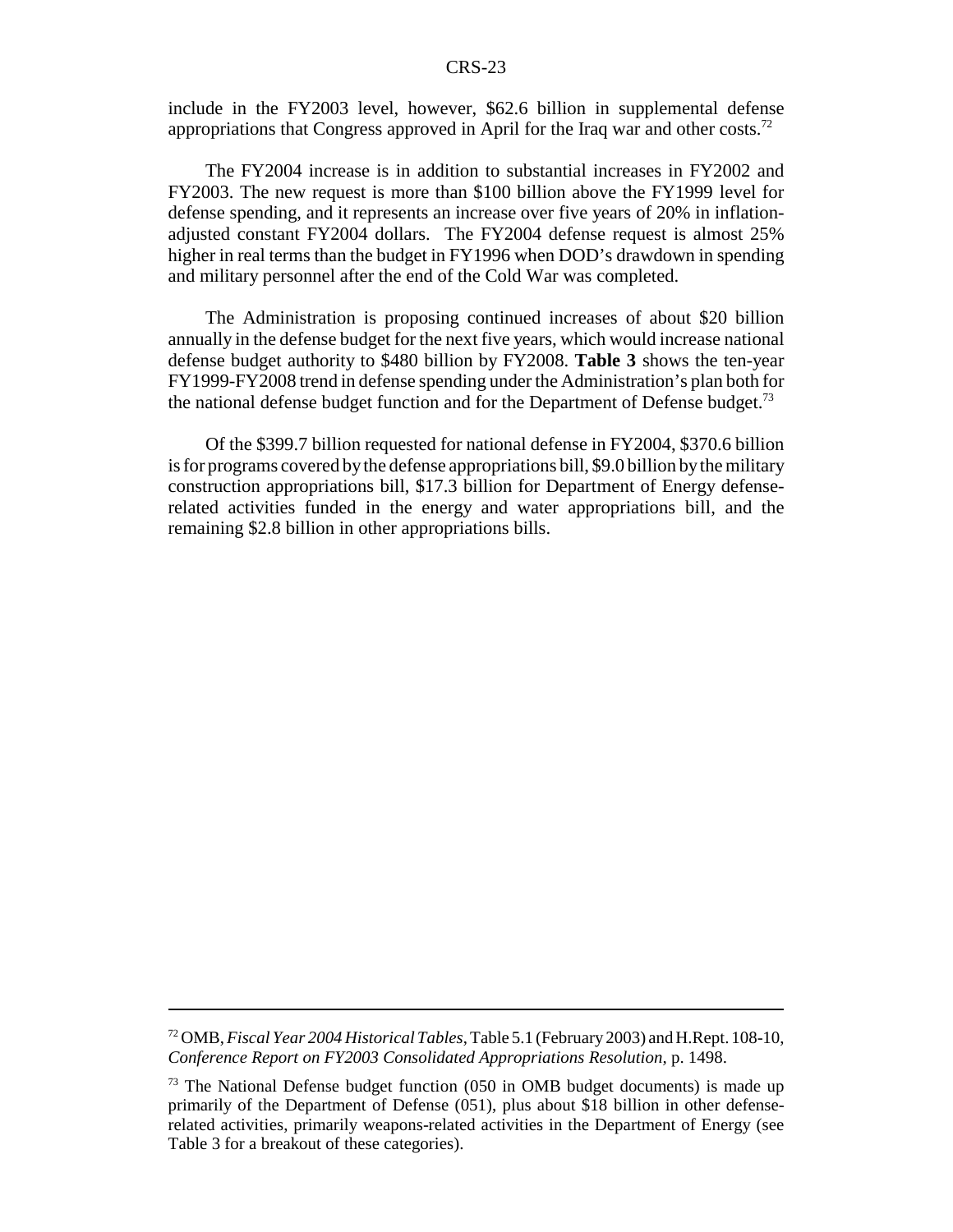include in the FY2003 level, however, $62.6 billion in supplemental defense appropriations that Congress approved in April for the Iraq war and other costs.[72]

The FY2004 increase is in addition to substantial increases in FY2002 and FY2003. The new request is more than $100 billion above the FY1999 level for defense spending, and it represents an increase over five years of 20% in inflation-adjusted constant FY2004 dollars. The FY2004 defense request is almost 25% higher in real terms than the budget in FY1996 when DOD's drawdown in spending and military personnel after the end of the Cold War was completed.

The Administration is proposing continued increases of about $20 billion annually in the defense budget for the next five years, which would increase national defense budget authority to $480 billion by FY2008. **Table 3** shows the ten-year FY1999-FY2008 trend in defense spending under the Administration's plan both for the national defense budget function and for the Department of Defense budget.[73]

Of the $399.7 billion requested for national defense in FY2004, $370.6 billion is for programs covered by the defense appropriations bill, $9.0 billion by the military construction appropriations bill, $17.3 billion for Department of Energy defense-related activities funded in the energy and water appropriations bill, and the remaining $2.8 billion in other appropriations bills.

---

[72] OMB, *Fiscal Year 2004 Historical Tables*, Table 5.1 (February 2003) and H.Rept. 108-10, *Conference Report on FY2003 Consolidated Appropriations Resolution,* p. 1498.

[73] The National Defense budget function (050 in OMB budget documents) is made up primarily of the Department of Defense (051), plus about $18 billion in other defense-related activities, primarily weapons-related activities in the Department of Energy (see Table 3 for a breakout of these categories).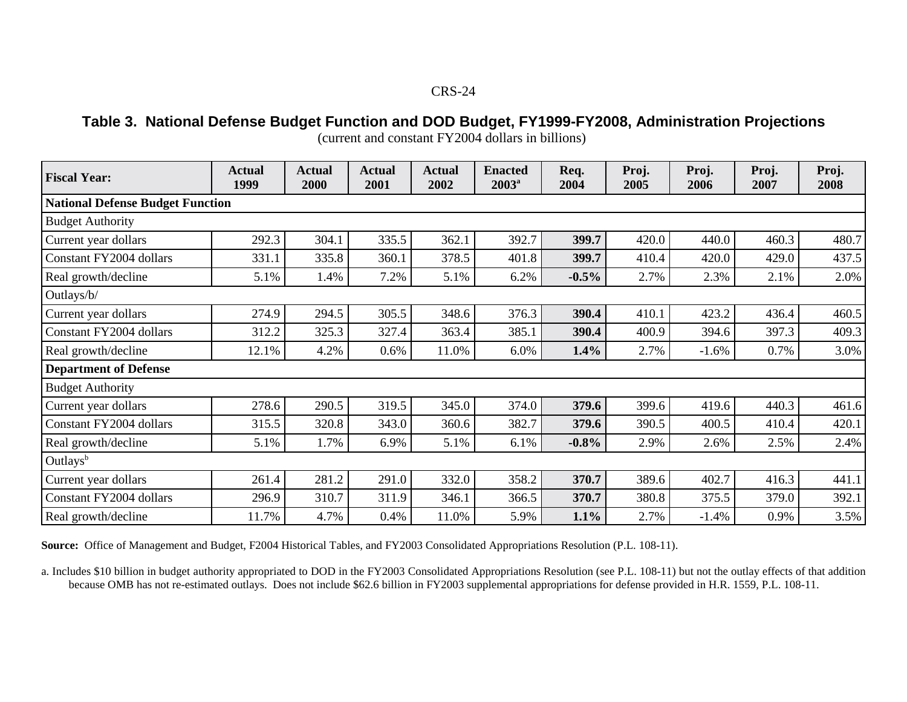**Table 3. National Defense Budget Function and DOD Budget, FY1999-FY2008, Administration Projections**

(current and constant FY2004 dollars in billions)

| Fiscal Year: | Actual 1999 | Actual 2000 | Actual 2001 | Actual 2002 | Enacted 2003[a] | Req. 2004 | Proj. 2005 | Proj. 2006 | Proj. 2007 | Proj. 2008 |
|---|---|---|---|---|---|---|---|---|---|---|
| **National Defense Budget Function** | | | | | | | | | | |
| Budget Authority | | | | | | | | | | |
| Current year dollars | 292.3 | 304.1 | 335.5 | 362.1 | 392.7 | **399.7** | 420.0 | 440.0 | 460.3 | 480.7 |
| Constant FY2004 dollars | 331.1 | 335.8 | 360.1 | 378.5 | 401.8 | **399.7** | 410.4 | 420.0 | 429.0 | 437.5 |
| Real growth/decline | 5.1% | 1.4% | 7.2% | 5.1% | 6.2% | **-0.5%** | 2.7% | 2.3% | 2.1% | 2.0% |
| Outlays/b/ | | | | | | | | | | |
| Current year dollars | 274.9 | 294.5 | 305.5 | 348.6 | 376.3 | **390.4** | 410.1 | 423.2 | 436.4 | 460.5 |
| Constant FY2004 dollars | 312.2 | 325.3 | 327.4 | 363.4 | 385.1 | **390.4** | 400.9 | 394.6 | 397.3 | 409.3 |
| Real growth/decline | 12.1% | 4.2% | 0.6% | 11.0% | 6.0% | **1.4%** | 2.7% | -1.6% | 0.7% | 3.0% |
| **Department of Defense** | | | | | | | | | | |
| Budget Authority | | | | | | | | | | |
| Current year dollars | 278.6 | 290.5 | 319.5 | 345.0 | 374.0 | **379.6** | 399.6 | 419.6 | 440.3 | 461.6 |
| Constant FY2004 dollars | 315.5 | 320.8 | 343.0 | 360.6 | 382.7 | **379.6** | 390.5 | 400.5 | 410.4 | 420.1 |
| Real growth/decline | 5.1% | 1.7% | 6.9% | 5.1% | 6.1% | **-0.8%** | 2.9% | 2.6% | 2.5% | 2.4% |
| Outlays[b] | | | | | | | | | | |
| Current year dollars | 261.4 | 281.2 | 291.0 | 332.0 | 358.2 | **370.7** | 389.6 | 402.7 | 416.3 | 441.1 |
| Constant FY2004 dollars | 296.9 | 310.7 | 311.9 | 346.1 | 366.5 | **370.7** | 380.8 | 375.5 | 379.0 | 392.1 |
| Real growth/decline | 11.7% | 4.7% | 0.4% | 11.0% | 5.9% | **1.1%** | 2.7% | -1.4% | 0.9% | 3.5% |

**Source:** Office of Management and Budget, F2004 Historical Tables, and FY2003 Consolidated Appropriations Resolution (P.L. 108-11).

a. Includes $10 billion in budget authority appropriated to DOD in the FY2003 Consolidated Appropriations Resolution (see P.L. 108-11) but not the outlay effects of that addition because OMB has not re-estimated outlays. Does not include $62.6 billion in FY2003 supplemental appropriations for defense provided in H.R. 1559, P.L. 108-11.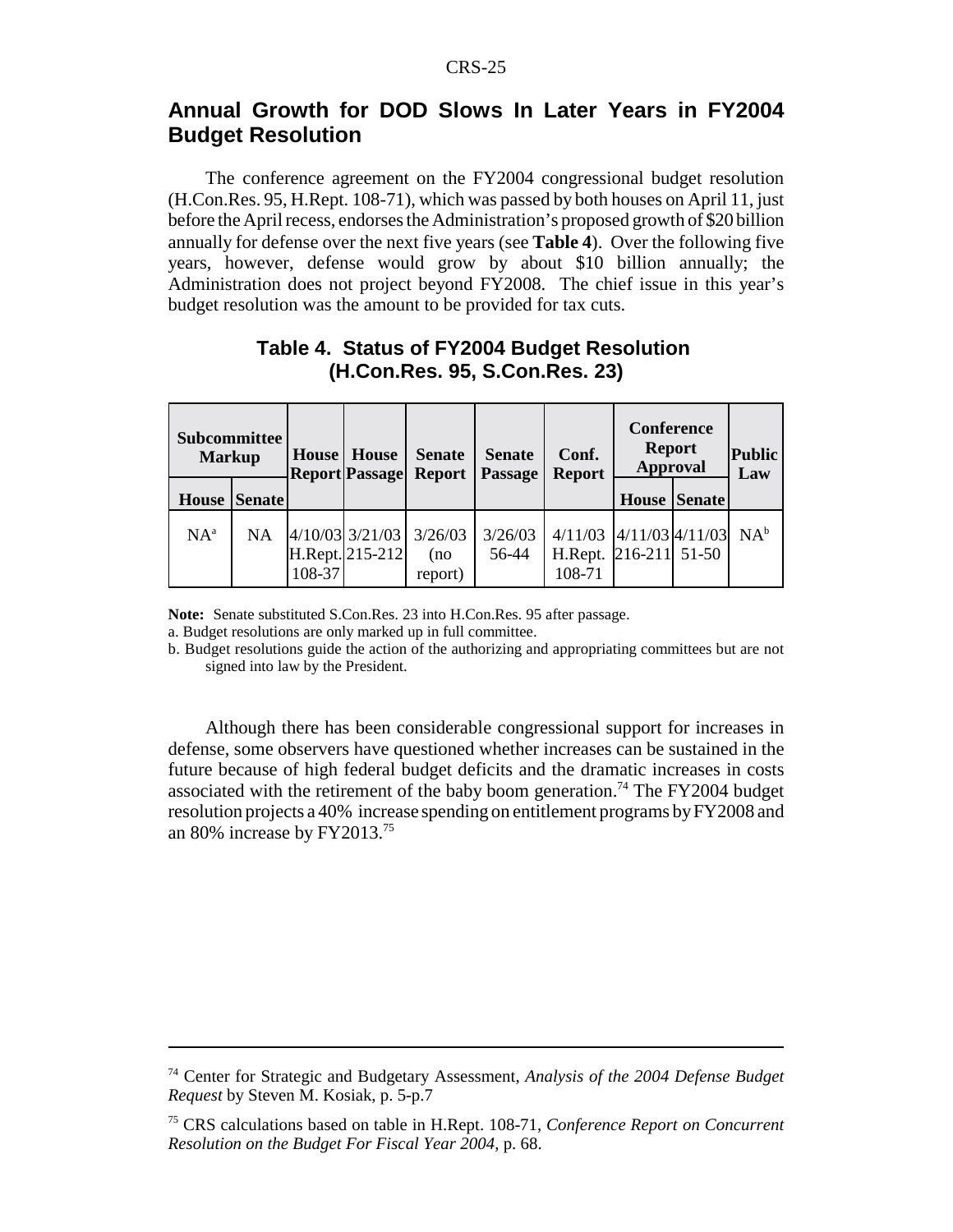## Annual Growth for DOD Slows In Later Years in FY2004 Budget Resolution

The conference agreement on the FY2004 congressional budget resolution (H.Con.Res. 95, H.Rept. 108-71), which was passed by both houses on April 11, just before the April recess, endorses the Administration's proposed growth of $20 billion annually for defense over the next five years (see **Table 4**). Over the following five years, however, defense would grow by about $10 billion annually; the Administration does not project beyond FY2008. The chief issue in this year's budget resolution was the amount to be provided for tax cuts.

**Table 4. Status of FY2004 Budget Resolution (H.Con.Res. 95, S.Con.Res. 23)**

| Subcommittee Markup | | House Report | House Passage | Senate Report | Senate Passage | Conf. Report | Conference Report Approval | | Public Law |
|---|---|---|---|---|---|---|---|---|---|
| House | Senate | | | | | | House | Senate | |
| NA[a] | NA | 4/10/03 H.Rept. 108-37 | 3/21/03 215-212 | 3/26/03 (no report) | 3/26/03 56-44 | 4/11/03 H.Rept. 108-71 | 4/11/03 216-211 | 4/11/03 51-50 | NA[b] |

**Note:** Senate substituted S.Con.Res. 23 into H.Con.Res. 95 after passage.

a. Budget resolutions are only marked up in full committee.

b. Budget resolutions guide the action of the authorizing and appropriating committees but are not signed into law by the President.

Although there has been considerable congressional support for increases in defense, some observers have questioned whether increases can be sustained in the future because of high federal budget deficits and the dramatic increases in costs associated with the retirement of the baby boom generation.[74] The FY2004 budget resolution projects a 40% increase spending on entitlement programs by FY2008 and an 80% increase by FY2013.[75]

---

[74] Center for Strategic and Budgetary Assessment, *Analysis of the 2004 Defense Budget Request* by Steven M. Kosiak, p. 5-p.7

[75] CRS calculations based on table in H.Rept. 108-71, *Conference Report on Concurrent Resolution on the Budget For Fiscal Year 2004*, p. 68.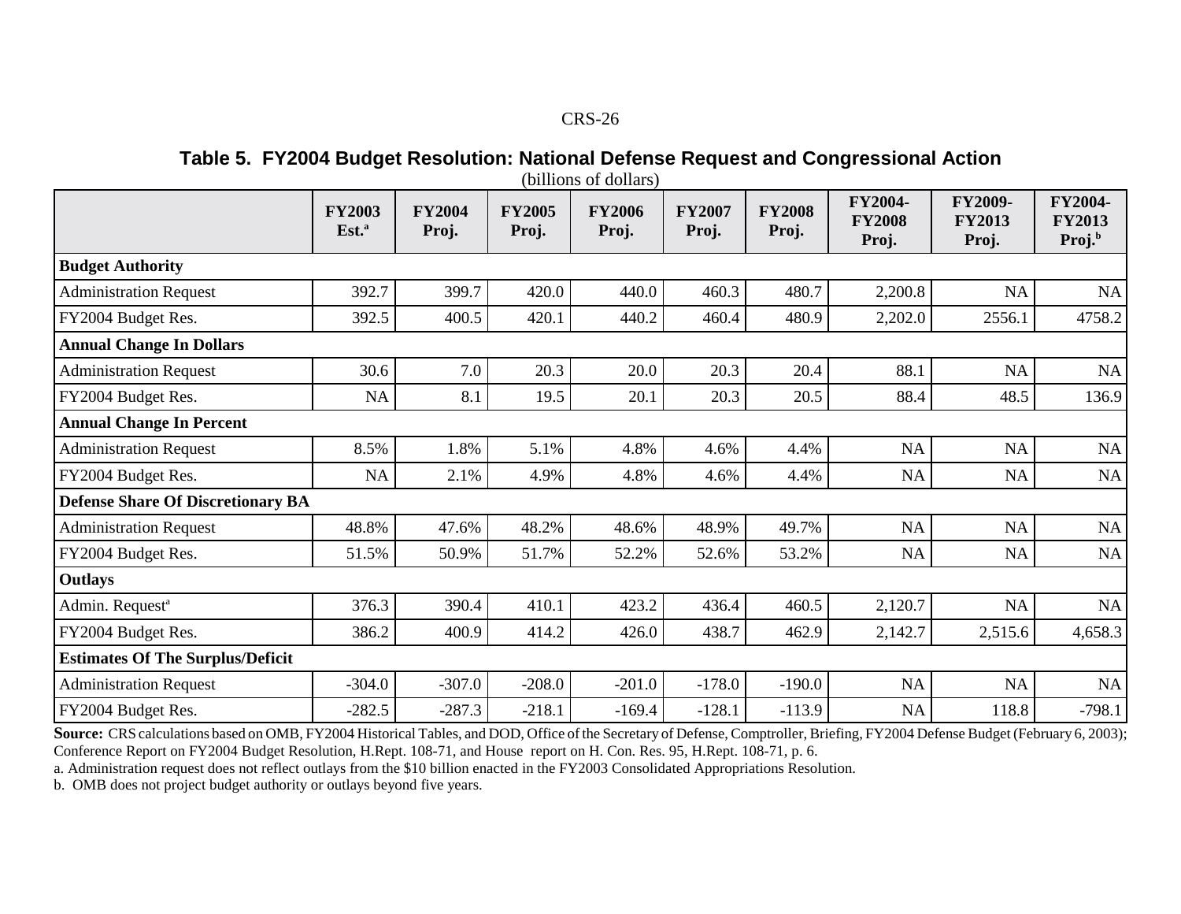### Table 5. FY2004 Budget Resolution: National Defense Request and Congressional Action

(billions of dollars)

| | FY2003 Est.[a] | FY2004 Proj. | FY2005 Proj. | FY2006 Proj. | FY2007 Proj. | FY2008 Proj. | FY2004-FY2008 Proj. | FY2009-FY2013 Proj. | FY2004-FY2013 Proj.[b] |
|---|---|---|---|---|---|---|---|---|---|
| **Budget Authority** | | | | | | | | | |
| Administration Request | 392.7 | 399.7 | 420.0 | 440.0 | 460.3 | 480.7 | 2,200.8 | NA | NA |
| FY2004 Budget Res. | 392.5 | 400.5 | 420.1 | 440.2 | 460.4 | 480.9 | 2,202.0 | 2556.1 | 4758.2 |
| **Annual Change In Dollars** | | | | | | | | | |
| Administration Request | 30.6 | 7.0 | 20.3 | 20.0 | 20.3 | 20.4 | 88.1 | NA | NA |
| FY2004 Budget Res. | NA | 8.1 | 19.5 | 20.1 | 20.3 | 20.5 | 88.4 | 48.5 | 136.9 |
| **Annual Change In Percent** | | | | | | | | | |
| Administration Request | 8.5% | 1.8% | 5.1% | 4.8% | 4.6% | 4.4% | NA | NA | NA |
| FY2004 Budget Res. | NA | 2.1% | 4.9% | 4.8% | 4.6% | 4.4% | NA | NA | NA |
| **Defense Share Of Discretionary BA** | | | | | | | | | |
| Administration Request | 48.8% | 47.6% | 48.2% | 48.6% | 48.9% | 49.7% | NA | NA | NA |
| FY2004 Budget Res. | 51.5% | 50.9% | 51.7% | 52.2% | 52.6% | 53.2% | NA | NA | NA |
| **Outlays** | | | | | | | | | |
| Admin. Request[a] | 376.3 | 390.4 | 410.1 | 423.2 | 436.4 | 460.5 | 2,120.7 | NA | NA |
| FY2004 Budget Res. | 386.2 | 400.9 | 414.2 | 426.0 | 438.7 | 462.9 | 2,142.7 | 2,515.6 | 4,658.3 |
| **Estimates Of The Surplus/Deficit** | | | | | | | | | |
| Administration Request | -304.0 | -307.0 | -208.0 | -201.0 | -178.0 | -190.0 | NA | NA | NA |
| FY2004 Budget Res. | -282.5 | -287.3 | -218.1 | -169.4 | -128.1 | -113.9 | NA | 118.8 | -798.1 |

**Source:** CRS calculations based on OMB, FY2004 Historical Tables, and DOD, Office of the Secretary of Defense, Comptroller, Briefing, FY2004 Defense Budget (February 6, 2003); Conference Report on FY2004 Budget Resolution, H.Rept. 108-71, and House report on H. Con. Res. 95, H.Rept. 108-71, p. 6.

a. Administration request does not reflect outlays from the $10 billion enacted in the FY2003 Consolidated Appropriations Resolution.

b. OMB does not project budget authority or outlays beyond five years.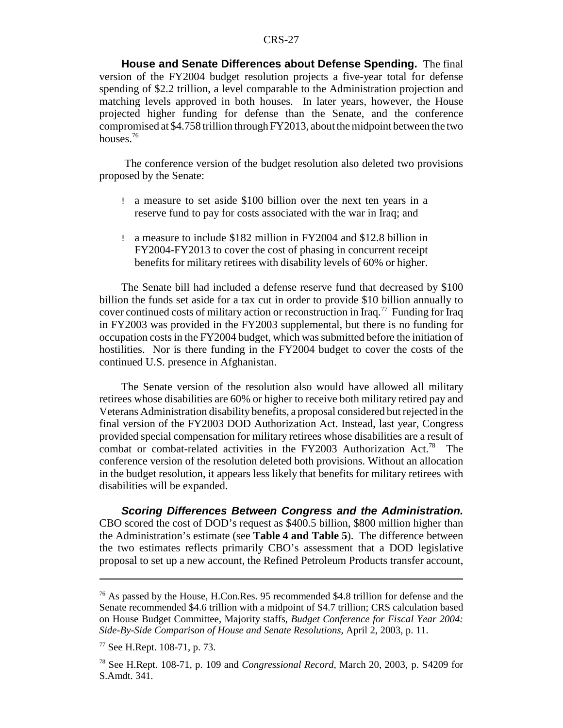**House and Senate Differences about Defense Spending.** The final version of the FY2004 budget resolution projects a five-year total for defense spending of $2.2 trillion, a level comparable to the Administration projection and matching levels approved in both houses. In later years, however, the House projected higher funding for defense than the Senate, and the conference compromised at $4.758 trillion through FY2013, about the midpoint between the two houses.[76]

The conference version of the budget resolution also deleted two provisions proposed by the Senate:

- a measure to set aside $100 billion over the next ten years in a reserve fund to pay for costs associated with the war in Iraq; and
- a measure to include $182 million in FY2004 and $12.8 billion in FY2004-FY2013 to cover the cost of phasing in concurrent receipt benefits for military retirees with disability levels of 60% or higher.

The Senate bill had included a defense reserve fund that decreased by $100 billion the funds set aside for a tax cut in order to provide $10 billion annually to cover continued costs of military action or reconstruction in Iraq.[77] Funding for Iraq in FY2003 was provided in the FY2003 supplemental, but there is no funding for occupation costs in the FY2004 budget, which was submitted before the initiation of hostilities. Nor is there funding in the FY2004 budget to cover the costs of the continued U.S. presence in Afghanistan.

The Senate version of the resolution also would have allowed all military retirees whose disabilities are 60% or higher to receive both military retired pay and Veterans Administration disability benefits, a proposal considered but rejected in the final version of the FY2003 DOD Authorization Act. Instead, last year, Congress provided special compensation for military retirees whose disabilities are a result of combat or combat-related activities in the FY2003 Authorization Act.[78] The conference version of the resolution deleted both provisions. Without an allocation in the budget resolution, it appears less likely that benefits for military retirees with disabilities will be expanded.

***Scoring Differences Between Congress and the Administration.*** CBO scored the cost of DOD's request as $400.5 billion, $800 million higher than the Administration's estimate (see **Table 4 and Table 5**). The difference between the two estimates reflects primarily CBO's assessment that a DOD legislative proposal to set up a new account, the Refined Petroleum Products transfer account,

---

[76] As passed by the House, H.Con.Res. 95 recommended $4.8 trillion for defense and the Senate recommended $4.6 trillion with a midpoint of $4.7 trillion; CRS calculation based on House Budget Committee, Majority staffs, *Budget Conference for Fiscal Year 2004: Side-By-Side Comparison of House and Senate Resolutions*, April 2, 2003, p. 11.

[77] See H.Rept. 108-71, p. 73.

[78] See H.Rept. 108-71, p. 109 and *Congressional Record*, March 20, 2003, p. S4209 for S.Amdt. 341.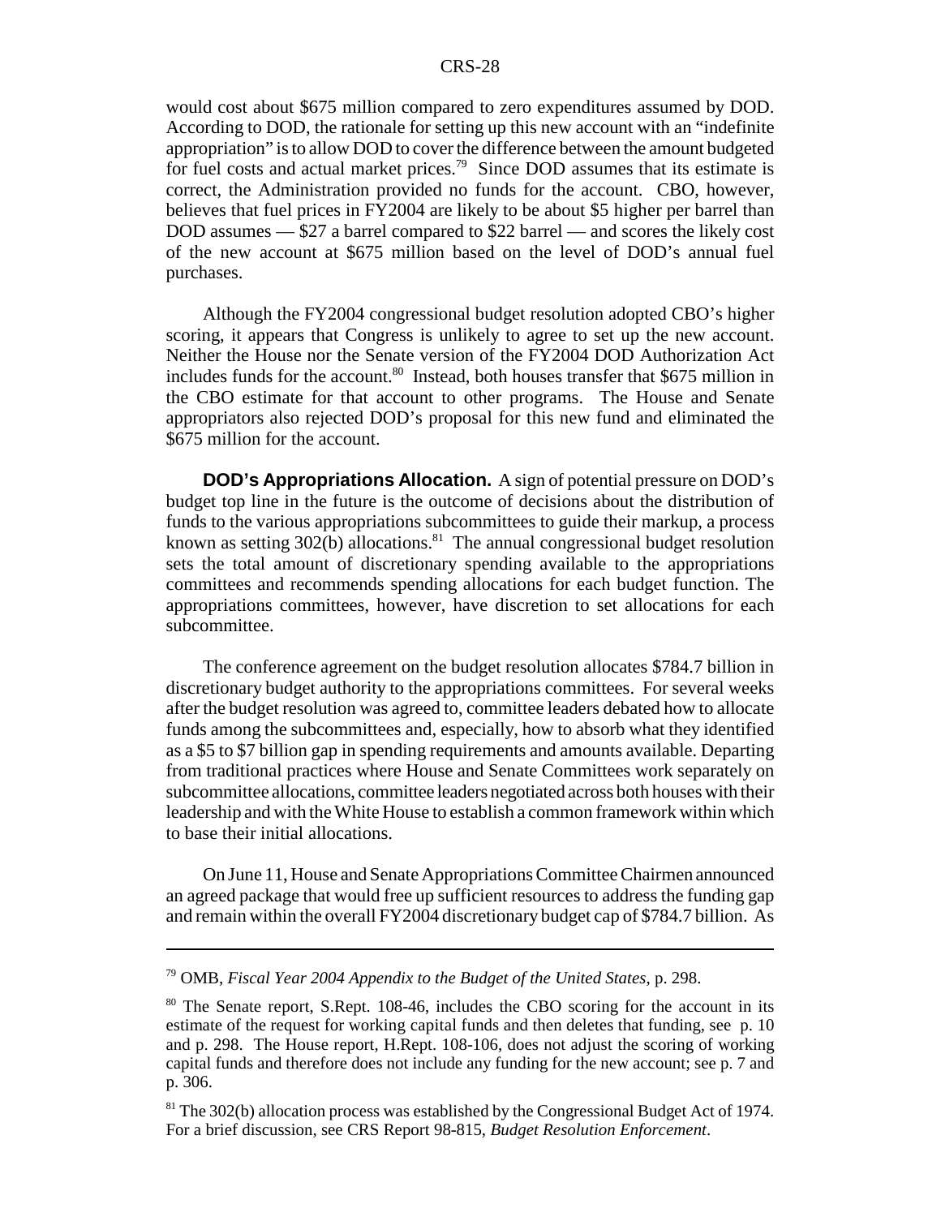would cost about $675 million compared to zero expenditures assumed by DOD. According to DOD, the rationale for setting up this new account with an "indefinite appropriation" is to allow DOD to cover the difference between the amount budgeted for fuel costs and actual market prices.[79] Since DOD assumes that its estimate is correct, the Administration provided no funds for the account. CBO, however, believes that fuel prices in FY2004 are likely to be about $5 higher per barrel than DOD assumes — $27 a barrel compared to $22 barrel — and scores the likely cost of the new account at $675 million based on the level of DOD's annual fuel purchases.

Although the FY2004 congressional budget resolution adopted CBO's higher scoring, it appears that Congress is unlikely to agree to set up the new account. Neither the House nor the Senate version of the FY2004 DOD Authorization Act includes funds for the account.[80] Instead, both houses transfer that $675 million in the CBO estimate for that account to other programs. The House and Senate appropriators also rejected DOD's proposal for this new fund and eliminated the $675 million for the account.

**DOD's Appropriations Allocation.** A sign of potential pressure on DOD's budget top line in the future is the outcome of decisions about the distribution of funds to the various appropriations subcommittees to guide their markup, a process known as setting 302(b) allocations.[81] The annual congressional budget resolution sets the total amount of discretionary spending available to the appropriations committees and recommends spending allocations for each budget function. The appropriations committees, however, have discretion to set allocations for each subcommittee.

The conference agreement on the budget resolution allocates $784.7 billion in discretionary budget authority to the appropriations committees. For several weeks after the budget resolution was agreed to, committee leaders debated how to allocate funds among the subcommittees and, especially, how to absorb what they identified as a $5 to $7 billion gap in spending requirements and amounts available. Departing from traditional practices where House and Senate Committees work separately on subcommittee allocations, committee leaders negotiated across both houses with their leadership and with the White House to establish a common framework within which to base their initial allocations.

On June 11, House and Senate Appropriations Committee Chairmen announced an agreed package that would free up sufficient resources to address the funding gap and remain within the overall FY2004 discretionary budget cap of $784.7 billion. As

---

[79] OMB, *Fiscal Year 2004 Appendix to the Budget of the United States*, p. 298.

[80] The Senate report, S.Rept. 108-46, includes the CBO scoring for the account in its estimate of the request for working capital funds and then deletes that funding, see p. 10 and p. 298. The House report, H.Rept. 108-106, does not adjust the scoring of working capital funds and therefore does not include any funding for the new account; see p. 7 and p. 306.

[81] The 302(b) allocation process was established by the Congressional Budget Act of 1974. For a brief discussion, see CRS Report 98-815, *Budget Resolution Enforcement*.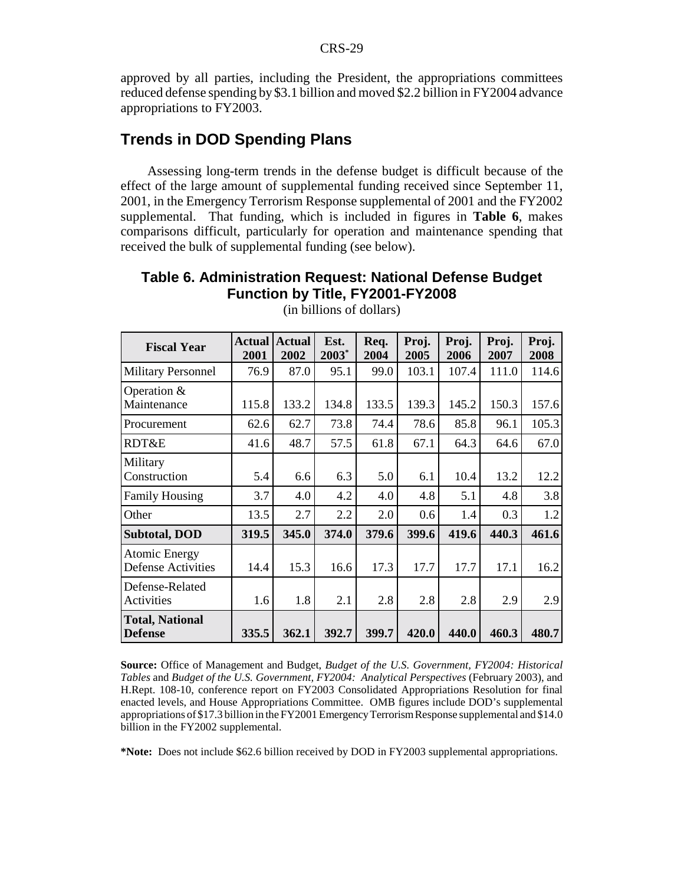approved by all parties, including the President, the appropriations committees reduced defense spending by $3.1 billion and moved $2.2 billion in FY2004 advance appropriations to FY2003.

## Trends in DOD Spending Plans

Assessing long-term trends in the defense budget is difficult because of the effect of the large amount of supplemental funding received since September 11, 2001, in the Emergency Terrorism Response supplemental of 2001 and the FY2002 supplemental. That funding, which is included in figures in **Table 6**, makes comparisons difficult, particularly for operation and maintenance spending that received the bulk of supplemental funding (see below).

### Table 6. Administration Request: National Defense Budget Function by Title, FY2001-FY2008

(in billions of dollars)

| Fiscal Year | Actual 2001 | Actual 2002 | Est. 2003* | Req. 2004 | Proj. 2005 | Proj. 2006 | Proj. 2007 | Proj. 2008 |
|---|---|---|---|---|---|---|---|---|
| Military Personnel | 76.9 | 87.0 | 95.1 | 99.0 | 103.1 | 107.4 | 111.0 | 114.6 |
| Operation & Maintenance | 115.8 | 133.2 | 134.8 | 133.5 | 139.3 | 145.2 | 150.3 | 157.6 |
| Procurement | 62.6 | 62.7 | 73.8 | 74.4 | 78.6 | 85.8 | 96.1 | 105.3 |
| RDT&E | 41.6 | 48.7 | 57.5 | 61.8 | 67.1 | 64.3 | 64.6 | 67.0 |
| Military Construction | 5.4 | 6.6 | 6.3 | 5.0 | 6.1 | 10.4 | 13.2 | 12.2 |
| Family Housing | 3.7 | 4.0 | 4.2 | 4.0 | 4.8 | 5.1 | 4.8 | 3.8 |
| Other | 13.5 | 2.7 | 2.2 | 2.0 | 0.6 | 1.4 | 0.3 | 1.2 |
| **Subtotal, DOD** | **319.5** | **345.0** | **374.0** | **379.6** | **399.6** | **419.6** | **440.3** | **461.6** |
| Atomic Energy Defense Activities | 14.4 | 15.3 | 16.6 | 17.3 | 17.7 | 17.7 | 17.1 | 16.2 |
| Defense-Related Activities | 1.6 | 1.8 | 2.1 | 2.8 | 2.8 | 2.8 | 2.9 | 2.9 |
| **Total, National Defense** | **335.5** | **362.1** | **392.7** | **399.7** | **420.0** | **440.0** | **460.3** | **480.7** |

**Source:** Office of Management and Budget, *Budget of the U.S. Government, FY2004: Historical Tables* and *Budget of the U.S. Government, FY2004: Analytical Perspectives* (February 2003), and H.Rept. 108-10, conference report on FY2003 Consolidated Appropriations Resolution for final enacted levels, and House Appropriations Committee. OMB figures include DOD's supplemental appropriations of $17.3 billion in the FY2001 Emergency Terrorism Response supplemental and $14.0 billion in the FY2002 supplemental.

***Note:** Does not include $62.6 billion received by DOD in FY2003 supplemental appropriations.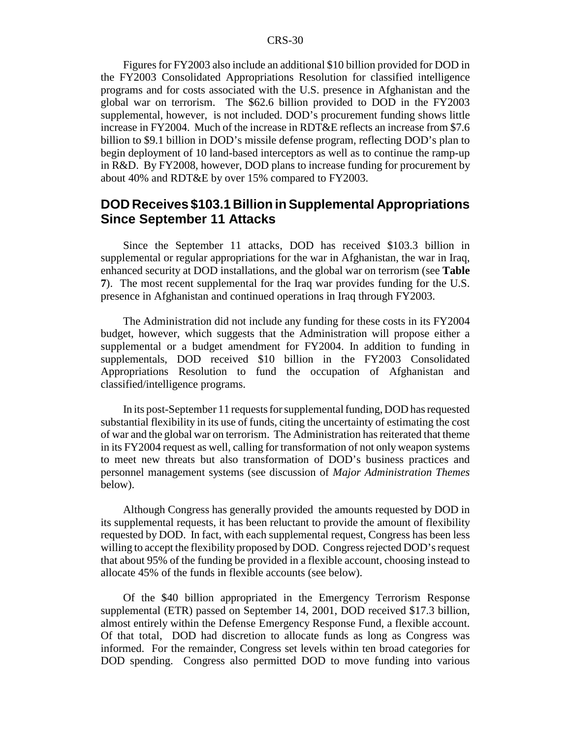Figures for FY2003 also include an additional $10 billion provided for DOD in the FY2003 Consolidated Appropriations Resolution for classified intelligence programs and for costs associated with the U.S. presence in Afghanistan and the global war on terrorism. The $62.6 billion provided to DOD in the FY2003 supplemental, however, is not included. DOD's procurement funding shows little increase in FY2004. Much of the increase in RDT&E reflects an increase from $7.6 billion to $9.1 billion in DOD's missile defense program, reflecting DOD's plan to begin deployment of 10 land-based interceptors as well as to continue the ramp-up in R&D. By FY2008, however, DOD plans to increase funding for procurement by about 40% and RDT&E by over 15% compared to FY2003.

## DOD Receives $103.1 Billion in Supplemental Appropriations Since September 11 Attacks

Since the September 11 attacks, DOD has received $103.3 billion in supplemental or regular appropriations for the war in Afghanistan, the war in Iraq, enhanced security at DOD installations, and the global war on terrorism (see **Table 7**). The most recent supplemental for the Iraq war provides funding for the U.S. presence in Afghanistan and continued operations in Iraq through FY2003.

The Administration did not include any funding for these costs in its FY2004 budget, however, which suggests that the Administration will propose either a supplemental or a budget amendment for FY2004. In addition to funding in supplementals, DOD received $10 billion in the FY2003 Consolidated Appropriations Resolution to fund the occupation of Afghanistan and classified/intelligence programs.

In its post-September 11 requests for supplemental funding, DOD has requested substantial flexibility in its use of funds, citing the uncertainty of estimating the cost of war and the global war on terrorism. The Administration has reiterated that theme in its FY2004 request as well, calling for transformation of not only weapon systems to meet new threats but also transformation of DOD's business practices and personnel management systems (see discussion of *Major Administration Themes* below).

Although Congress has generally provided the amounts requested by DOD in its supplemental requests, it has been reluctant to provide the amount of flexibility requested by DOD. In fact, with each supplemental request, Congress has been less willing to accept the flexibility proposed by DOD. Congress rejected DOD's request that about 95% of the funding be provided in a flexible account, choosing instead to allocate 45% of the funds in flexible accounts (see below).

Of the $40 billion appropriated in the Emergency Terrorism Response supplemental (ETR) passed on September 14, 2001, DOD received $17.3 billion, almost entirely within the Defense Emergency Response Fund, a flexible account. Of that total, DOD had discretion to allocate funds as long as Congress was informed. For the remainder, Congress set levels within ten broad categories for DOD spending. Congress also permitted DOD to move funding into various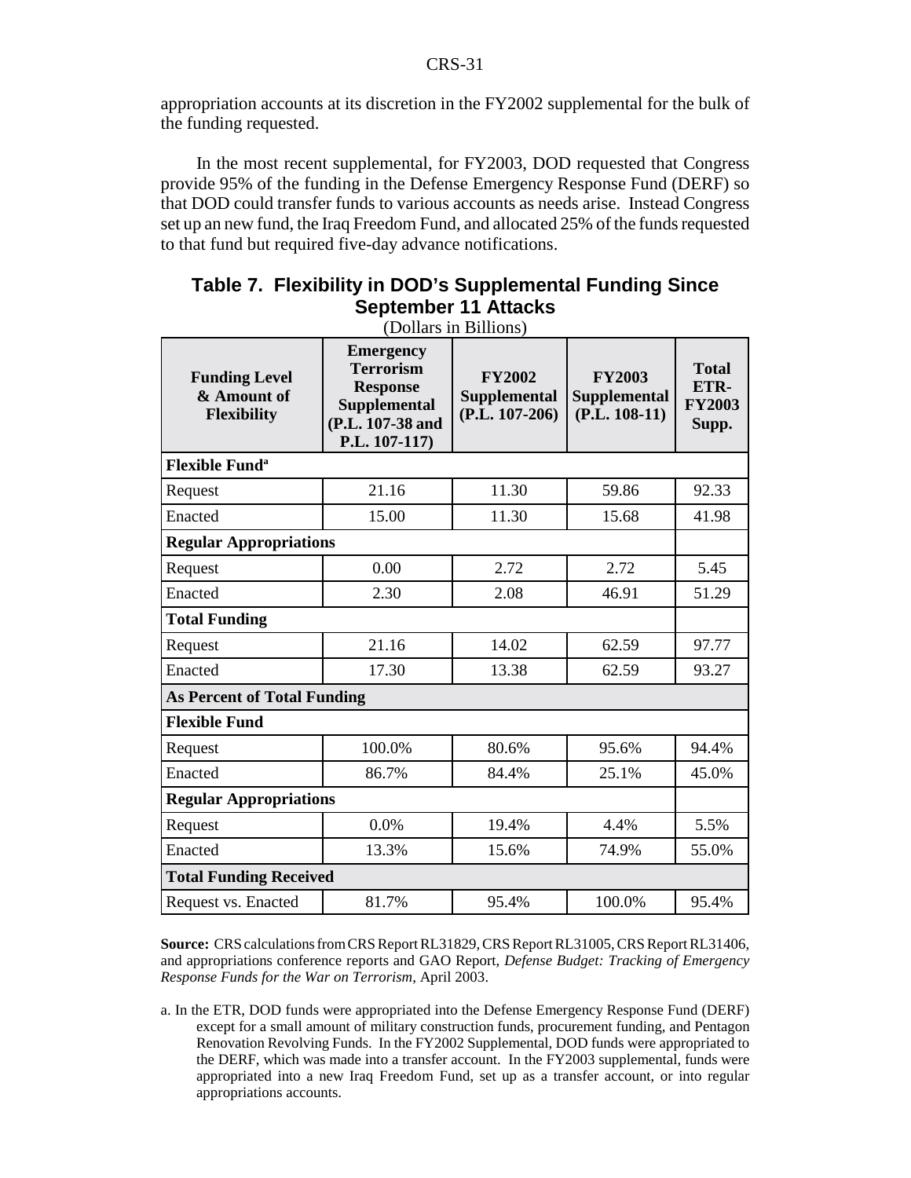appropriation accounts at its discretion in the FY2002 supplemental for the bulk of the funding requested.

In the most recent supplemental, for FY2003, DOD requested that Congress provide 95% of the funding in the Defense Emergency Response Fund (DERF) so that DOD could transfer funds to various accounts as needs arise. Instead Congress set up an new fund, the Iraq Freedom Fund, and allocated 25% of the funds requested to that fund but required five-day advance notifications.

## Table 7. Flexibility in DOD's Supplemental Funding Since September 11 Attacks

(Dollars in Billions)

| Funding Level & Amount of Flexibility | Emergency Terrorism Response Supplemental (P.L. 107-38 and P.L. 107-117) | FY2002 Supplemental (P.L. 107-206) | FY2003 Supplemental (P.L. 108-11) | Total ETR-FY2003 Supp. |
|---|---|---|---|---|
| **Flexible Fund**[a] | | | | |
| Request | 21.16 | 11.30 | 59.86 | 92.33 |
| Enacted | 15.00 | 11.30 | 15.68 | 41.98 |
| **Regular Appropriations** | | | | |
| Request | 0.00 | 2.72 | 2.72 | 5.45 |
| Enacted | 2.30 | 2.08 | 46.91 | 51.29 |
| **Total Funding** | | | | |
| Request | 21.16 | 14.02 | 62.59 | 97.77 |
| Enacted | 17.30 | 13.38 | 62.59 | 93.27 |
| **As Percent of Total Funding** | | | | |
| **Flexible Fund** | | | | |
| Request | 100.0% | 80.6% | 95.6% | 94.4% |
| Enacted | 86.7% | 84.4% | 25.1% | 45.0% |
| **Regular Appropriations** | | | | |
| Request | 0.0% | 19.4% | 4.4% | 5.5% |
| Enacted | 13.3% | 15.6% | 74.9% | 55.0% |
| **Total Funding Received** | | | | |
| Request vs. Enacted | 81.7% | 95.4% | 100.0% | 95.4% |

**Source:** CRS calculations from CRS Report RL31829, CRS Report RL31005, CRS Report RL31406, and appropriations conference reports and GAO Report, *Defense Budget: Tracking of Emergency Response Funds for the War on Terrorism*, April 2003.

a. In the ETR, DOD funds were appropriated into the Defense Emergency Response Fund (DERF) except for a small amount of military construction funds, procurement funding, and Pentagon Renovation Revolving Funds. In the FY2002 Supplemental, DOD funds were appropriated to the DERF, which was made into a transfer account. In the FY2003 supplemental, funds were appropriated into a new Iraq Freedom Fund, set up as a transfer account, or into regular appropriations accounts.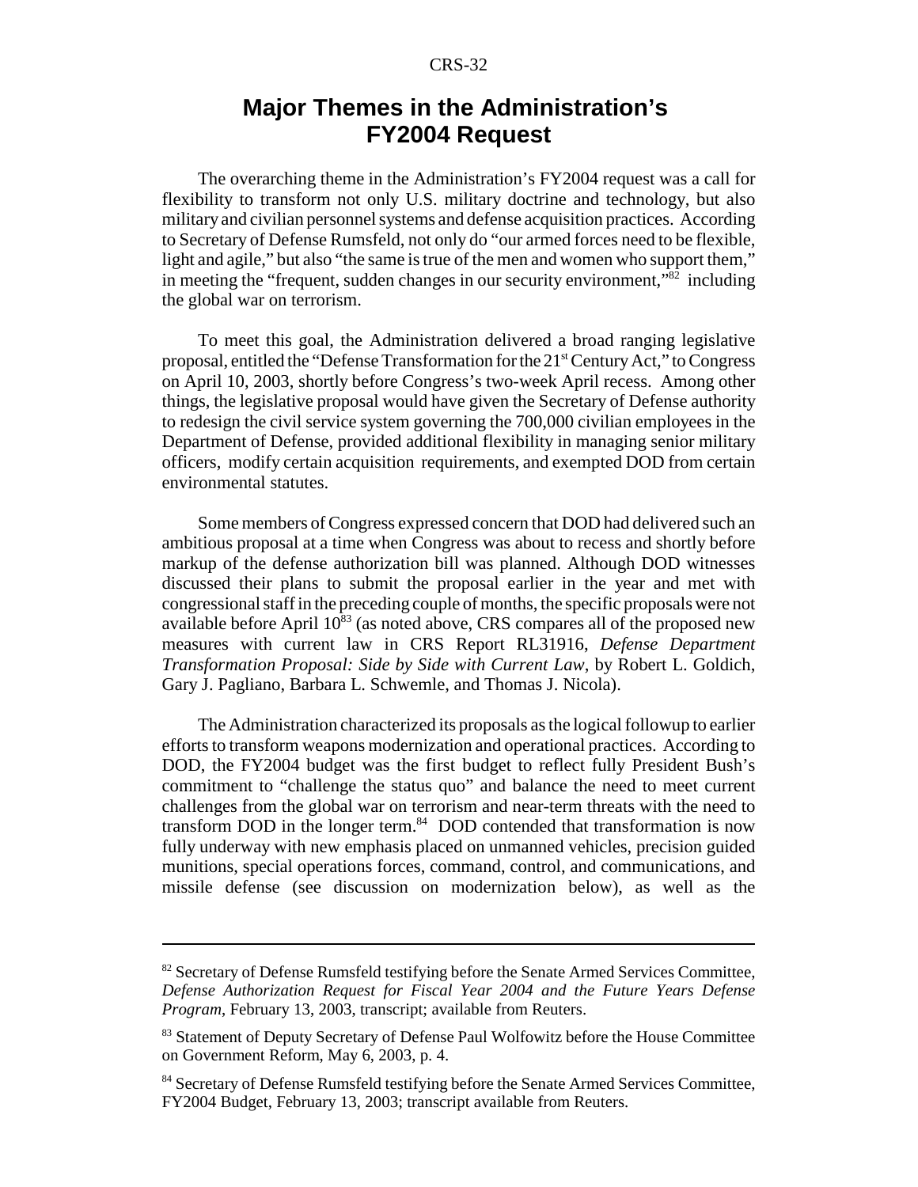# Major Themes in the Administration's FY2004 Request

The overarching theme in the Administration's FY2004 request was a call for flexibility to transform not only U.S. military doctrine and technology, but also military and civilian personnel systems and defense acquisition practices. According to Secretary of Defense Rumsfeld, not only do "our armed forces need to be flexible, light and agile," but also "the same is true of the men and women who support them," in meeting the "frequent, sudden changes in our security environment,"[82] including the global war on terrorism.

To meet this goal, the Administration delivered a broad ranging legislative proposal, entitled the "Defense Transformation for the 21st Century Act," to Congress on April 10, 2003, shortly before Congress's two-week April recess. Among other things, the legislative proposal would have given the Secretary of Defense authority to redesign the civil service system governing the 700,000 civilian employees in the Department of Defense, provided additional flexibility in managing senior military officers, modify certain acquisition requirements, and exempted DOD from certain environmental statutes.

Some members of Congress expressed concern that DOD had delivered such an ambitious proposal at a time when Congress was about to recess and shortly before markup of the defense authorization bill was planned. Although DOD witnesses discussed their plans to submit the proposal earlier in the year and met with congressional staff in the preceding couple of months, the specific proposals were not available before April 10[83] (as noted above, CRS compares all of the proposed new measures with current law in CRS Report RL31916, *Defense Department Transformation Proposal: Side by Side with Current Law*, by Robert L. Goldich, Gary J. Pagliano, Barbara L. Schwemle, and Thomas J. Nicola).

The Administration characterized its proposals as the logical followup to earlier efforts to transform weapons modernization and operational practices. According to DOD, the FY2004 budget was the first budget to reflect fully President Bush's commitment to "challenge the status quo" and balance the need to meet current challenges from the global war on terrorism and near-term threats with the need to transform DOD in the longer term.[84] DOD contended that transformation is now fully underway with new emphasis placed on unmanned vehicles, precision guided munitions, special operations forces, command, control, and communications, and missile defense (see discussion on modernization below), as well as the

---

[82] Secretary of Defense Rumsfeld testifying before the Senate Armed Services Committee, *Defense Authorization Request for Fiscal Year 2004 and the Future Years Defense Program*, February 13, 2003, transcript; available from Reuters.

[83] Statement of Deputy Secretary of Defense Paul Wolfowitz before the House Committee on Government Reform, May 6, 2003, p. 4.

[84] Secretary of Defense Rumsfeld testifying before the Senate Armed Services Committee, FY2004 Budget, February 13, 2003; transcript available from Reuters.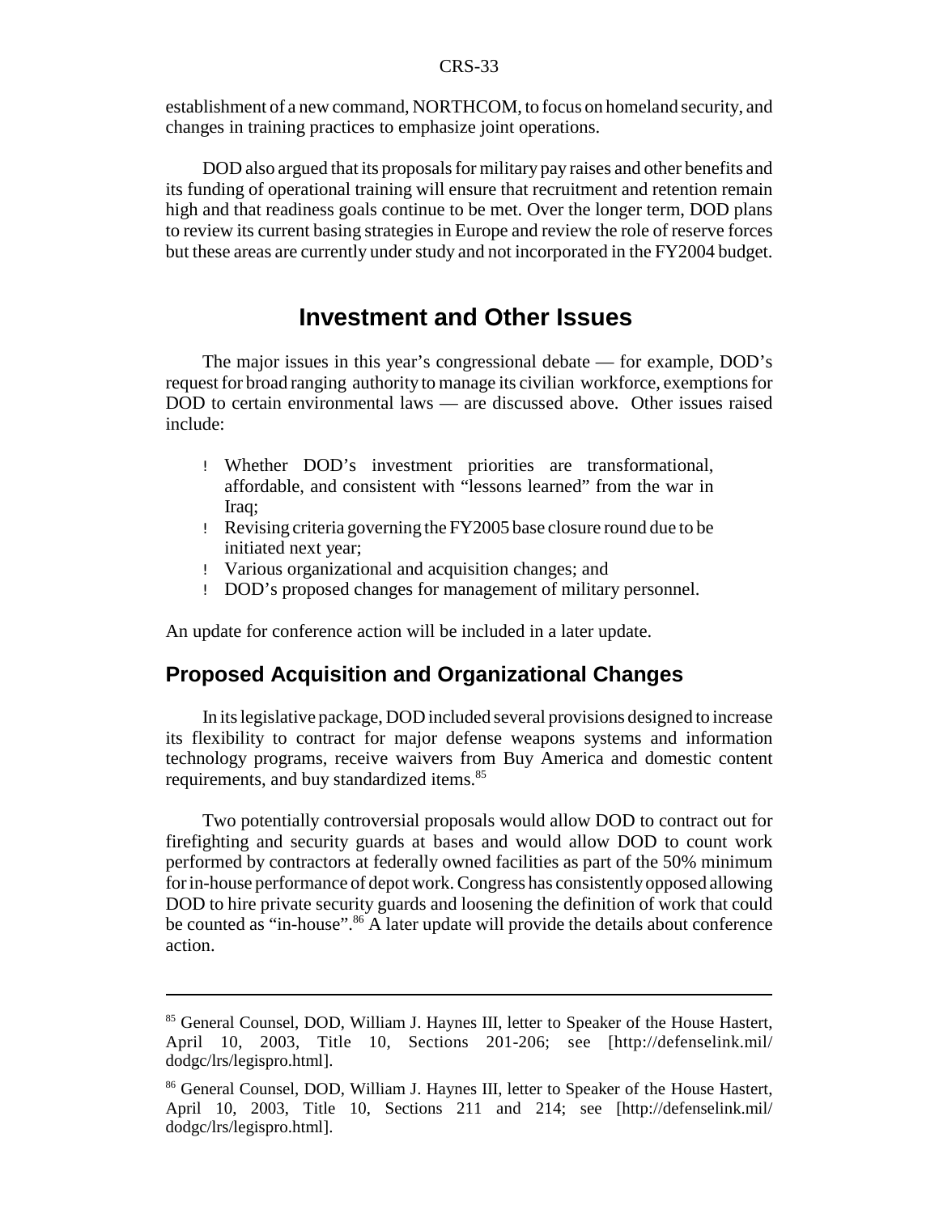establishment of a new command, NORTHCOM, to focus on homeland security, and changes in training practices to emphasize joint operations.

DOD also argued that its proposals for military pay raises and other benefits and its funding of operational training will ensure that recruitment and retention remain high and that readiness goals continue to be met. Over the longer term, DOD plans to review its current basing strategies in Europe and review the role of reserve forces but these areas are currently under study and not incorporated in the FY2004 budget.

# Investment and Other Issues

The major issues in this year's congressional debate — for example, DOD's request for broad ranging authority to manage its civilian workforce, exemptions for DOD to certain environmental laws — are discussed above. Other issues raised include:

- Whether DOD's investment priorities are transformational, affordable, and consistent with "lessons learned" from the war in Iraq;
- Revising criteria governing the FY2005 base closure round due to be initiated next year;
- Various organizational and acquisition changes; and
- DOD's proposed changes for management of military personnel.

An update for conference action will be included in a later update.

## Proposed Acquisition and Organizational Changes

In its legislative package, DOD included several provisions designed to increase its flexibility to contract for major defense weapons systems and information technology programs, receive waivers from Buy America and domestic content requirements, and buy standardized items.[85]

Two potentially controversial proposals would allow DOD to contract out for firefighting and security guards at bases and would allow DOD to count work performed by contractors at federally owned facilities as part of the 50% minimum for in-house performance of depot work. Congress has consistently opposed allowing DOD to hire private security guards and loosening the definition of work that could be counted as "in-house".[86] A later update will provide the details about conference action.

---

[85] General Counsel, DOD, William J. Haynes III, letter to Speaker of the House Hastert, April 10, 2003, Title 10, Sections 201-206; see [http://defenselink.mil/dodgc/lrs/legispro.html].

[86] General Counsel, DOD, William J. Haynes III, letter to Speaker of the House Hastert, April 10, 2003, Title 10, Sections 211 and 214; see [http://defenselink.mil/dodgc/lrs/legispro.html].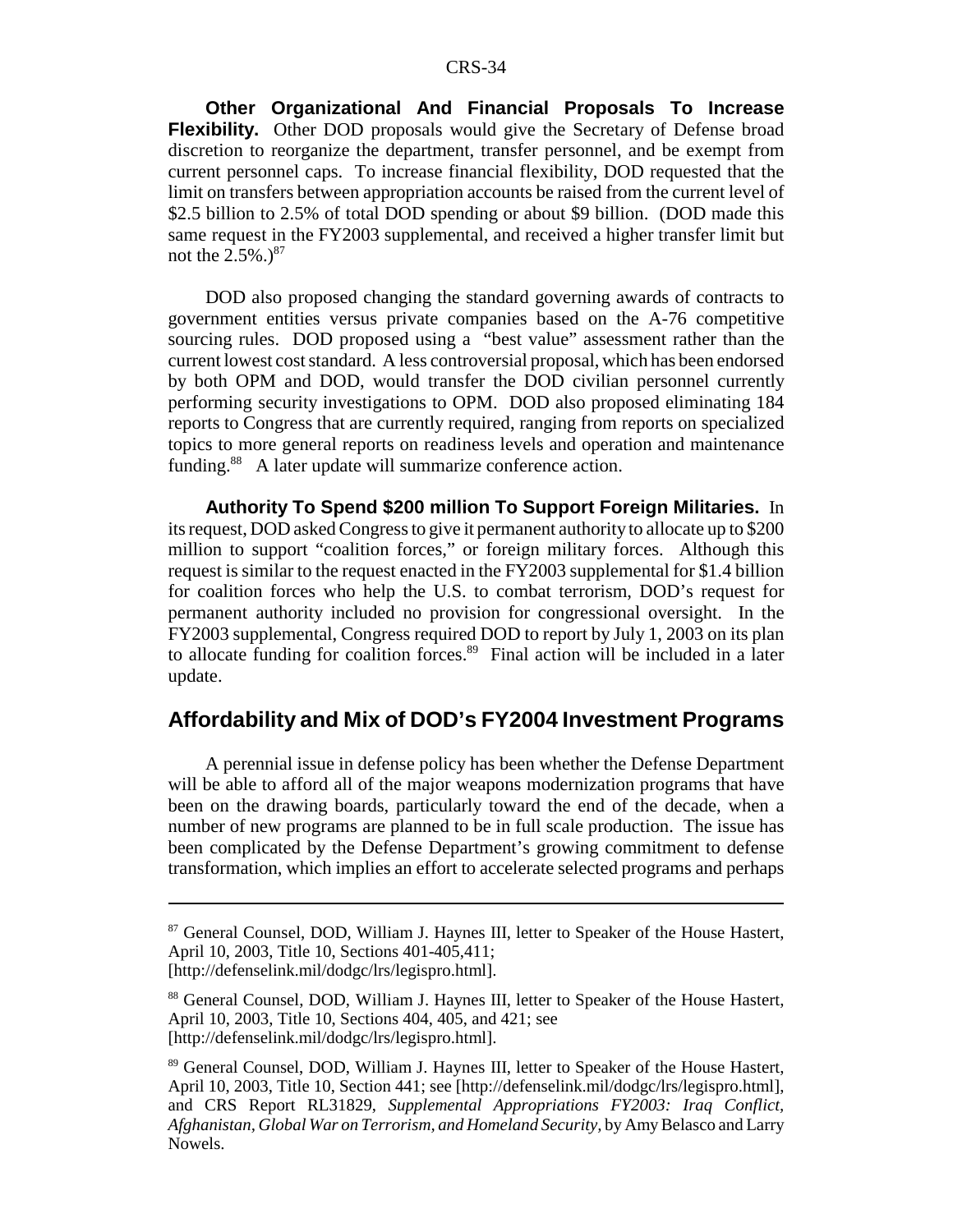**Other Organizational And Financial Proposals To Increase Flexibility.** Other DOD proposals would give the Secretary of Defense broad discretion to reorganize the department, transfer personnel, and be exempt from current personnel caps. To increase financial flexibility, DOD requested that the limit on transfers between appropriation accounts be raised from the current level of $2.5 billion to 2.5% of total DOD spending or about $9 billion. (DOD made this same request in the FY2003 supplemental, and received a higher transfer limit but not the 2.5%.)[87]

DOD also proposed changing the standard governing awards of contracts to government entities versus private companies based on the A-76 competitive sourcing rules. DOD proposed using a "best value" assessment rather than the current lowest cost standard. A less controversial proposal, which has been endorsed by both OPM and DOD, would transfer the DOD civilian personnel currently performing security investigations to OPM. DOD also proposed eliminating 184 reports to Congress that are currently required, ranging from reports on specialized topics to more general reports on readiness levels and operation and maintenance funding.[88] A later update will summarize conference action.

**Authority To Spend $200 million To Support Foreign Militaries.** In its request, DOD asked Congress to give it permanent authority to allocate up to $200 million to support "coalition forces," or foreign military forces. Although this request is similar to the request enacted in the FY2003 supplemental for $1.4 billion for coalition forces who help the U.S. to combat terrorism, DOD's request for permanent authority included no provision for congressional oversight. In the FY2003 supplemental, Congress required DOD to report by July 1, 2003 on its plan to allocate funding for coalition forces.[89] Final action will be included in a later update.

## Affordability and Mix of DOD's FY2004 Investment Programs

A perennial issue in defense policy has been whether the Defense Department will be able to afford all of the major weapons modernization programs that have been on the drawing boards, particularly toward the end of the decade, when a number of new programs are planned to be in full scale production. The issue has been complicated by the Defense Department's growing commitment to defense transformation, which implies an effort to accelerate selected programs and perhaps

---

[87] General Counsel, DOD, William J. Haynes III, letter to Speaker of the House Hastert, April 10, 2003, Title 10, Sections 401-405,411; [http://defenselink.mil/dodgc/lrs/legispro.html].

[88] General Counsel, DOD, William J. Haynes III, letter to Speaker of the House Hastert, April 10, 2003, Title 10, Sections 404, 405, and 421; see [http://defenselink.mil/dodgc/lrs/legispro.html].

[89] General Counsel, DOD, William J. Haynes III, letter to Speaker of the House Hastert, April 10, 2003, Title 10, Section 441; see [http://defenselink.mil/dodgc/lrs/legispro.html], and CRS Report RL31829, *Supplemental Appropriations FY2003: Iraq Conflict, Afghanistan, Global War on Terrorism, and Homeland Security,* by Amy Belasco and Larry Nowels.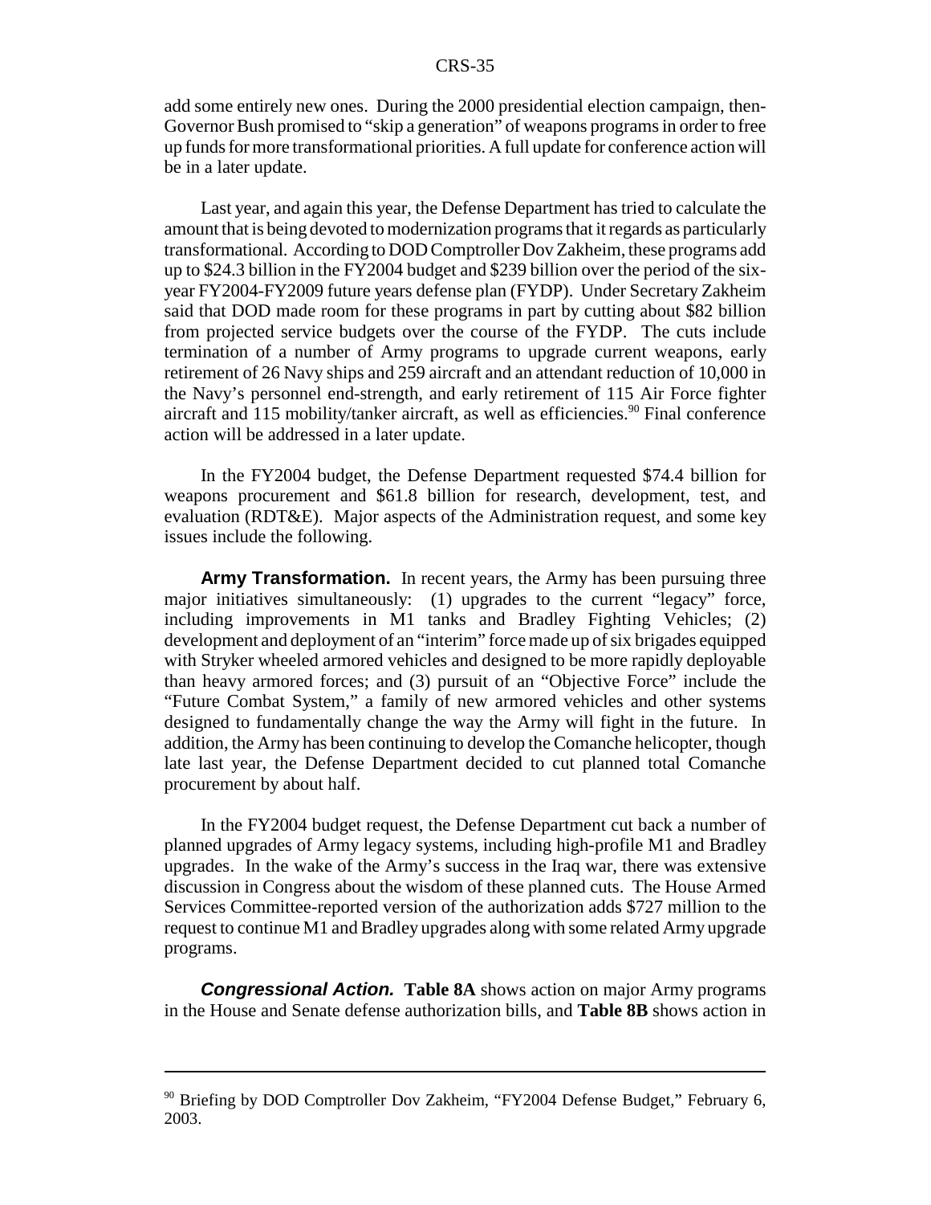add some entirely new ones. During the 2000 presidential election campaign, then-Governor Bush promised to "skip a generation" of weapons programs in order to free up funds for more transformational priorities. A full update for conference action will be in a later update.

Last year, and again this year, the Defense Department has tried to calculate the amount that is being devoted to modernization programs that it regards as particularly transformational. According to DOD Comptroller Dov Zakheim, these programs add up to $24.3 billion in the FY2004 budget and $239 billion over the period of the six-year FY2004-FY2009 future years defense plan (FYDP). Under Secretary Zakheim said that DOD made room for these programs in part by cutting about $82 billion from projected service budgets over the course of the FYDP. The cuts include termination of a number of Army programs to upgrade current weapons, early retirement of 26 Navy ships and 259 aircraft and an attendant reduction of 10,000 in the Navy's personnel end-strength, and early retirement of 115 Air Force fighter aircraft and 115 mobility/tanker aircraft, as well as efficiencies.[90] Final conference action will be addressed in a later update.

In the FY2004 budget, the Defense Department requested $74.4 billion for weapons procurement and $61.8 billion for research, development, test, and evaluation (RDT&E). Major aspects of the Administration request, and some key issues include the following.

**Army Transformation.** In recent years, the Army has been pursuing three major initiatives simultaneously: (1) upgrades to the current "legacy" force, including improvements in M1 tanks and Bradley Fighting Vehicles; (2) development and deployment of an "interim" force made up of six brigades equipped with Stryker wheeled armored vehicles and designed to be more rapidly deployable than heavy armored forces; and (3) pursuit of an "Objective Force" include the "Future Combat System," a family of new armored vehicles and other systems designed to fundamentally change the way the Army will fight in the future. In addition, the Army has been continuing to develop the Comanche helicopter, though late last year, the Defense Department decided to cut planned total Comanche procurement by about half.

In the FY2004 budget request, the Defense Department cut back a number of planned upgrades of Army legacy systems, including high-profile M1 and Bradley upgrades. In the wake of the Army's success in the Iraq war, there was extensive discussion in Congress about the wisdom of these planned cuts. The House Armed Services Committee-reported version of the authorization adds $727 million to the request to continue M1 and Bradley upgrades along with some related Army upgrade programs.

***Congressional Action.*** **Table 8A** shows action on major Army programs in the House and Senate defense authorization bills, and **Table 8B** shows action in

[90] Briefing by DOD Comptroller Dov Zakheim, "FY2004 Defense Budget," February 6, 2003.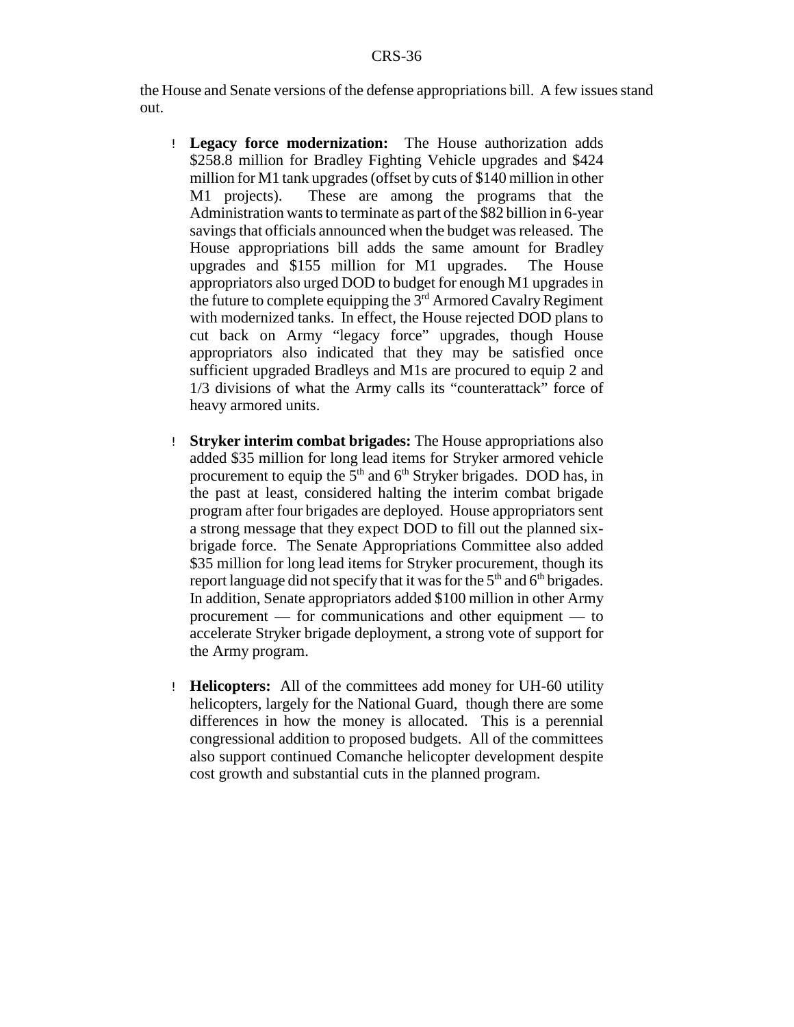the House and Senate versions of the defense appropriations bill. A few issues stand out.

- **Legacy force modernization:** The House authorization adds \$258.8 million for Bradley Fighting Vehicle upgrades and \$424 million for M1 tank upgrades (offset by cuts of \$140 million in other M1 projects). These are among the programs that the Administration wants to terminate as part of the \$82 billion in 6-year savings that officials announced when the budget was released. The House appropriations bill adds the same amount for Bradley upgrades and \$155 million for M1 upgrades. The House appropriators also urged DOD to budget for enough M1 upgrades in the future to complete equipping the 3rd Armored Cavalry Regiment with modernized tanks. In effect, the House rejected DOD plans to cut back on Army "legacy force" upgrades, though House appropriators also indicated that they may be satisfied once sufficient upgraded Bradleys and M1s are procured to equip 2 and 1/3 divisions of what the Army calls its "counterattack" force of heavy armored units.

- **Stryker interim combat brigades:** The House appropriations also added \$35 million for long lead items for Stryker armored vehicle procurement to equip the 5th and 6th Stryker brigades. DOD has, in the past at least, considered halting the interim combat brigade program after four brigades are deployed. House appropriators sent a strong message that they expect DOD to fill out the planned six-brigade force. The Senate Appropriations Committee also added \$35 million for long lead items for Stryker procurement, though its report language did not specify that it was for the 5th and 6th brigades. In addition, Senate appropriators added \$100 million in other Army procurement — for communications and other equipment — to accelerate Stryker brigade deployment, a strong vote of support for the Army program.

- **Helicopters:** All of the committees add money for UH-60 utility helicopters, largely for the National Guard, though there are some differences in how the money is allocated. This is a perennial congressional addition to proposed budgets. All of the committees also support continued Comanche helicopter development despite cost growth and substantial cuts in the planned program.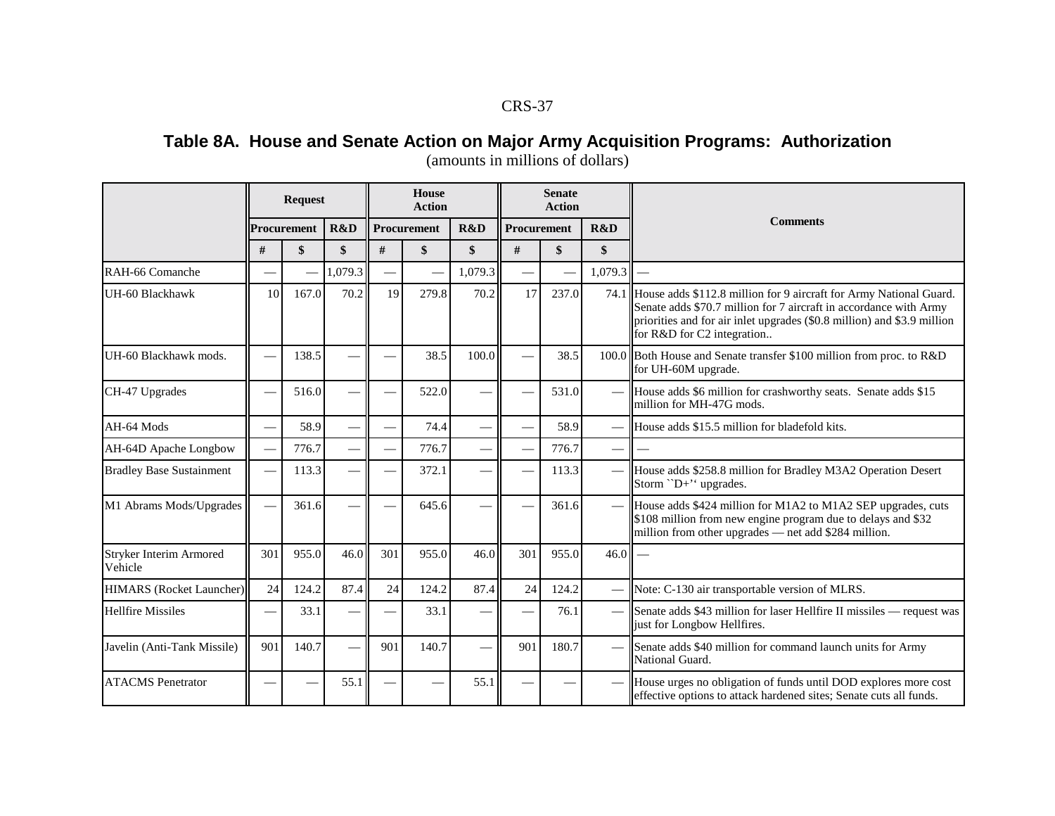## Table 8A. House and Senate Action on Major Army Acquisition Programs: Authorization

(amounts in millions of dollars)

| | Request | | | House Action | | | Senate Action | | | Comments |
|---|---|---|---|---|---|---|---|---|---|---|
| | Procurement | | R&D | Procurement | | R&D | Procurement | | R&D | |
| | # | $ | $ | # | $ | $ | # | $ | $ | |
| RAH-66 Comanche | — | — | 1,079.3 | — | — | 1,079.3 | — | — | 1,079.3 | — |
| UH-60 Blackhawk | 10 | 167.0 | 70.2 | 19 | 279.8 | 70.2 | 17 | 237.0 | 74.1 | House adds $112.8 million for 9 aircraft for Army National Guard. Senate adds $70.7 million for 7 aircraft in accordance with Army priorities and for air inlet upgrades ($0.8 million) and $3.9 million for R&D for C2 integration.. |
| UH-60 Blackhawk mods. | — | 138.5 | — | — | 38.5 | 100.0 | — | 38.5 | 100.0 | Both House and Senate transfer $100 million from proc. to R&D for UH-60M upgrade. |
| CH-47 Upgrades | — | 516.0 | — | — | 522.0 | — | — | 531.0 | — | House adds $6 million for crashworthy seats. Senate adds $15 million for MH-47G mods. |
| AH-64 Mods | — | 58.9 | — | — | 74.4 | — | — | 58.9 | — | House adds $15.5 million for bladefold kits. |
| AH-64D Apache Longbow | — | 776.7 | — | — | 776.7 | — | — | 776.7 | — | — |
| Bradley Base Sustainment | — | 113.3 | — | — | 372.1 | — | — | 113.3 | — | House adds $258.8 million for Bradley M3A2 Operation Desert Storm ``D+'' upgrades. |
| M1 Abrams Mods/Upgrades | — | 361.6 | — | — | 645.6 | — | — | 361.6 | — | House adds $424 million for M1A2 to M1A2 SEP upgrades, cuts $108 million from new engine program due to delays and $32 million from other upgrades — net add $284 million. |
| Stryker Interim Armored Vehicle | 301 | 955.0 | 46.0 | 301 | 955.0 | 46.0 | 301 | 955.0 | 46.0 | — |
| HIMARS (Rocket Launcher) | 24 | 124.2 | 87.4 | 24 | 124.2 | 87.4 | 24 | 124.2 | — | Note: C-130 air transportable version of MLRS. |
| Hellfire Missiles | — | 33.1 | — | — | 33.1 | — | — | 76.1 | — | Senate adds $43 million for laser Hellfire II missiles — request was just for Longbow Hellfires. |
| Javelin (Anti-Tank Missile) | 901 | 140.7 | — | 901 | 140.7 | — | 901 | 180.7 | — | Senate adds $40 million for command launch units for Army National Guard. |
| ATACMS Penetrator | — | — | 55.1 | — | — | 55.1 | — | — | — | House urges no obligation of funds until DOD explores more cost effective options to attack hardened sites; Senate cuts all funds. |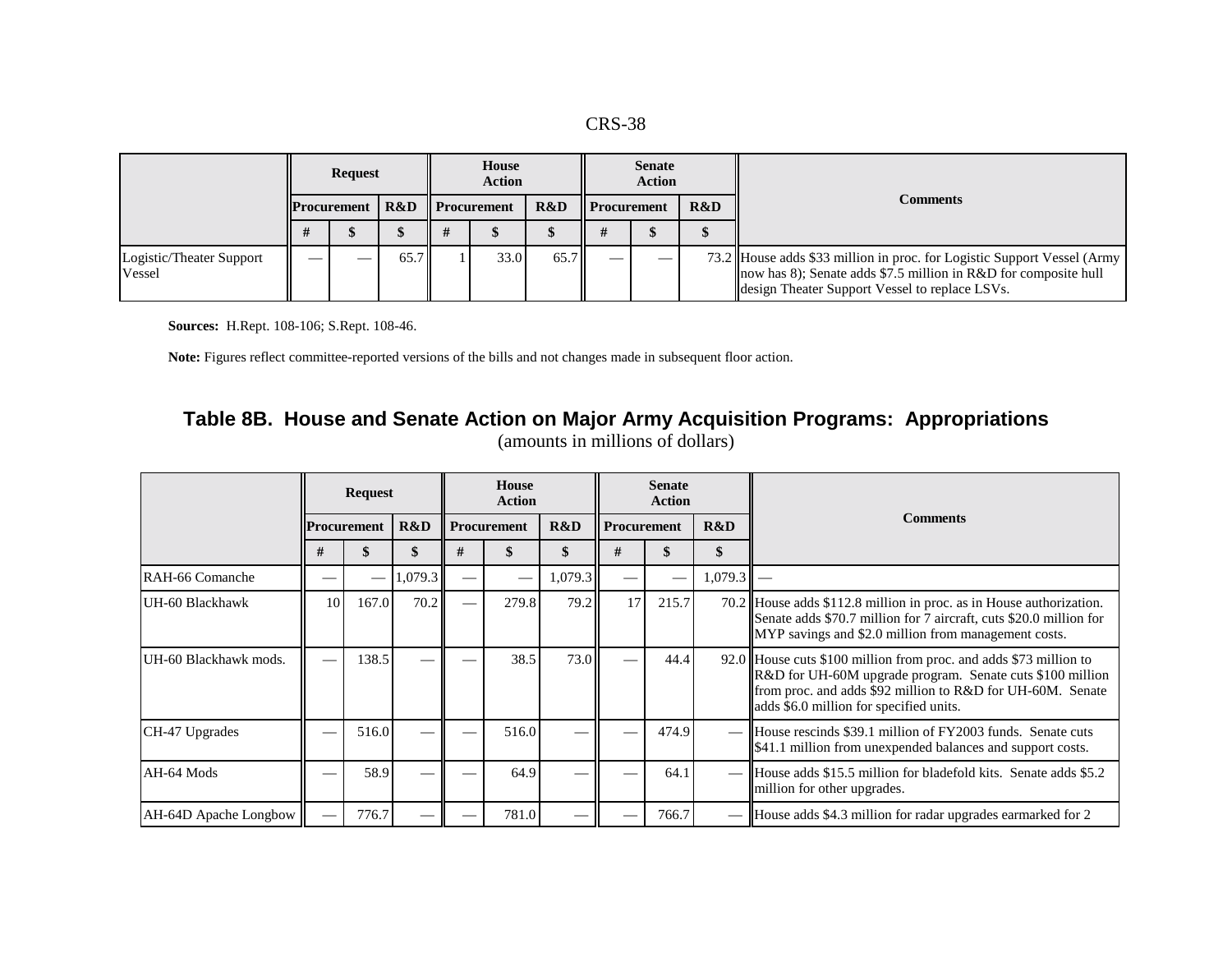| | Request | | | House Action | | | Senate Action | | | Comments |
|---|---|---|---|---|---|---|---|---|---|---|
| | Procurement | | R&D | Procurement | | R&D | Procurement | | R&D | |
| | # | $ | $ | # | $ | $ | # | $ | $ | |
| Logistic/Theater Support Vessel | — | — | 65.7 | 1 | 33.0 | 65.7 | — | — | 73.2 | House adds $33 million in proc. for Logistic Support Vessel (Army now has 8); Senate adds $7.5 million in R&D for composite hull design Theater Support Vessel to replace LSVs. |

**Sources:** H.Rept. 108-106; S.Rept. 108-46.

**Note:** Figures reflect committee-reported versions of the bills and not changes made in subsequent floor action.

## Table 8B. House and Senate Action on Major Army Acquisition Programs: Appropriations

(amounts in millions of dollars)

| | Request | | | House Action | | | Senate Action | | | Comments |
|---|---|---|---|---|---|---|---|---|---|---|
| | Procurement | | R&D | Procurement | | R&D | Procurement | | R&D | |
| | # | $ | $ | # | $ | $ | # | $ | $ | |
| RAH-66 Comanche | — | — | 1,079.3 | — | — | 1,079.3 | — | — | 1,079.3 | — |
| UH-60 Blackhawk | 10 | 167.0 | 70.2 | — | 279.8 | 79.2 | 17 | 215.7 | 70.2 | House adds $112.8 million in proc. as in House authorization. Senate adds $70.7 million for 7 aircraft, cuts $20.0 million for MYP savings and $2.0 million from management costs. |
| UH-60 Blackhawk mods. | — | 138.5 | — | — | 38.5 | 73.0 | — | 44.4 | 92.0 | House cuts $100 million from proc. and adds $73 million to R&D for UH-60M upgrade program. Senate cuts $100 million from proc. and adds $92 million to R&D for UH-60M. Senate adds $6.0 million for specified units. |
| CH-47 Upgrades | — | 516.0 | — | — | 516.0 | — | — | 474.9 | — | House rescinds $39.1 million of FY2003 funds. Senate cuts $41.1 million from unexpended balances and support costs. |
| AH-64 Mods | — | 58.9 | — | — | 64.9 | — | — | 64.1 | — | House adds $15.5 million for bladefold kits. Senate adds $5.2 million for other upgrades. |
| AH-64D Apache Longbow | — | 776.7 | — | — | 781.0 | — | — | 766.7 | — | House adds $4.3 million for radar upgrades earmarked for 2 |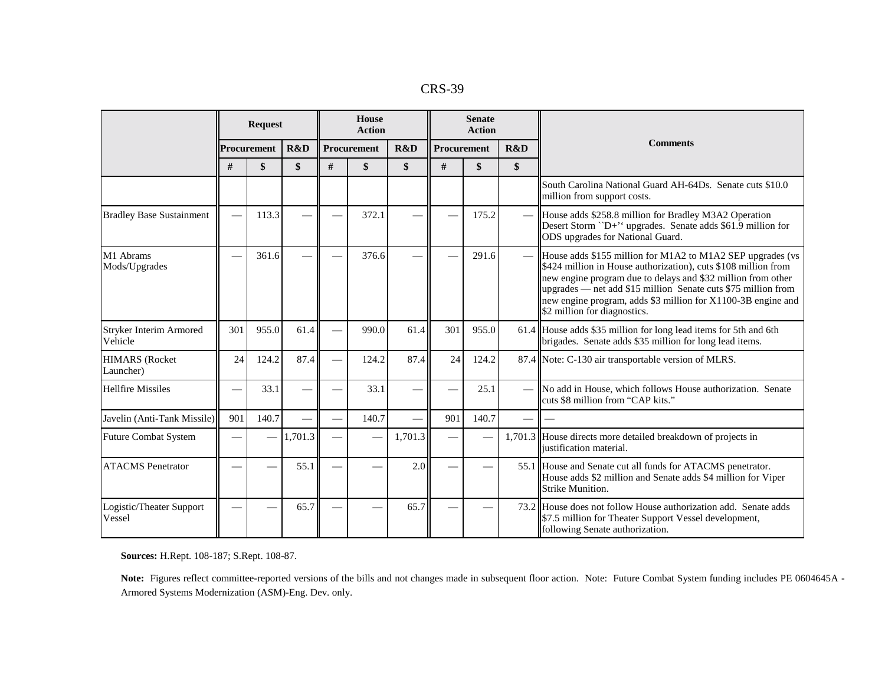| | Request | | | House Action | | | Senate Action | | | Comments |
|---|---|---|---|---|---|---|---|---|---|---|
| | Procurement | | R&D | Procurement | | R&D | Procurement | | R&D | |
| | # | $ | $ | # | $ | $ | # | $ | $ | |
| | | | | | | | | | | South Carolina National Guard AH-64Ds. Senate cuts $10.0 million from support costs. |
| Bradley Base Sustainment | — | 113.3 | — | — | 372.1 | — | — | 175.2 | — | House adds $258.8 million for Bradley M3A2 Operation Desert Storm ``D+'' upgrades. Senate adds $61.9 million for ODS upgrades for National Guard. |
| M1 Abrams Mods/Upgrades | — | 361.6 | — | — | 376.6 | — | — | 291.6 | — | House adds $155 million for M1A2 to M1A2 SEP upgrades (vs $424 million in House authorization), cuts $108 million from new engine program due to delays and $32 million from other upgrades — net add $15 million Senate cuts $75 million from new engine program, adds $3 million for X1100-3B engine and $2 million for diagnostics. |
| Stryker Interim Armored Vehicle | 301 | 955.0 | 61.4 | — | 990.0 | 61.4 | 301 | 955.0 | 61.4 | House adds $35 million for long lead items for 5th and 6th brigades. Senate adds $35 million for long lead items. |
| HIMARS (Rocket Launcher) | 24 | 124.2 | 87.4 | — | 124.2 | 87.4 | 24 | 124.2 | 87.4 | Note: C-130 air transportable version of MLRS. |
| Hellfire Missiles | — | 33.1 | — | — | 33.1 | — | — | 25.1 | — | No add in House, which follows House authorization. Senate cuts $8 million from "CAP kits." |
| Javelin (Anti-Tank Missile) | 901 | 140.7 | — | — | 140.7 | — | 901 | 140.7 | — | — |
| Future Combat System | — | — | 1,701.3 | — | — | 1,701.3 | — | — | 1,701.3 | House directs more detailed breakdown of projects in justification material. |
| ATACMS Penetrator | — | — | 55.1 | — | — | 2.0 | — | — | 55.1 | House and Senate cut all funds for ATACMS penetrator. House adds $2 million and Senate adds $4 million for Viper Strike Munition. |
| Logistic/Theater Support Vessel | — | — | 65.7 | — | — | 65.7 | — | — | 73.2 | House does not follow House authorization add. Senate adds $7.5 million for Theater Support Vessel development, following Senate authorization. |

**Sources:** H.Rept. 108-187; S.Rept. 108-87.

**Note:** Figures reflect committee-reported versions of the bills and not changes made in subsequent floor action. Note: Future Combat System funding includes PE 0604645A - Armored Systems Modernization (ASM)-Eng. Dev. only.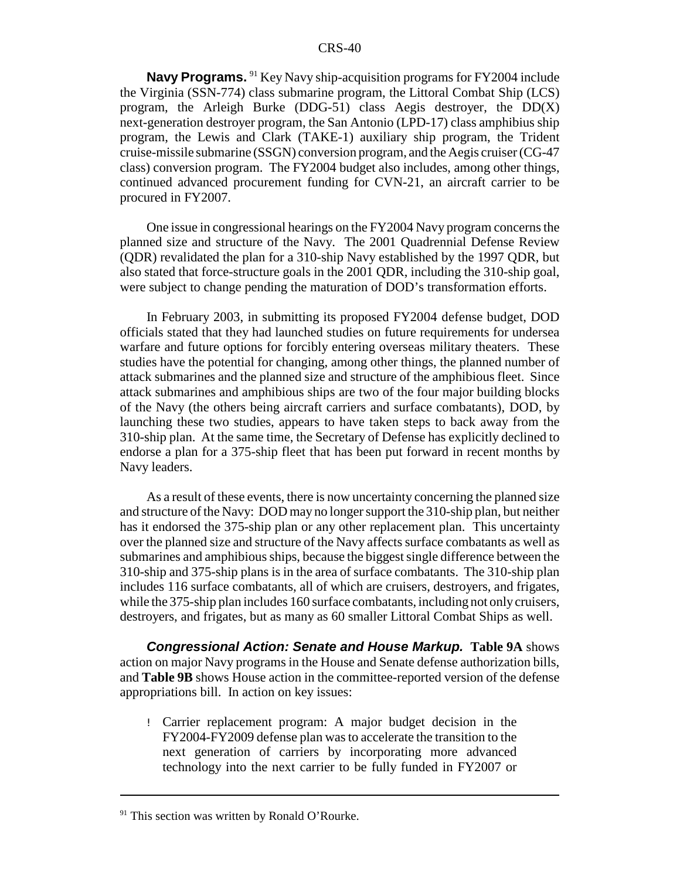**Navy Programs.**[91] Key Navy ship-acquisition programs for FY2004 include the Virginia (SSN-774) class submarine program, the Littoral Combat Ship (LCS) program, the Arleigh Burke (DDG-51) class Aegis destroyer, the DD(X) next-generation destroyer program, the San Antonio (LPD-17) class amphibious ship program, the Lewis and Clark (TAKE-1) auxiliary ship program, the Trident cruise-missile submarine (SSGN) conversion program, and the Aegis cruiser (CG-47 class) conversion program. The FY2004 budget also includes, among other things, continued advanced procurement funding for CVN-21, an aircraft carrier to be procured in FY2007.

One issue in congressional hearings on the FY2004 Navy program concerns the planned size and structure of the Navy. The 2001 Quadrennial Defense Review (QDR) revalidated the plan for a 310-ship Navy established by the 1997 QDR, but also stated that force-structure goals in the 2001 QDR, including the 310-ship goal, were subject to change pending the maturation of DOD's transformation efforts.

In February 2003, in submitting its proposed FY2004 defense budget, DOD officials stated that they had launched studies on future requirements for undersea warfare and future options for forcibly entering overseas military theaters. These studies have the potential for changing, among other things, the planned number of attack submarines and the planned size and structure of the amphibious fleet. Since attack submarines and amphibious ships are two of the four major building blocks of the Navy (the others being aircraft carriers and surface combatants), DOD, by launching these two studies, appears to have taken steps to back away from the 310-ship plan. At the same time, the Secretary of Defense has explicitly declined to endorse a plan for a 375-ship fleet that has been put forward in recent months by Navy leaders.

As a result of these events, there is now uncertainty concerning the planned size and structure of the Navy: DOD may no longer support the 310-ship plan, but neither has it endorsed the 375-ship plan or any other replacement plan. This uncertainty over the planned size and structure of the Navy affects surface combatants as well as submarines and amphibious ships, because the biggest single difference between the 310-ship and 375-ship plans is in the area of surface combatants. The 310-ship plan includes 116 surface combatants, all of which are cruisers, destroyers, and frigates, while the 375-ship plan includes 160 surface combatants, including not only cruisers, destroyers, and frigates, but as many as 60 smaller Littoral Combat Ships as well.

***Congressional Action: Senate and House Markup.*** **Table 9A** shows action on major Navy programs in the House and Senate defense authorization bills, and **Table 9B** shows House action in the committee-reported version of the defense appropriations bill. In action on key issues:

- Carrier replacement program: A major budget decision in the FY2004-FY2009 defense plan was to accelerate the transition to the next generation of carriers by incorporating more advanced technology into the next carrier to be fully funded in FY2007 or

[91] This section was written by Ronald O'Rourke.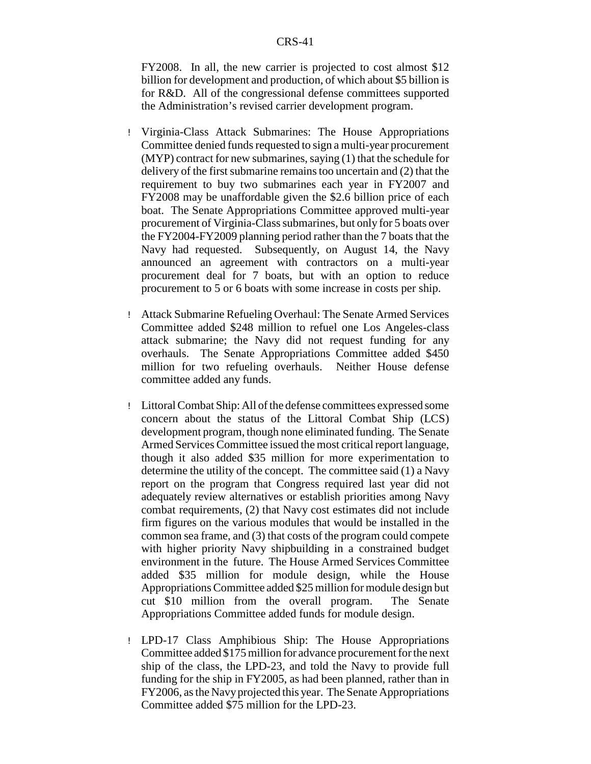FY2008. In all, the new carrier is projected to cost almost $12 billion for development and production, of which about $5 billion is for R&D. All of the congressional defense committees supported the Administration's revised carrier development program.

- Virginia-Class Attack Submarines: The House Appropriations Committee denied funds requested to sign a multi-year procurement (MYP) contract for new submarines, saying (1) that the schedule for delivery of the first submarine remains too uncertain and (2) that the requirement to buy two submarines each year in FY2007 and FY2008 may be unaffordable given the $2.6 billion price of each boat. The Senate Appropriations Committee approved multi-year procurement of Virginia-Class submarines, but only for 5 boats over the FY2004-FY2009 planning period rather than the 7 boats that the Navy had requested. Subsequently, on August 14, the Navy announced an agreement with contractors on a multi-year procurement deal for 7 boats, but with an option to reduce procurement to 5 or 6 boats with some increase in costs per ship.

- Attack Submarine Refueling Overhaul: The Senate Armed Services Committee added $248 million to refuel one Los Angeles-class attack submarine; the Navy did not request funding for any overhauls. The Senate Appropriations Committee added $450 million for two refueling overhauls. Neither House defense committee added any funds.

- Littoral Combat Ship: All of the defense committees expressed some concern about the status of the Littoral Combat Ship (LCS) development program, though none eliminated funding. The Senate Armed Services Committee issued the most critical report language, though it also added $35 million for more experimentation to determine the utility of the concept. The committee said (1) a Navy report on the program that Congress required last year did not adequately review alternatives or establish priorities among Navy combat requirements, (2) that Navy cost estimates did not include firm figures on the various modules that would be installed in the common sea frame, and (3) that costs of the program could compete with higher priority Navy shipbuilding in a constrained budget environment in the future. The House Armed Services Committee added $35 million for module design, while the House Appropriations Committee added $25 million for module design but cut $10 million from the overall program. The Senate Appropriations Committee added funds for module design.

- LPD-17 Class Amphibious Ship: The House Appropriations Committee added $175 million for advance procurement for the next ship of the class, the LPD-23, and told the Navy to provide full funding for the ship in FY2005, as had been planned, rather than in FY2006, as the Navy projected this year. The Senate Appropriations Committee added $75 million for the LPD-23.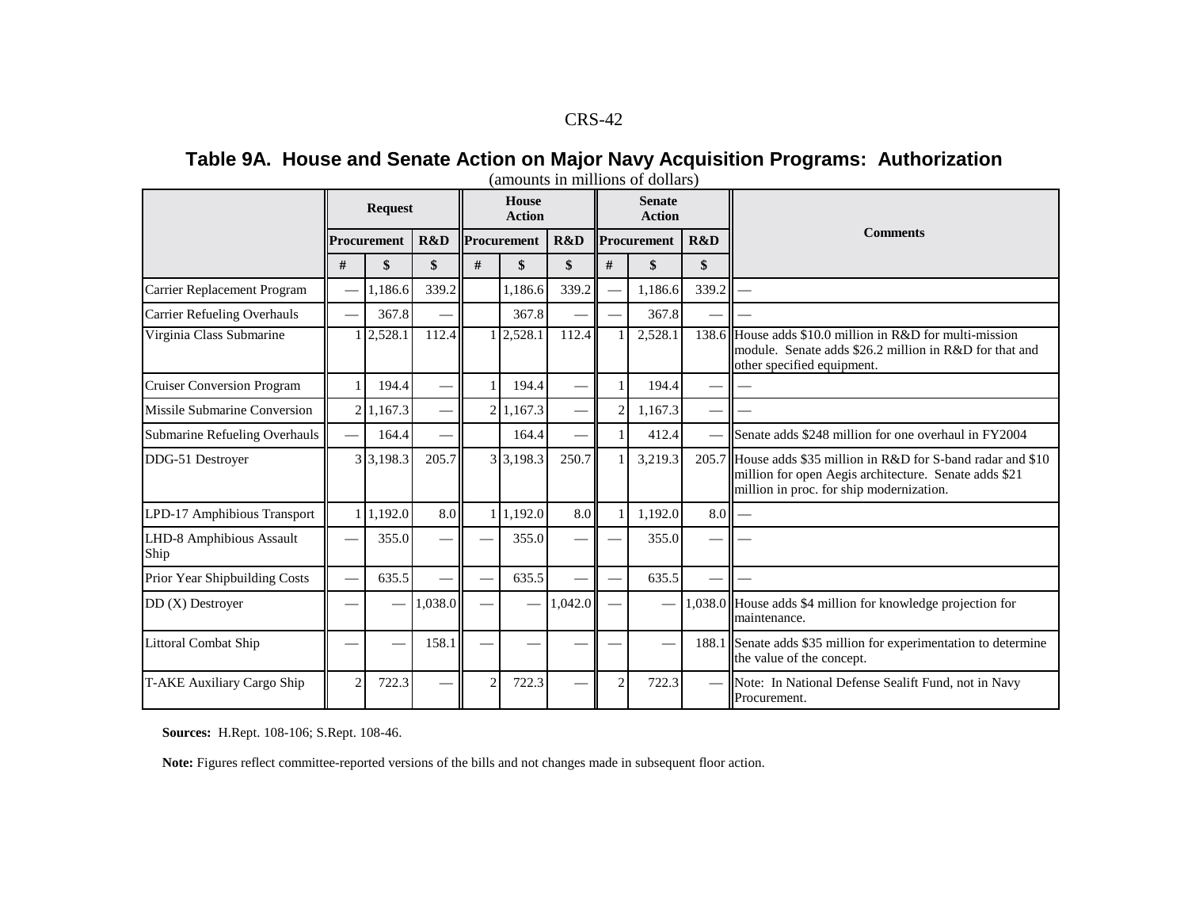## Table 9A. House and Senate Action on Major Navy Acquisition Programs: Authorization

(amounts in millions of dollars)

| | Request | | | House Action | | | Senate Action | | | Comments |
|---|---|---|---|---|---|---|---|---|---|---|
| | Procurement | | R&D | Procurement | | R&D | Procurement | | R&D | |
| | # | $ | $ | # | $ | $ | # | $ | $ | |
| Carrier Replacement Program | — | 1,186.6 | 339.2 | | 1,186.6 | 339.2 | — | 1,186.6 | 339.2 | — |
| Carrier Refueling Overhauls | — | 367.8 | — | | 367.8 | — | — | 367.8 | — | — |
| Virginia Class Submarine | 1 | 2,528.1 | 112.4 | 1 | 2,528.1 | 112.4 | 1 | 2,528.1 | 138.6 | House adds $10.0 million in R&D for multi-mission module. Senate adds $26.2 million in R&D for that and other specified equipment. |
| Cruiser Conversion Program | 1 | 194.4 | — | 1 | 194.4 | — | 1 | 194.4 | — | — |
| Missile Submarine Conversion | 2 | 1,167.3 | — | 2 | 1,167.3 | — | 2 | 1,167.3 | — | — |
| Submarine Refueling Overhauls | — | 164.4 | — | | 164.4 | — | 1 | 412.4 | — | Senate adds $248 million for one overhaul in FY2004 |
| DDG-51 Destroyer | 3 | 3,198.3 | 205.7 | 3 | 3,198.3 | 250.7 | 1 | 3,219.3 | 205.7 | House adds $35 million in R&D for S-band radar and $10 million for open Aegis architecture. Senate adds $21 million in proc. for ship modernization. |
| LPD-17 Amphibious Transport | 1 | 1,192.0 | 8.0 | 1 | 1,192.0 | 8.0 | 1 | 1,192.0 | 8.0 | — |
| LHD-8 Amphibious Assault Ship | — | 355.0 | — | — | 355.0 | — | — | 355.0 | — | — |
| Prior Year Shipbuilding Costs | — | 635.5 | — | — | 635.5 | — | — | 635.5 | — | — |
| DD (X) Destroyer | — | — | 1,038.0 | — | — | 1,042.0 | — | — | 1,038.0 | House adds $4 million for knowledge projection for maintenance. |
| Littoral Combat Ship | — | — | 158.1 | — | — | — | — | — | 188.1 | Senate adds $35 million for experimentation to determine the value of the concept. |
| T-AKE Auxiliary Cargo Ship | 2 | 722.3 | — | 2 | 722.3 | — | 2 | 722.3 | — | Note: In National Defense Sealift Fund, not in Navy Procurement. |

**Sources:** H.Rept. 108-106; S.Rept. 108-46.

**Note:** Figures reflect committee-reported versions of the bills and not changes made in subsequent floor action.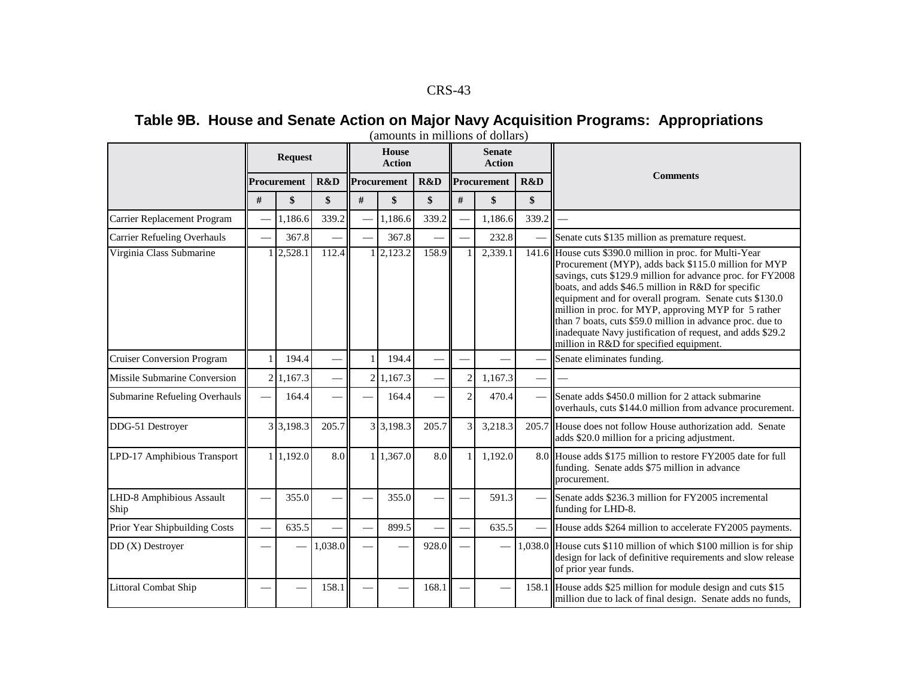## Table 9B. House and Senate Action on Major Navy Acquisition Programs: Appropriations

(amounts in millions of dollars)

| | Request | | | House Action | | | Senate Action | | | Comments |
|---|---|---|---|---|---|---|---|---|---|---|
| | Procurement | | R&D | Procurement | | R&D | Procurement | | R&D | |
| | # | $ | $ | # | $ | $ | # | $ | $ | |
| Carrier Replacement Program | — | 1,186.6 | 339.2 | — | 1,186.6 | 339.2 | — | 1,186.6 | 339.2 | — |
| Carrier Refueling Overhauls | — | 367.8 | — | — | 367.8 | — | — | 232.8 | — | Senate cuts $135 million as premature request. |
| Virginia Class Submarine | 1 | 2,528.1 | 112.4 | 1 | 2,123.2 | 158.9 | 1 | 2,339.1 | 141.6 | House cuts $390.0 million in proc. for Multi-Year Procurement (MYP), adds back $115.0 million for MYP savings, cuts $129.9 million for advance proc. for FY2008 boats, and adds $46.5 million in R&D for specific equipment and for overall program. Senate cuts $130.0 million in proc. for MYP, approving MYP for 5 rather than 7 boats, cuts $59.0 million in advance proc. due to inadequate Navy justification of request, and adds $29.2 million in R&D for specified equipment. |
| Cruiser Conversion Program | 1 | 194.4 | — | 1 | 194.4 | — | — | — | — | Senate eliminates funding. |
| Missile Submarine Conversion | 2 | 1,167.3 | — | 2 | 1,167.3 | — | 2 | 1,167.3 | — | — |
| Submarine Refueling Overhauls | — | 164.4 | — | — | 164.4 | — | 2 | 470.4 | — | Senate adds $450.0 million for 2 attack submarine overhauls, cuts $144.0 million from advance procurement. |
| DDG-51 Destroyer | 3 | 3,198.3 | 205.7 | 3 | 3,198.3 | 205.7 | 3 | 3,218.3 | 205.7 | House does not follow House authorization add. Senate adds $20.0 million for a pricing adjustment. |
| LPD-17 Amphibious Transport | 1 | 1,192.0 | 8.0 | 1 | 1,367.0 | 8.0 | 1 | 1,192.0 | 8.0 | House adds $175 million to restore FY2005 date for full funding. Senate adds $75 million in advance procurement. |
| LHD-8 Amphibious Assault Ship | — | 355.0 | — | — | 355.0 | — | — | 591.3 | — | Senate adds $236.3 million for FY2005 incremental funding for LHD-8. |
| Prior Year Shipbuilding Costs | — | 635.5 | — | — | 899.5 | — | — | 635.5 | — | House adds $264 million to accelerate FY2005 payments. |
| DD (X) Destroyer | — | — | 1,038.0 | — | — | 928.0 | — | — | 1,038.0 | House cuts $110 million of which $100 million is for ship design for lack of definitive requirements and slow release of prior year funds. |
| Littoral Combat Ship | — | — | 158.1 | — | — | 168.1 | — | — | 158.1 | House adds $25 million for module design and cuts $15 million due to lack of final design. Senate adds no funds, |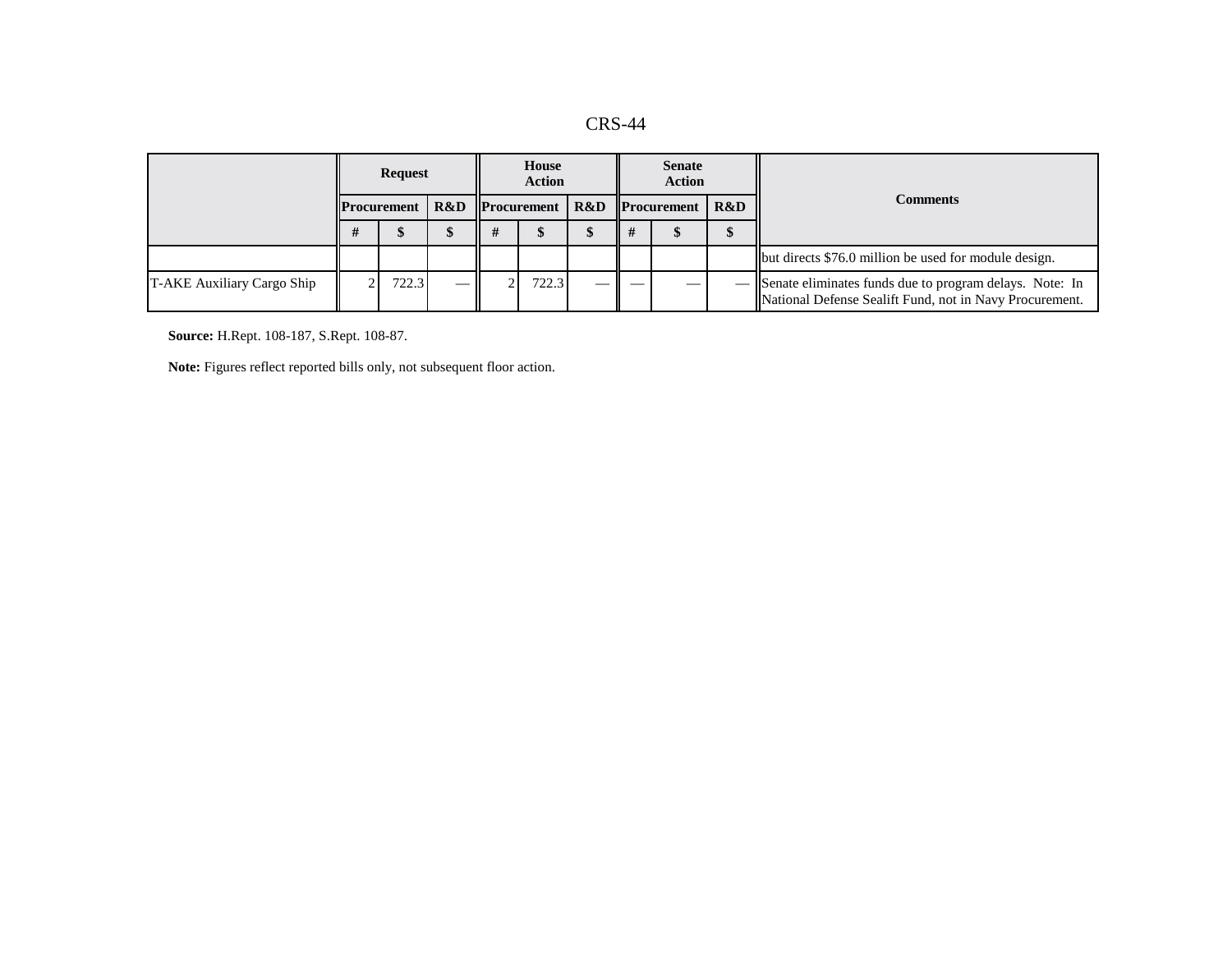| | Request | | | House Action | | | Senate Action | | | Comments |
|---|---|---|---|---|---|---|---|---|---|---|
| | Procurement | | R&D | Procurement | | R&D | Procurement | | R&D | |
| | # | $ | $ | # | $ | $ | # | $ | $ | |
| | | | | | | | | | | but directs $76.0 million be used for module design. |
| T-AKE Auxiliary Cargo Ship | 2 | 722.3 | — | 2 | 722.3 | — | — | — | — | Senate eliminates funds due to program delays. Note: In National Defense Sealift Fund, not in Navy Procurement. |

**Source:** H.Rept. 108-187, S.Rept. 108-87.

**Note:** Figures reflect reported bills only, not subsequent floor action.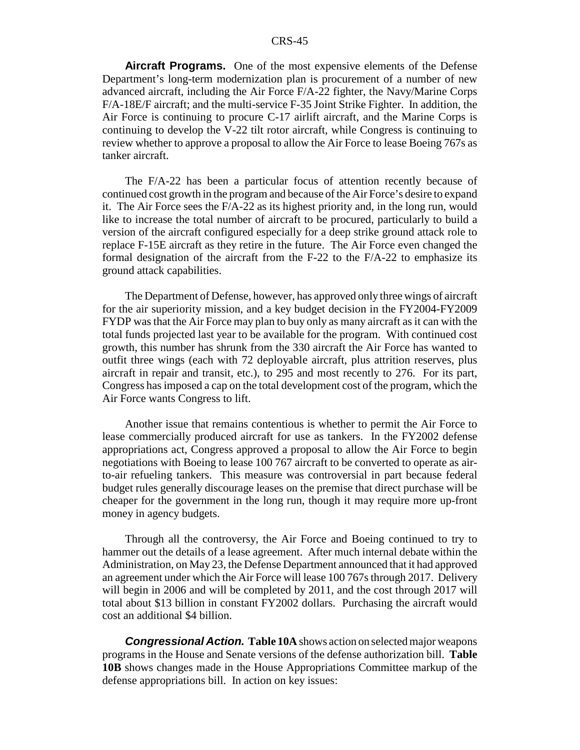**Aircraft Programs.** One of the most expensive elements of the Defense Department's long-term modernization plan is procurement of a number of new advanced aircraft, including the Air Force F/A-22 fighter, the Navy/Marine Corps F/A-18E/F aircraft; and the multi-service F-35 Joint Strike Fighter. In addition, the Air Force is continuing to procure C-17 airlift aircraft, and the Marine Corps is continuing to develop the V-22 tilt rotor aircraft, while Congress is continuing to review whether to approve a proposal to allow the Air Force to lease Boeing 767s as tanker aircraft.

The F/A-22 has been a particular focus of attention recently because of continued cost growth in the program and because of the Air Force's desire to expand it. The Air Force sees the F/A-22 as its highest priority and, in the long run, would like to increase the total number of aircraft to be procured, particularly to build a version of the aircraft configured especially for a deep strike ground attack role to replace F-15E aircraft as they retire in the future. The Air Force even changed the formal designation of the aircraft from the F-22 to the F/A-22 to emphasize its ground attack capabilities.

The Department of Defense, however, has approved only three wings of aircraft for the air superiority mission, and a key budget decision in the FY2004-FY2009 FYDP was that the Air Force may plan to buy only as many aircraft as it can with the total funds projected last year to be available for the program. With continued cost growth, this number has shrunk from the 330 aircraft the Air Force has wanted to outfit three wings (each with 72 deployable aircraft, plus attrition reserves, plus aircraft in repair and transit, etc.), to 295 and most recently to 276. For its part, Congress has imposed a cap on the total development cost of the program, which the Air Force wants Congress to lift.

Another issue that remains contentious is whether to permit the Air Force to lease commercially produced aircraft for use as tankers. In the FY2002 defense appropriations act, Congress approved a proposal to allow the Air Force to begin negotiations with Boeing to lease 100 767 aircraft to be converted to operate as air-to-air refueling tankers. This measure was controversial in part because federal budget rules generally discourage leases on the premise that direct purchase will be cheaper for the government in the long run, though it may require more up-front money in agency budgets.

Through all the controversy, the Air Force and Boeing continued to try to hammer out the details of a lease agreement. After much internal debate within the Administration, on May 23, the Defense Department announced that it had approved an agreement under which the Air Force will lease 100 767s through 2017. Delivery will begin in 2006 and will be completed by 2011, and the cost through 2017 will total about \$13 billion in constant FY2002 dollars. Purchasing the aircraft would cost an additional \$4 billion.

***Congressional Action.*** **Table 10A** shows action on selected major weapons programs in the House and Senate versions of the defense authorization bill. **Table 10B** shows changes made in the House Appropriations Committee markup of the defense appropriations bill. In action on key issues: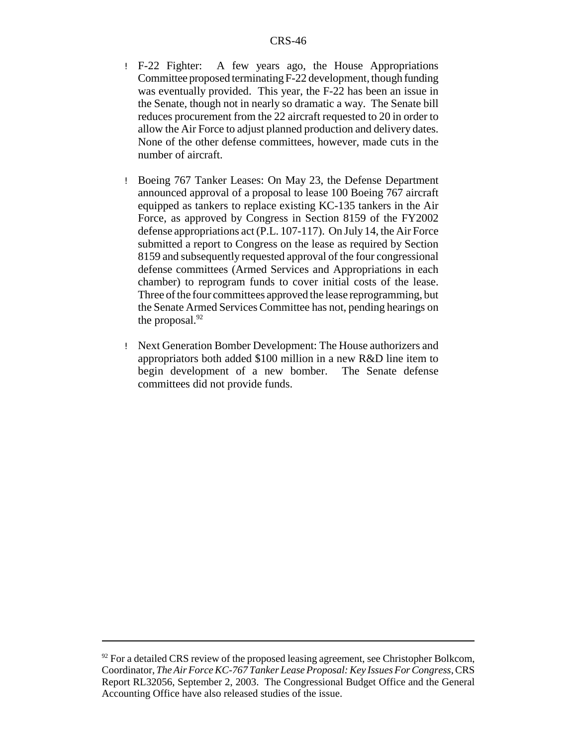- F-22 Fighter: A few years ago, the House Appropriations Committee proposed terminating F-22 development, though funding was eventually provided. This year, the F-22 has been an issue in the Senate, though not in nearly so dramatic a way. The Senate bill reduces procurement from the 22 aircraft requested to 20 in order to allow the Air Force to adjust planned production and delivery dates. None of the other defense committees, however, made cuts in the number of aircraft.

- Boeing 767 Tanker Leases: On May 23, the Defense Department announced approval of a proposal to lease 100 Boeing 767 aircraft equipped as tankers to replace existing KC-135 tankers in the Air Force, as approved by Congress in Section 8159 of the FY2002 defense appropriations act (P.L. 107-117). On July 14, the Air Force submitted a report to Congress on the lease as required by Section 8159 and subsequently requested approval of the four congressional defense committees (Armed Services and Appropriations in each chamber) to reprogram funds to cover initial costs of the lease. Three of the four committees approved the lease reprogramming, but the Senate Armed Services Committee has not, pending hearings on the proposal.[92]

- Next Generation Bomber Development: The House authorizers and appropriators both added $100 million in a new R&D line item to begin development of a new bomber. The Senate defense committees did not provide funds.

---

[92] For a detailed CRS review of the proposed leasing agreement, see Christopher Bolkcom, Coordinator, *The Air Force KC-767 Tanker Lease Proposal: Key Issues For Congress*, CRS Report RL32056, September 2, 2003. The Congressional Budget Office and the General Accounting Office have also released studies of the issue.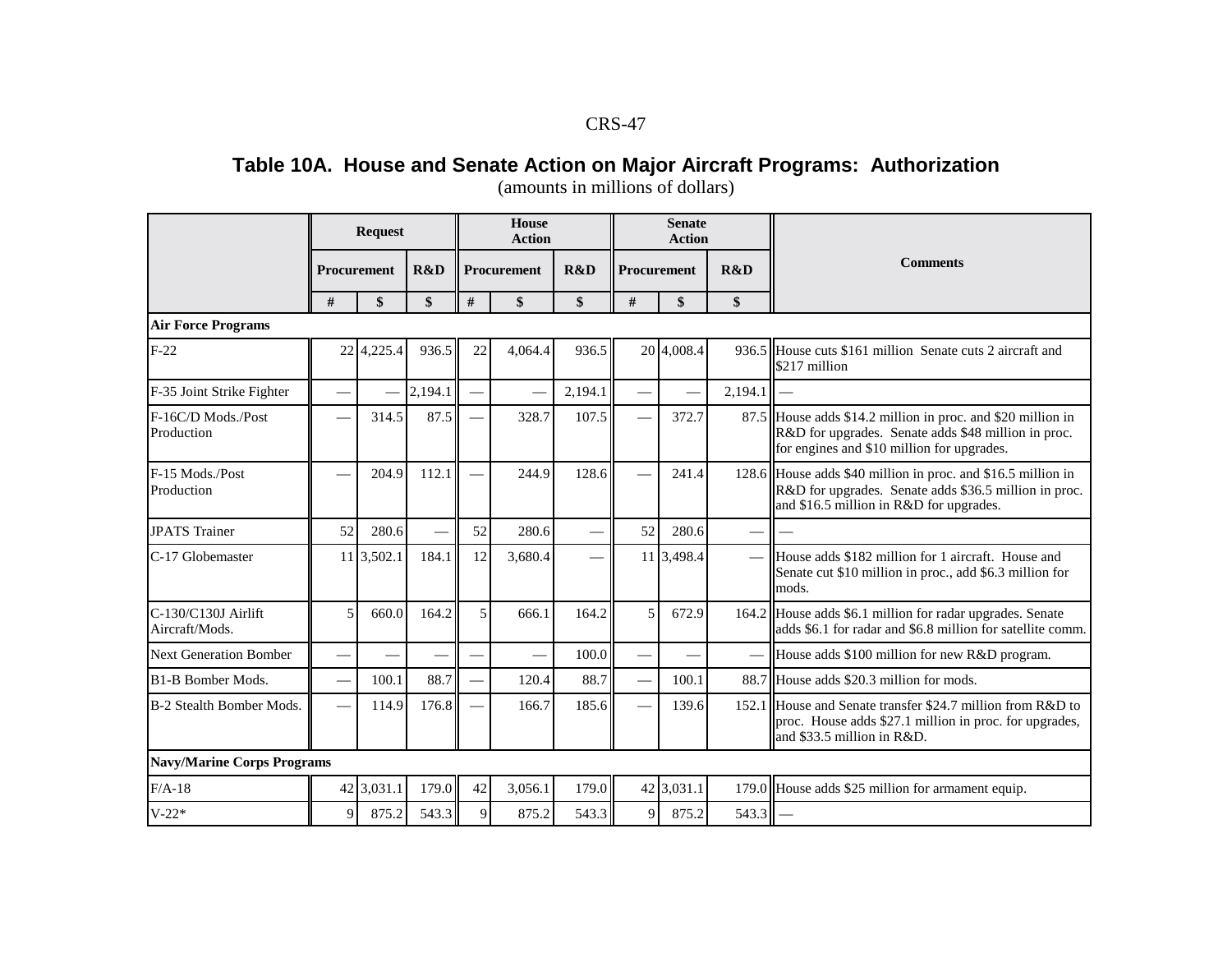## Table 10A. House and Senate Action on Major Aircraft Programs: Authorization

(amounts in millions of dollars)

| | Request | | | House Action | | | Senate Action | | | Comments |
|---|---|---|---|---|---|---|---|---|---|---|
| | Procurement | | R&D | Procurement | | R&D | Procurement | | R&D | |
| | # | $ | $ | # | $ | $ | # | $ | $ | |
| **Air Force Programs** | | | | | | | | | | |
| F-22 | 22 | 4,225.4 | 936.5 | 22 | 4,064.4 | 936.5 | 20 | 4,008.4 | 936.5 | House cuts $161 million Senate cuts 2 aircraft and $217 million |
| F-35 Joint Strike Fighter | — | — | 2,194.1 | — | — | 2,194.1 | — | — | 2,194.1 | — |
| F-16C/D Mods./Post Production | — | 314.5 | 87.5 | — | 328.7 | 107.5 | — | 372.7 | 87.5 | House adds $14.2 million in proc. and $20 million in R&D for upgrades. Senate adds $48 million in proc. for engines and $10 million for upgrades. |
| F-15 Mods./Post Production | — | 204.9 | 112.1 | — | 244.9 | 128.6 | — | 241.4 | 128.6 | House adds $40 million in proc. and $16.5 million in R&D for upgrades. Senate adds $36.5 million in proc. and $16.5 million in R&D for upgrades. |
| JPATS Trainer | 52 | 280.6 | — | 52 | 280.6 | — | 52 | 280.6 | — | — |
| C-17 Globemaster | 11 | 3,502.1 | 184.1 | 12 | 3,680.4 | — | 11 | 3,498.4 | — | House adds $182 million for 1 aircraft. House and Senate cut $10 million in proc., add $6.3 million for mods. |
| C-130/C130J Airlift Aircraft/Mods. | 5 | 660.0 | 164.2 | 5 | 666.1 | 164.2 | 5 | 672.9 | 164.2 | House adds $6.1 million for radar upgrades. Senate adds $6.1 for radar and $6.8 million for satellite comm. |
| Next Generation Bomber | — | — | — | — | — | 100.0 | — | — | — | House adds $100 million for new R&D program. |
| B1-B Bomber Mods. | — | 100.1 | 88.7 | — | 120.4 | 88.7 | — | 100.1 | 88.7 | House adds $20.3 million for mods. |
| B-2 Stealth Bomber Mods. | — | 114.9 | 176.8 | — | 166.7 | 185.6 | — | 139.6 | 152.1 | House and Senate transfer $24.7 million from R&D to proc. House adds $27.1 million in proc. for upgrades, and $33.5 million in R&D. |
| **Navy/Marine Corps Programs** | | | | | | | | | | |
| F/A-18 | 42 | 3,031.1 | 179.0 | 42 | 3,056.1 | 179.0 | 42 | 3,031.1 | 179.0 | House adds $25 million for armament equip. |
| V-22* | 9 | 875.2 | 543.3 | 9 | 875.2 | 543.3 | 9 | 875.2 | 543.3 | — |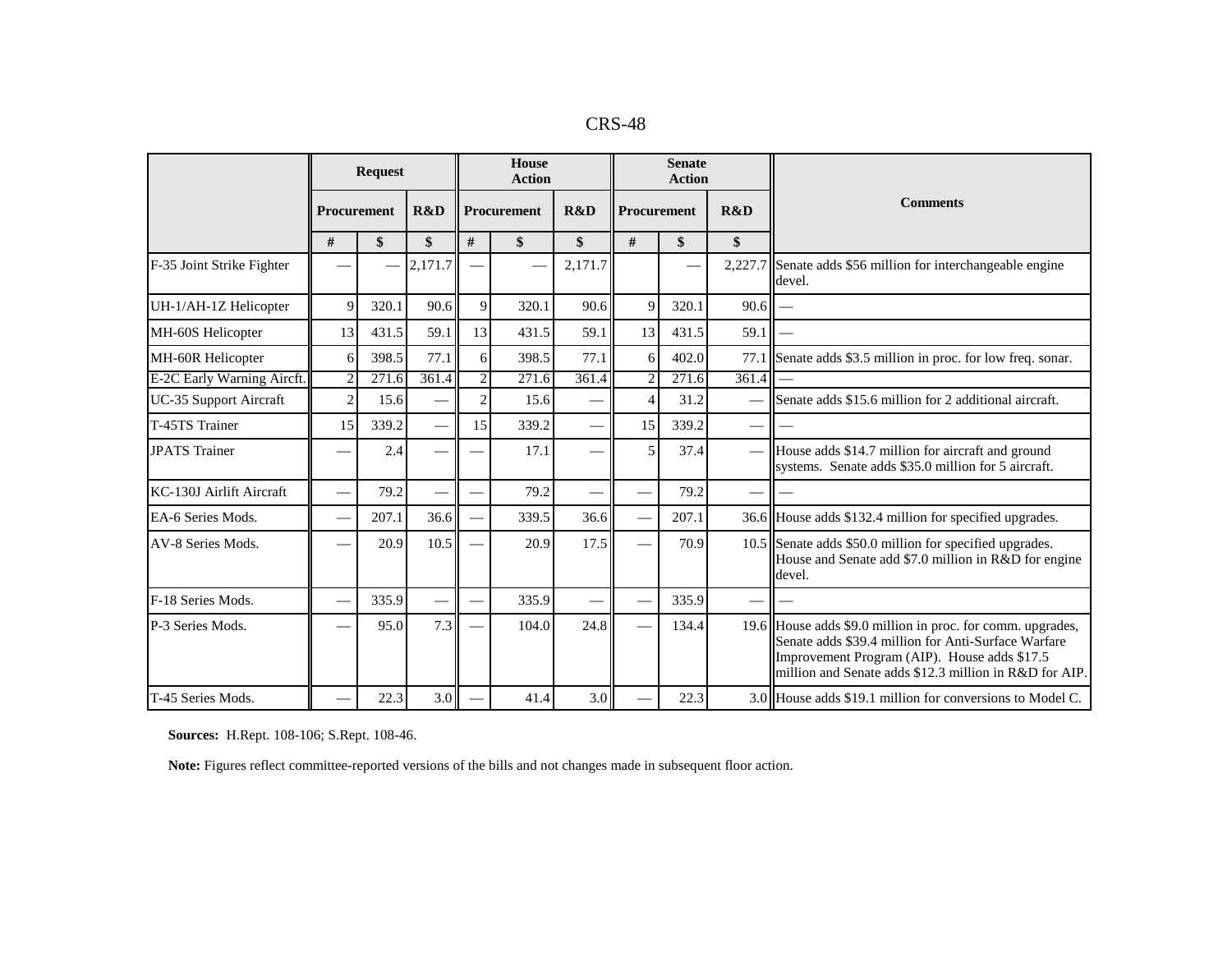| | Request | | | House Action | | | Senate Action | | | Comments |
|---|---|---|---|---|---|---|---|---|---|---|
| | Procurement | | R&D | Procurement | | R&D | Procurement | | R&D | |
| | # | $ | $ | # | $ | $ | # | $ | $ | |
| F-35 Joint Strike Fighter | — | — | 2,171.7 | — | — | 2,171.7 | | — | 2,227.7 | Senate adds $56 million for interchangeable engine devel. |
| UH-1/AH-1Z Helicopter | 9 | 320.1 | 90.6 | 9 | 320.1 | 90.6 | 9 | 320.1 | 90.6 | — |
| MH-60S Helicopter | 13 | 431.5 | 59.1 | 13 | 431.5 | 59.1 | 13 | 431.5 | 59.1 | — |
| MH-60R Helicopter | 6 | 398.5 | 77.1 | 6 | 398.5 | 77.1 | 6 | 402.0 | 77.1 | Senate adds $3.5 million in proc. for low freq. sonar. |
| E-2C Early Warning Aircft. | 2 | 271.6 | 361.4 | 2 | 271.6 | 361.4 | 2 | 271.6 | 361.4 | — |
| UC-35 Support Aircraft | 2 | 15.6 | — | 2 | 15.6 | — | 4 | 31.2 | — | Senate adds $15.6 million for 2 additional aircraft. |
| T-45TS Trainer | 15 | 339.2 | — | 15 | 339.2 | — | 15 | 339.2 | — | — |
| JPATS Trainer | — | 2.4 | — | — | 17.1 | — | 5 | 37.4 | — | House adds $14.7 million for aircraft and ground systems. Senate adds $35.0 million for 5 aircraft. |
| KC-130J Airlift Aircraft | — | 79.2 | — | — | 79.2 | — | — | 79.2 | — | — |
| EA-6 Series Mods. | — | 207.1 | 36.6 | — | 339.5 | 36.6 | — | 207.1 | 36.6 | House adds $132.4 million for specified upgrades. |
| AV-8 Series Mods. | — | 20.9 | 10.5 | — | 20.9 | 17.5 | — | 70.9 | 10.5 | Senate adds $50.0 million for specified upgrades. House and Senate add $7.0 million in R&D for engine devel. |
| F-18 Series Mods. | — | 335.9 | — | — | 335.9 | — | — | 335.9 | — | — |
| P-3 Series Mods. | — | 95.0 | 7.3 | — | 104.0 | 24.8 | — | 134.4 | 19.6 | House adds $9.0 million in proc. for comm. upgrades, Senate adds $39.4 million for Anti-Surface Warfare Improvement Program (AIP). House adds $17.5 million and Senate adds $12.3 million in R&D for AIP. |
| T-45 Series Mods. | — | 22.3 | 3.0 | — | 41.4 | 3.0 | — | 22.3 | 3.0 | House adds $19.1 million for conversions to Model C. |

**Sources:** H.Rept. 108-106; S.Rept. 108-46.

**Note:** Figures reflect committee-reported versions of the bills and not changes made in subsequent floor action.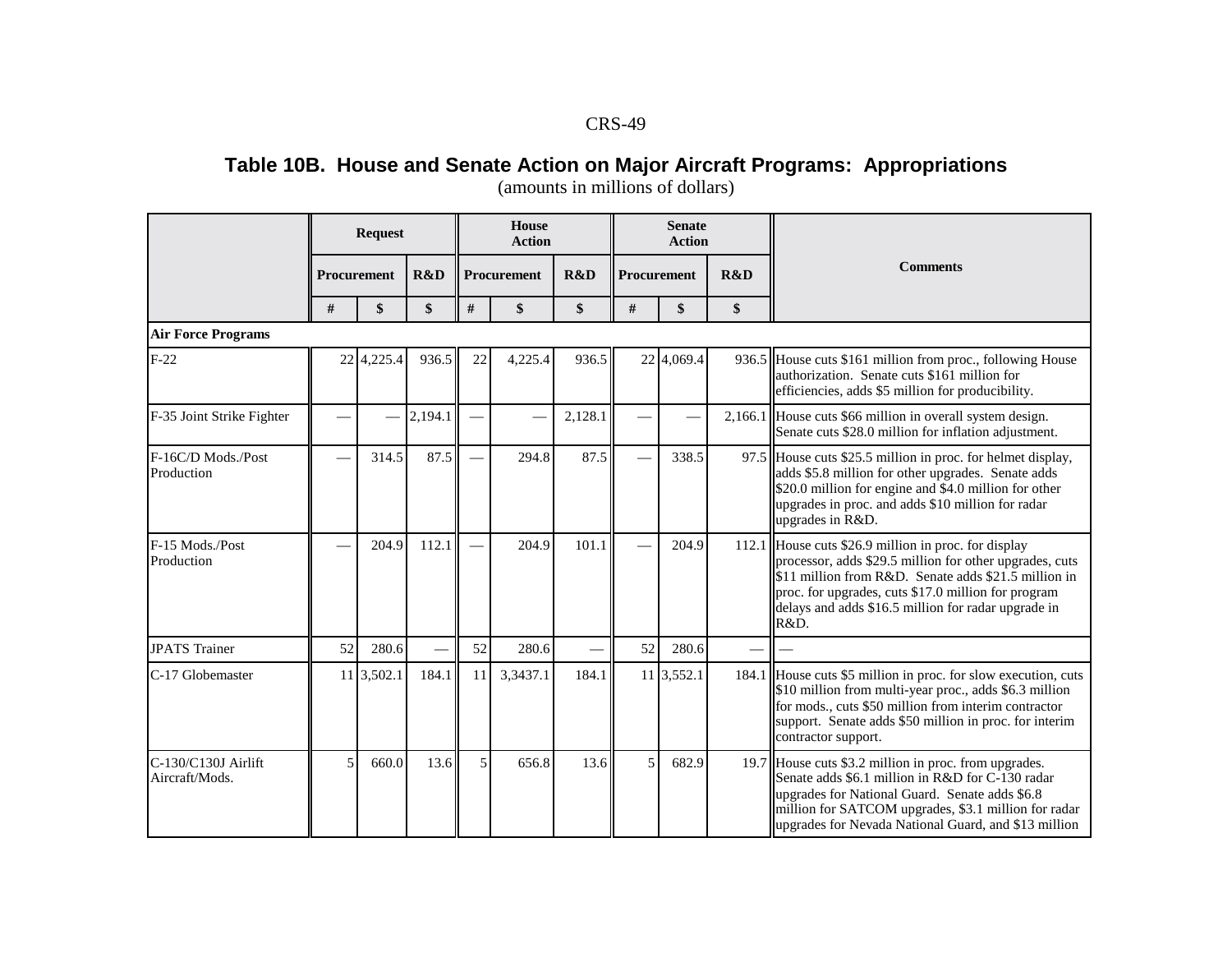## Table 10B. House and Senate Action on Major Aircraft Programs: Appropriations

(amounts in millions of dollars)

| | Request | | | House Action | | | Senate Action | | | Comments |
|---|---|---|---|---|---|---|---|---|---|---|
| | Procurement | | R&D | Procurement | | R&D | Procurement | | R&D | |
| | # | $ | $ | # | $ | $ | # | $ | $ | |
| **Air Force Programs** | | | | | | | | | | |
| F-22 | 22 | 4,225.4 | 936.5 | 22 | 4,225.4 | 936.5 | 22 | 4,069.4 | 936.5 | House cuts $161 million from proc., following House authorization. Senate cuts $161 million for efficiencies, adds $5 million for producibility. |
| F-35 Joint Strike Fighter | — | — | 2,194.1 | — | — | 2,128.1 | — | — | 2,166.1 | House cuts $66 million in overall system design. Senate cuts $28.0 million for inflation adjustment. |
| F-16C/D Mods./Post Production | — | 314.5 | 87.5 | — | 294.8 | 87.5 | — | 338.5 | 97.5 | House cuts $25.5 million in proc. for helmet display, adds $5.8 million for other upgrades. Senate adds $20.0 million for engine and $4.0 million for other upgrades in proc. and adds $10 million for radar upgrades in R&D. |
| F-15 Mods./Post Production | — | 204.9 | 112.1 | — | 204.9 | 101.1 | — | 204.9 | 112.1 | House cuts $26.9 million in proc. for display processor, adds $29.5 million for other upgrades, cuts $11 million from R&D. Senate adds $21.5 million in proc. for upgrades, cuts $17.0 million for program delays and adds $16.5 million for radar upgrade in R&D. |
| JPATS Trainer | 52 | 280.6 | — | 52 | 280.6 | — | 52 | 280.6 | — | — |
| C-17 Globemaster | 11 | 3,502.1 | 184.1 | 11 | 3,3437.1 | 184.1 | 11 | 3,552.1 | 184.1 | House cuts $5 million in proc. for slow execution, cuts $10 million from multi-year proc., adds $6.3 million for mods., cuts $50 million from interim contractor support. Senate adds $50 million in proc. for interim contractor support. |
| C-130/C130J Airlift Aircraft/Mods. | 5 | 660.0 | 13.6 | 5 | 656.8 | 13.6 | 5 | 682.9 | 19.7 | House cuts $3.2 million in proc. from upgrades. Senate adds $6.1 million in R&D for C-130 radar upgrades for National Guard. Senate adds $6.8 million for SATCOM upgrades, $3.1 million for radar upgrades for Nevada National Guard, and $13 million |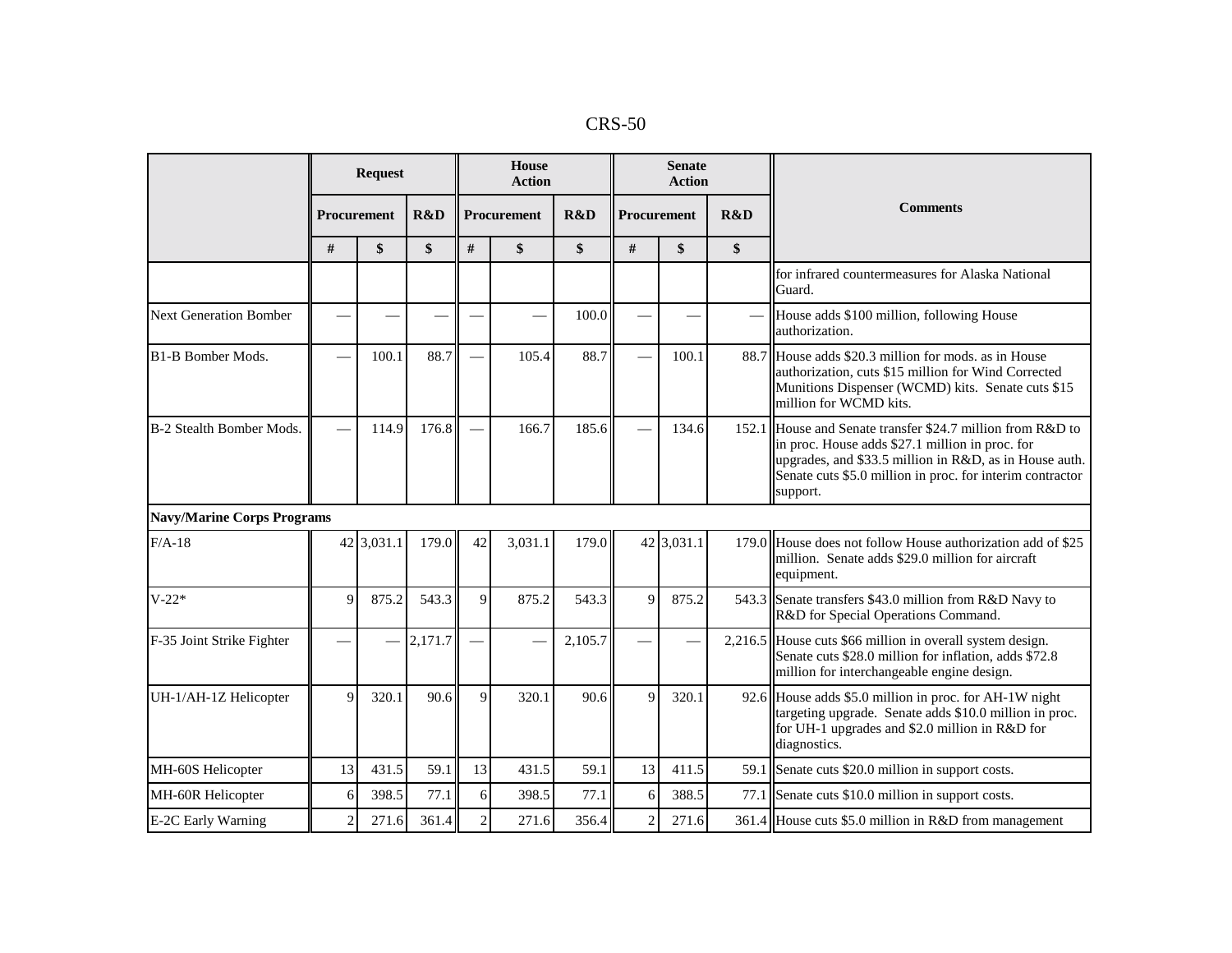| | Request | | | House Action | | | Senate Action | | | Comments |
|---|---|---|---|---|---|---|---|---|---|---|
| | Procurement | | R&D | Procurement | | R&D | Procurement | | R&D | |
| | # | $ | $ | # | $ | $ | # | $ | $ | |
| | | | | | | | | | | for infrared countermeasures for Alaska National Guard. |
| Next Generation Bomber | — | — | — | — | — | 100.0 | — | — | — | House adds $100 million, following House authorization. |
| B1-B Bomber Mods. | — | 100.1 | 88.7 | — | 105.4 | 88.7 | — | 100.1 | 88.7 | House adds $20.3 million for mods. as in House authorization, cuts $15 million for Wind Corrected Munitions Dispenser (WCMD) kits. Senate cuts $15 million for WCMD kits. |
| B-2 Stealth Bomber Mods. | — | 114.9 | 176.8 | — | 166.7 | 185.6 | — | 134.6 | 152.1 | House and Senate transfer $24.7 million from R&D to in proc. House adds $27.1 million in proc. for upgrades, and $33.5 million in R&D, as in House auth. Senate cuts $5.0 million in proc. for interim contractor support. |
| **Navy/Marine Corps Programs** | | | | | | | | | | |
| F/A-18 | 42 | 3,031.1 | 179.0 | 42 | 3,031.1 | 179.0 | 42 | 3,031.1 | 179.0 | House does not follow House authorization add of $25 million. Senate adds $29.0 million for aircraft equipment. |
| V-22* | 9 | 875.2 | 543.3 | 9 | 875.2 | 543.3 | 9 | 875.2 | 543.3 | Senate transfers $43.0 million from R&D Navy to R&D for Special Operations Command. |
| F-35 Joint Strike Fighter | — | — | 2,171.7 | — | — | 2,105.7 | — | — | 2,216.5 | House cuts $66 million in overall system design. Senate cuts $28.0 million for inflation, adds $72.8 million for interchangeable engine design. |
| UH-1/AH-1Z Helicopter | 9 | 320.1 | 90.6 | 9 | 320.1 | 90.6 | 9 | 320.1 | 92.6 | House adds $5.0 million in proc. for AH-1W night targeting upgrade. Senate adds $10.0 million in proc. for UH-1 upgrades and $2.0 million in R&D for diagnostics. |
| MH-60S Helicopter | 13 | 431.5 | 59.1 | 13 | 431.5 | 59.1 | 13 | 411.5 | 59.1 | Senate cuts $20.0 million in support costs. |
| MH-60R Helicopter | 6 | 398.5 | 77.1 | 6 | 398.5 | 77.1 | 6 | 388.5 | 77.1 | Senate cuts $10.0 million in support costs. |
| E-2C Early Warning | 2 | 271.6 | 361.4 | 2 | 271.6 | 356.4 | 2 | 271.6 | 361.4 | House cuts $5.0 million in R&D from management |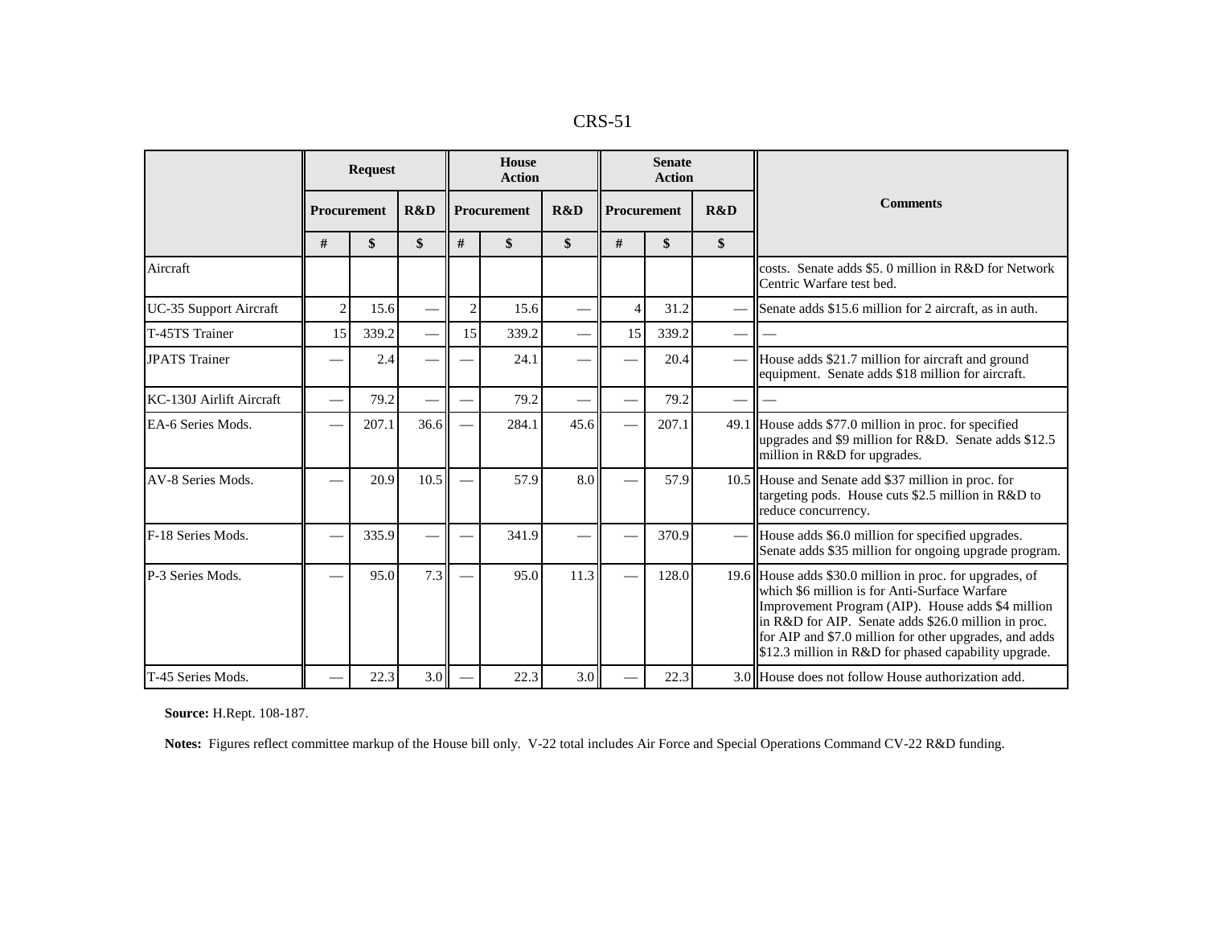| | Request | | | House Action | | | Senate Action | | | Comments |
|---|---|---|---|---|---|---|---|---|---|---|
| | Procurement | | R&D | Procurement | | R&D | Procurement | | R&D | |
| | # | $ | $ | # | $ | $ | # | $ | $ | |
| Aircraft | | | | | | | | | | costs. Senate adds $5. 0 million in R&D for Network Centric Warfare test bed. |
| UC-35 Support Aircraft | 2 | 15.6 | — | 2 | 15.6 | — | 4 | 31.2 | — | Senate adds $15.6 million for 2 aircraft, as in auth. |
| T-45TS Trainer | 15 | 339.2 | — | 15 | 339.2 | — | 15 | 339.2 | — | — |
| JPATS Trainer | — | 2.4 | — | — | 24.1 | — | — | 20.4 | — | House adds $21.7 million for aircraft and ground equipment. Senate adds $18 million for aircraft. |
| KC-130J Airlift Aircraft | — | 79.2 | — | — | 79.2 | — | — | 79.2 | — | — |
| EA-6 Series Mods. | — | 207.1 | 36.6 | — | 284.1 | 45.6 | — | 207.1 | 49.1 | House adds $77.0 million in proc. for specified upgrades and $9 million for R&D. Senate adds $12.5 million in R&D for upgrades. |
| AV-8 Series Mods. | — | 20.9 | 10.5 | — | 57.9 | 8.0 | — | 57.9 | 10.5 | House and Senate add $37 million in proc. for targeting pods. House cuts $2.5 million in R&D to reduce concurrency. |
| F-18 Series Mods. | — | 335.9 | — | — | 341.9 | — | — | 370.9 | — | House adds $6.0 million for specified upgrades. Senate adds $35 million for ongoing upgrade program. |
| P-3 Series Mods. | — | 95.0 | 7.3 | — | 95.0 | 11.3 | — | 128.0 | 19.6 | House adds $30.0 million in proc. for upgrades, of which $6 million is for Anti-Surface Warfare Improvement Program (AIP). House adds $4 million in R&D for AIP. Senate adds $26.0 million in proc. for AIP and $7.0 million for other upgrades, and adds $12.3 million in R&D for phased capability upgrade. |
| T-45 Series Mods. | — | 22.3 | 3.0 | — | 22.3 | 3.0 | — | 22.3 | 3.0 | House does not follow House authorization add. |

**Source:** H.Rept. 108-187.

**Notes:** Figures reflect committee markup of the House bill only. V-22 total includes Air Force and Special Operations Command CV-22 R&D funding.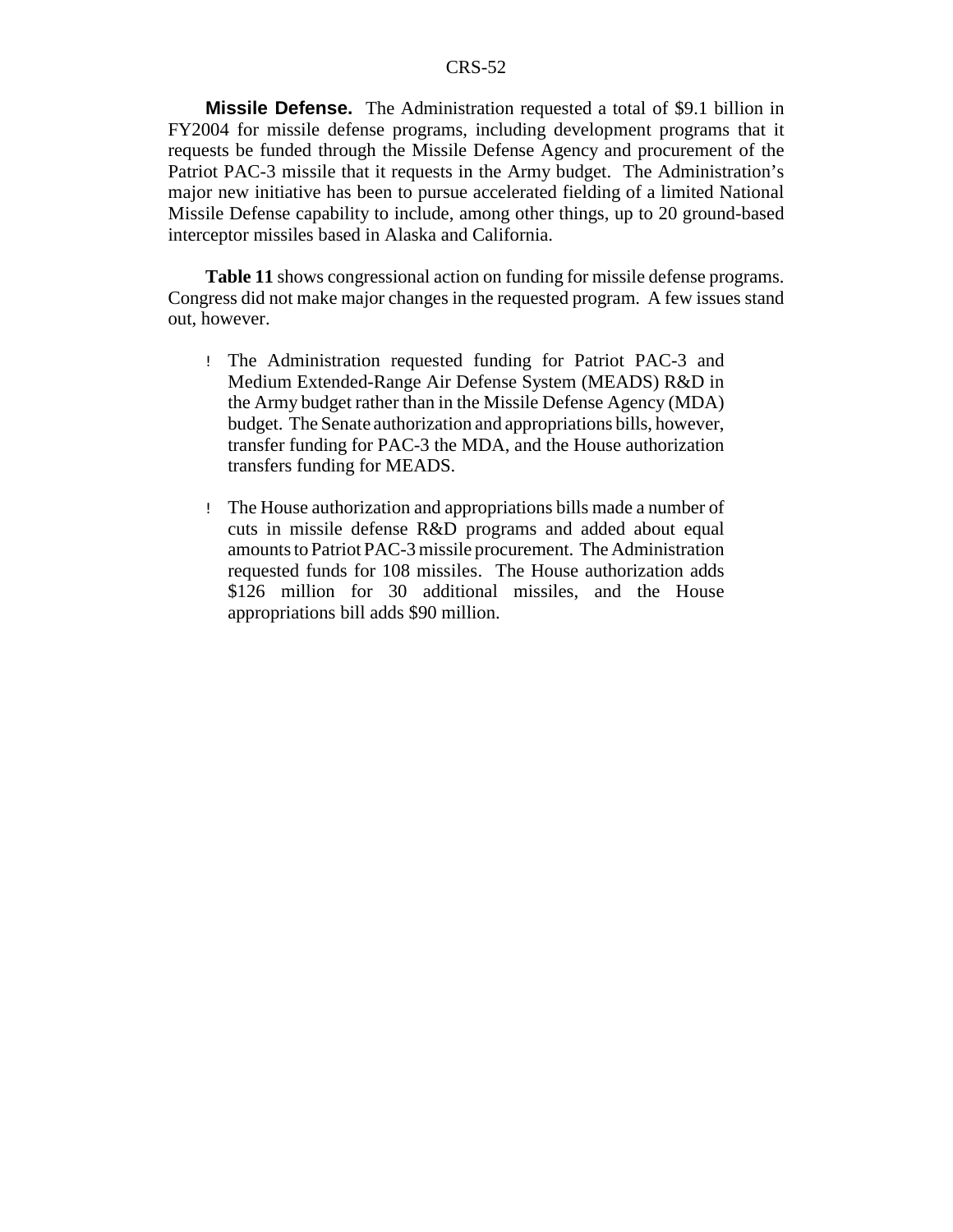**Missile Defense.** The Administration requested a total of $9.1 billion in FY2004 for missile defense programs, including development programs that it requests be funded through the Missile Defense Agency and procurement of the Patriot PAC-3 missile that it requests in the Army budget. The Administration's major new initiative has been to pursue accelerated fielding of a limited National Missile Defense capability to include, among other things, up to 20 ground-based interceptor missiles based in Alaska and California.

**Table 11** shows congressional action on funding for missile defense programs. Congress did not make major changes in the requested program. A few issues stand out, however.

- The Administration requested funding for Patriot PAC-3 and Medium Extended-Range Air Defense System (MEADS) R&D in the Army budget rather than in the Missile Defense Agency (MDA) budget. The Senate authorization and appropriations bills, however, transfer funding for PAC-3 the MDA, and the House authorization transfers funding for MEADS.

- The House authorization and appropriations bills made a number of cuts in missile defense R&D programs and added about equal amounts to Patriot PAC-3 missile procurement. The Administration requested funds for 108 missiles. The House authorization adds $126 million for 30 additional missiles, and the House appropriations bill adds $90 million.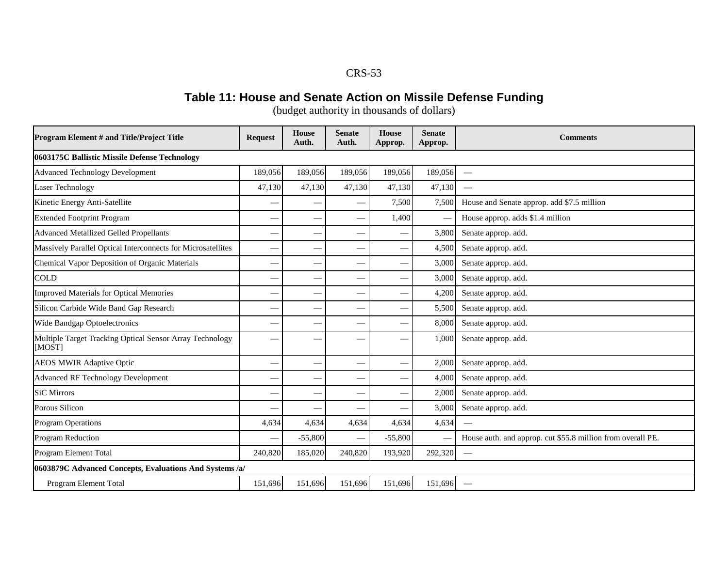## Table 11: House and Senate Action on Missile Defense Funding

(budget authority in thousands of dollars)

| Program Element # and Title/Project Title | Request | House Auth. | Senate Auth. | House Approp. | Senate Approp. | Comments |
|---|---|---|---|---|---|---|
| **0603175C Ballistic Missile Defense Technology** | | | | | | |
| Advanced Technology Development | 189,056 | 189,056 | 189,056 | 189,056 | 189,056 | — |
| Laser Technology | 47,130 | 47,130 | 47,130 | 47,130 | 47,130 | — |
| Kinetic Energy Anti-Satellite | — | — | — | 7,500 | 7,500 | House and Senate approp. add $7.5 million |
| Extended Footprint Program | — | — | — | 1,400 | — | House approp. adds $1.4 million |
| Advanced Metallized Gelled Propellants | — | — | — | — | 3,800 | Senate approp. add. |
| Massively Parallel Optical Interconnects for Microsatellites | — | — | — | — | 4,500 | Senate approp. add. |
| Chemical Vapor Deposition of Organic Materials | — | — | — | — | 3,000 | Senate approp. add. |
| COLD | — | — | — | — | 3,000 | Senate approp. add. |
| Improved Materials for Optical Memories | — | — | — | — | 4,200 | Senate approp. add. |
| Silicon Carbide Wide Band Gap Research | — | — | — | — | 5,500 | Senate approp. add. |
| Wide Bandgap Optoelectronics | — | — | — | — | 8,000 | Senate approp. add. |
| Multiple Target Tracking Optical Sensor Array Technology [MOST] | — | — | — | — | 1,000 | Senate approp. add. |
| AEOS MWIR Adaptive Optic | — | — | — | — | 2,000 | Senate approp. add. |
| Advanced RF Technology Development | — | — | — | — | 4,000 | Senate approp. add. |
| SiC Mirrors | — | — | — | — | 2,000 | Senate approp. add. |
| Porous Silicon | — | — | — | — | 3,000 | Senate approp. add. |
| Program Operations | 4,634 | 4,634 | 4,634 | 4,634 | 4,634 | — |
| Program Reduction | — | -55,800 | — | -55,800 | — | House auth. and approp. cut $55.8 million from overall PE. |
| Program Element Total | 240,820 | 185,020 | 240,820 | 193,920 | 292,320 | — |
| **0603879C Advanced Concepts, Evaluations And Systems /a/** | | | | | | |
| Program Element Total | 151,696 | 151,696 | 151,696 | 151,696 | 151,696 | — |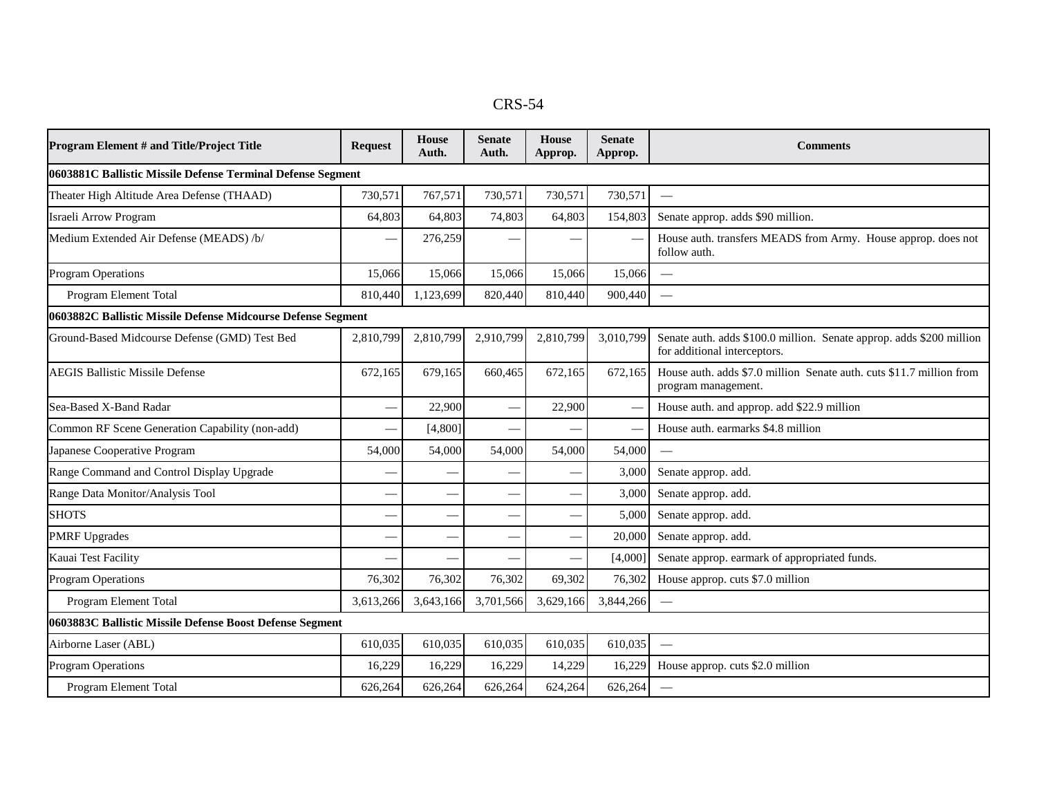| Program Element # and Title/Project Title | Request | House Auth. | Senate Auth. | House Approp. | Senate Approp. | Comments |
|---|---|---|---|---|---|---|
| **0603881C Ballistic Missile Defense Terminal Defense Segment** | | | | | | |
| Theater High Altitude Area Defense (THAAD) | 730,571 | 767,571 | 730,571 | 730,571 | 730,571 | — |
| Israeli Arrow Program | 64,803 | 64,803 | 74,803 | 64,803 | 154,803 | Senate approp. adds $90 million. |
| Medium Extended Air Defense (MEADS) /b/ | — | 276,259 | — | — | — | House auth. transfers MEADS from Army. House approp. does not follow auth. |
| Program Operations | 15,066 | 15,066 | 15,066 | 15,066 | 15,066 | — |
| Program Element Total | 810,440 | 1,123,699 | 820,440 | 810,440 | 900,440 | — |
| **0603882C Ballistic Missile Defense Midcourse Defense Segment** | | | | | | |
| Ground-Based Midcourse Defense (GMD) Test Bed | 2,810,799 | 2,810,799 | 2,910,799 | 2,810,799 | 3,010,799 | Senate auth. adds $100.0 million. Senate approp. adds $200 million for additional interceptors. |
| AEGIS Ballistic Missile Defense | 672,165 | 679,165 | 660,465 | 672,165 | 672,165 | House auth. adds $7.0 million Senate auth. cuts $11.7 million from program management. |
| Sea-Based X-Band Radar | — | 22,900 | — | 22,900 | — | House auth. and approp. add $22.9 million |
| Common RF Scene Generation Capability (non-add) | — | [4,800] | — | — | — | House auth. earmarks $4.8 million |
| Japanese Cooperative Program | 54,000 | 54,000 | 54,000 | 54,000 | 54,000 | — |
| Range Command and Control Display Upgrade | — | — | — | — | 3,000 | Senate approp. add. |
| Range Data Monitor/Analysis Tool | — | — | — | — | 3,000 | Senate approp. add. |
| SHOTS | — | — | — | — | 5,000 | Senate approp. add. |
| PMRF Upgrades | — | — | — | — | 20,000 | Senate approp. add. |
| Kauai Test Facility | — | — | — | — | [4,000] | Senate approp. earmark of appropriated funds. |
| Program Operations | 76,302 | 76,302 | 76,302 | 69,302 | 76,302 | House approp. cuts $7.0 million |
| Program Element Total | 3,613,266 | 3,643,166 | 3,701,566 | 3,629,166 | 3,844,266 | — |
| **0603883C Ballistic Missile Defense Boost Defense Segment** | | | | | | |
| Airborne Laser (ABL) | 610,035 | 610,035 | 610,035 | 610,035 | 610,035 | — |
| Program Operations | 16,229 | 16,229 | 16,229 | 14,229 | 16,229 | House approp. cuts $2.0 million |
| Program Element Total | 626,264 | 626,264 | 626,264 | 624,264 | 626,264 | — |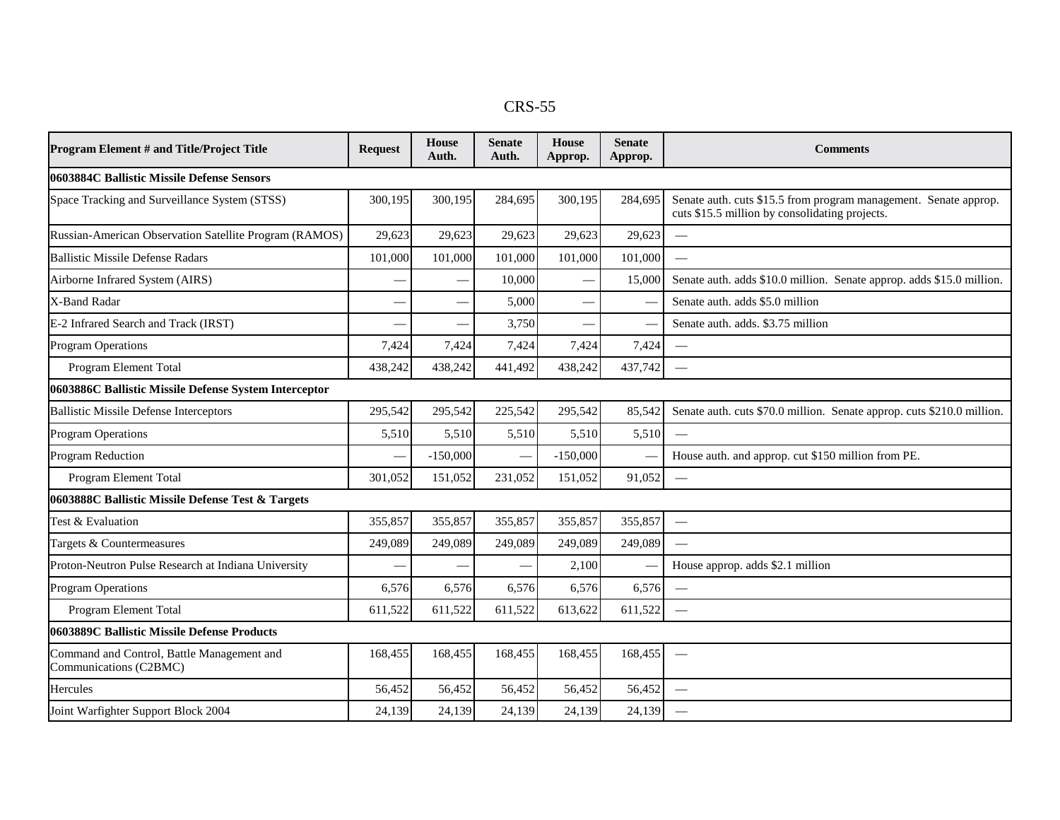| Program Element # and Title/Project Title | Request | House Auth. | Senate Auth. | House Approp. | Senate Approp. | Comments |
|---|---|---|---|---|---|---|
| **0603884C Ballistic Missile Defense Sensors** | | | | | | |
| Space Tracking and Surveillance System (STSS) | 300,195 | 300,195 | 284,695 | 300,195 | 284,695 | Senate auth. cuts $15.5 from program management. Senate approp. cuts $15.5 million by consolidating projects. |
| Russian-American Observation Satellite Program (RAMOS) | 29,623 | 29,623 | 29,623 | 29,623 | 29,623 | — |
| Ballistic Missile Defense Radars | 101,000 | 101,000 | 101,000 | 101,000 | 101,000 | — |
| Airborne Infrared System (AIRS) | — | — | 10,000 | — | 15,000 | Senate auth. adds $10.0 million. Senate approp. adds $15.0 million. |
| X-Band Radar | — | — | 5,000 | — | — | Senate auth. adds $5.0 million |
| E-2 Infrared Search and Track (IRST) | — | — | 3,750 | — | — | Senate auth. adds. $3.75 million |
| Program Operations | 7,424 | 7,424 | 7,424 | 7,424 | 7,424 | — |
| Program Element Total | 438,242 | 438,242 | 441,492 | 438,242 | 437,742 | — |
| **0603886C Ballistic Missile Defense System Interceptor** | | | | | | |
| Ballistic Missile Defense Interceptors | 295,542 | 295,542 | 225,542 | 295,542 | 85,542 | Senate auth. cuts $70.0 million. Senate approp. cuts $210.0 million. |
| Program Operations | 5,510 | 5,510 | 5,510 | 5,510 | 5,510 | — |
| Program Reduction | — | -150,000 | — | -150,000 | — | House auth. and approp. cut $150 million from PE. |
| Program Element Total | 301,052 | 151,052 | 231,052 | 151,052 | 91,052 | — |
| **0603888C Ballistic Missile Defense Test & Targets** | | | | | | |
| Test & Evaluation | 355,857 | 355,857 | 355,857 | 355,857 | 355,857 | — |
| Targets & Countermeasures | 249,089 | 249,089 | 249,089 | 249,089 | 249,089 | — |
| Proton-Neutron Pulse Research at Indiana University | — | — | — | 2,100 | — | House approp. adds $2.1 million |
| Program Operations | 6,576 | 6,576 | 6,576 | 6,576 | 6,576 | — |
| Program Element Total | 611,522 | 611,522 | 611,522 | 613,622 | 611,522 | — |
| **0603889C Ballistic Missile Defense Products** | | | | | | |
| Command and Control, Battle Management and Communications (C2BMC) | 168,455 | 168,455 | 168,455 | 168,455 | 168,455 | — |
| Hercules | 56,452 | 56,452 | 56,452 | 56,452 | 56,452 | — |
| Joint Warfighter Support Block 2004 | 24,139 | 24,139 | 24,139 | 24,139 | 24,139 | — |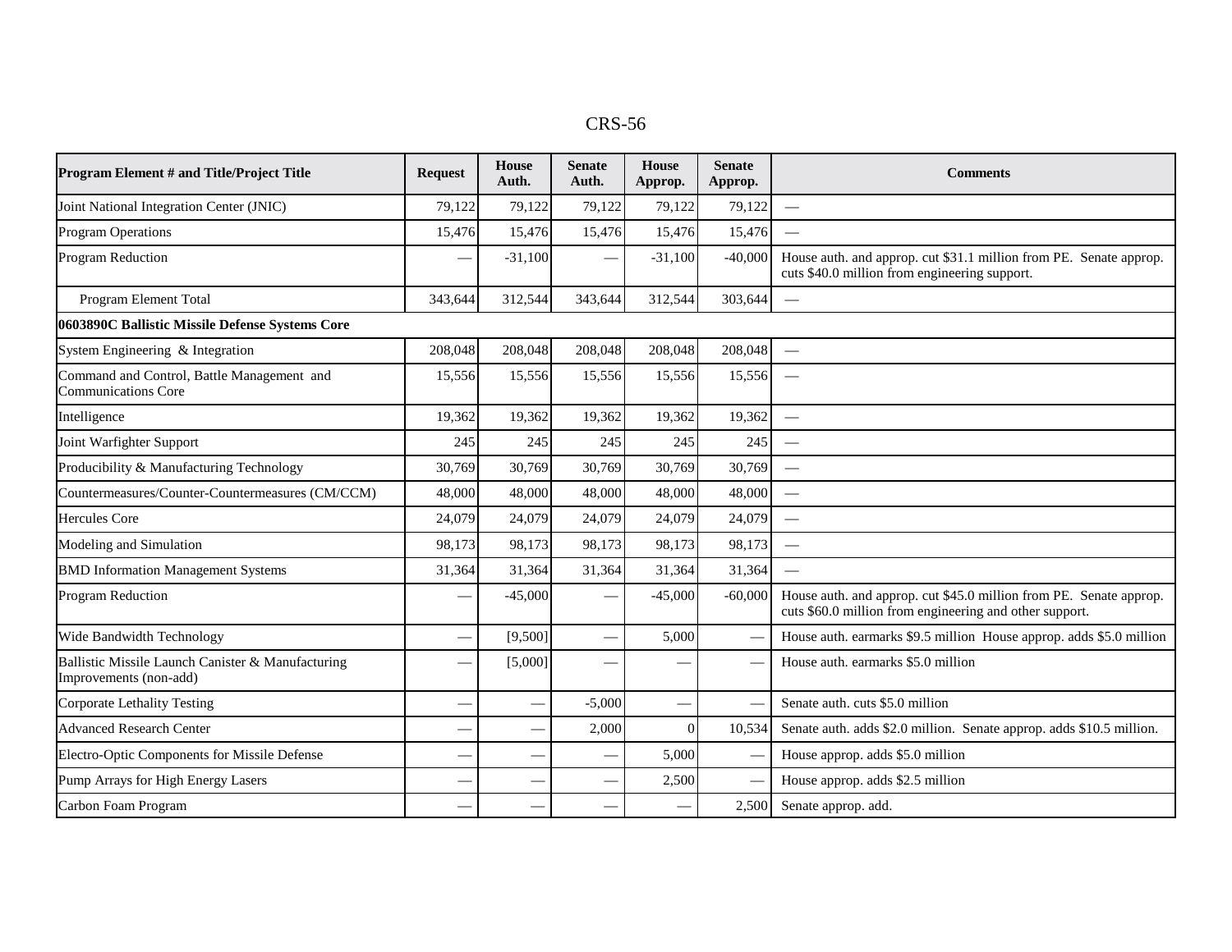| Program Element # and Title/Project Title | Request | House Auth. | Senate Auth. | House Approp. | Senate Approp. | Comments |
|---|---|---|---|---|---|---|
| Joint National Integration Center (JNIC) | 79,122 | 79,122 | 79,122 | 79,122 | 79,122 | — |
| Program Operations | 15,476 | 15,476 | 15,476 | 15,476 | 15,476 | — |
| Program Reduction | — | -31,100 | — | -31,100 | -40,000 | House auth. and approp. cut $31.1 million from PE. Senate approp. cuts $40.0 million from engineering support. |
| Program Element Total | 343,644 | 312,544 | 343,644 | 312,544 | 303,644 | — |
| **0603890C Ballistic Missile Defense Systems Core** | | | | | | |
| System Engineering & Integration | 208,048 | 208,048 | 208,048 | 208,048 | 208,048 | — |
| Command and Control, Battle Management and Communications Core | 15,556 | 15,556 | 15,556 | 15,556 | 15,556 | — |
| Intelligence | 19,362 | 19,362 | 19,362 | 19,362 | 19,362 | — |
| Joint Warfighter Support | 245 | 245 | 245 | 245 | 245 | — |
| Producibility & Manufacturing Technology | 30,769 | 30,769 | 30,769 | 30,769 | 30,769 | — |
| Countermeasures/Counter-Countermeasures (CM/CCM) | 48,000 | 48,000 | 48,000 | 48,000 | 48,000 | — |
| Hercules Core | 24,079 | 24,079 | 24,079 | 24,079 | 24,079 | — |
| Modeling and Simulation | 98,173 | 98,173 | 98,173 | 98,173 | 98,173 | — |
| BMD Information Management Systems | 31,364 | 31,364 | 31,364 | 31,364 | 31,364 | — |
| Program Reduction | — | -45,000 | — | -45,000 | -60,000 | House auth. and approp. cut $45.0 million from PE. Senate approp. cuts $60.0 million from engineering and other support. |
| Wide Bandwidth Technology | — | [9,500] | — | 5,000 | — | House auth. earmarks $9.5 million House approp. adds $5.0 million |
| Ballistic Missile Launch Canister & Manufacturing Improvements (non-add) | — | [5,000] | — | — | — | House auth. earmarks $5.0 million |
| Corporate Lethality Testing | — | — | -5,000 | — | — | Senate auth. cuts $5.0 million |
| Advanced Research Center | — | — | 2,000 | 0 | 10,534 | Senate auth. adds $2.0 million. Senate approp. adds $10.5 million. |
| Electro-Optic Components for Missile Defense | — | — | — | 5,000 | — | House approp. adds $5.0 million |
| Pump Arrays for High Energy Lasers | — | — | — | 2,500 | — | House approp. adds $2.5 million |
| Carbon Foam Program | — | — | — | — | 2,500 | Senate approp. add. |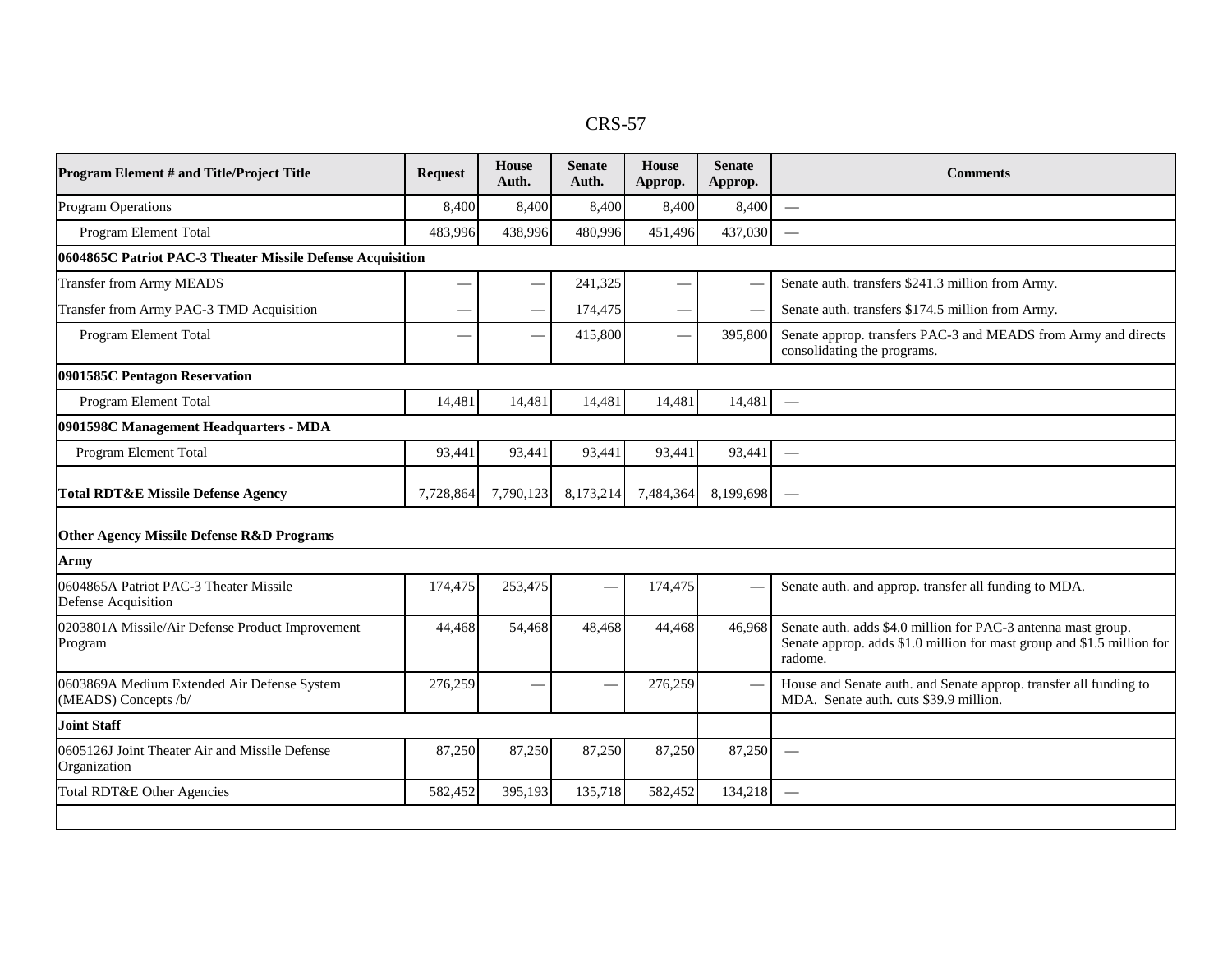| Program Element # and Title/Project Title | Request | House Auth. | Senate Auth. | House Approp. | Senate Approp. | Comments |
|---|---|---|---|---|---|---|
| Program Operations | 8,400 | 8,400 | 8,400 | 8,400 | 8,400 | — |
| Program Element Total | 483,996 | 438,996 | 480,996 | 451,496 | 437,030 | — |
| **0604865C Patriot PAC-3 Theater Missile Defense Acquisition** | | | | | | |
| Transfer from Army MEADS | — | — | 241,325 | — | — | Senate auth. transfers $241.3 million from Army. |
| Transfer from Army PAC-3 TMD Acquisition | — | — | 174,475 | — | — | Senate auth. transfers $174.5 million from Army. |
| Program Element Total | — | — | 415,800 | — | 395,800 | Senate approp. transfers PAC-3 and MEADS from Army and directs consolidating the programs. |
| **0901585C Pentagon Reservation** | | | | | | |
| Program Element Total | 14,481 | 14,481 | 14,481 | 14,481 | 14,481 | — |
| **0901598C Management Headquarters - MDA** | | | | | | |
| Program Element Total | 93,441 | 93,441 | 93,441 | 93,441 | 93,441 | — |
| **Total RDT&E Missile Defense Agency** | 7,728,864 | 7,790,123 | 8,173,214 | 7,484,364 | 8,199,698 | — |
| **Other Agency Missile Defense R&D Programs** | | | | | | |
| **Army** | | | | | | |
| 0604865A Patriot PAC-3 Theater Missile Defense Acquisition | 174,475 | 253,475 | — | 174,475 | — | Senate auth. and approp. transfer all funding to MDA. |
| 0203801A Missile/Air Defense Product Improvement Program | 44,468 | 54,468 | 48,468 | 44,468 | 46,968 | Senate auth. adds $4.0 million for PAC-3 antenna mast group. Senate approp. adds $1.0 million for mast group and $1.5 million for radome. |
| 0603869A Medium Extended Air Defense System (MEADS) Concepts /b/ | 276,259 | — | — | 276,259 | — | House and Senate auth. and Senate approp. transfer all funding to MDA. Senate auth. cuts $39.9 million. |
| **Joint Staff** | | | | | | |
| 0605126J Joint Theater Air and Missile Defense Organization | 87,250 | 87,250 | 87,250 | 87,250 | 87,250 | — |
| Total RDT&E Other Agencies | 582,452 | 395,193 | 135,718 | 582,452 | 134,218 | — |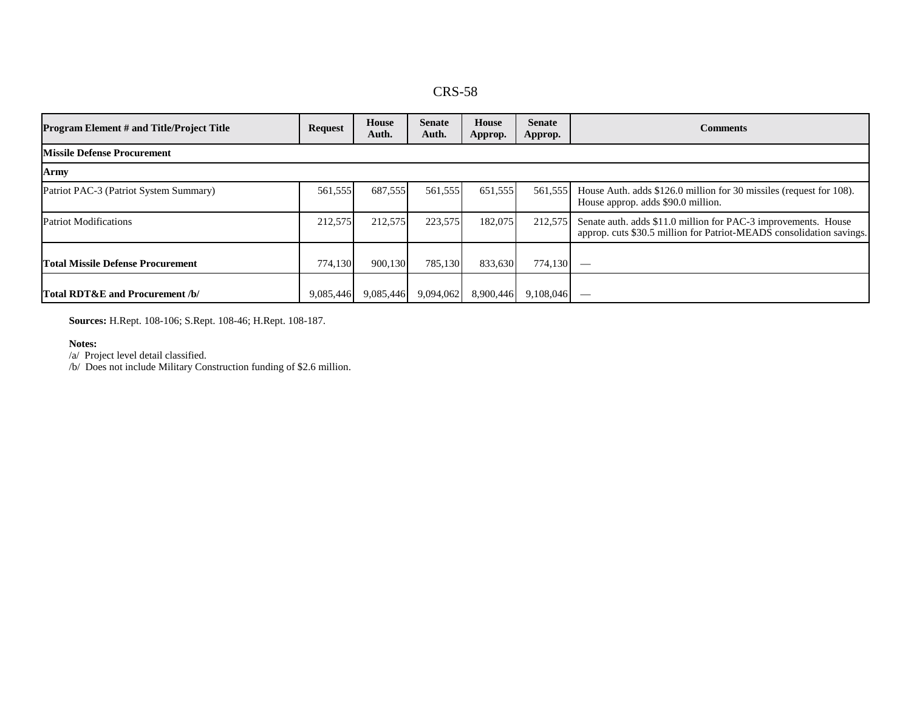| Program Element # and Title/Project Title | Request | House Auth. | Senate Auth. | House Approp. | Senate Approp. | Comments |
|---|---|---|---|---|---|---|
| **Missile Defense Procurement** | | | | | | |
| **Army** | | | | | | |
| Patriot PAC-3 (Patriot System Summary) | 561,555 | 687,555 | 561,555 | 651,555 | 561,555 | House Auth. adds $126.0 million for 30 missiles (request for 108). House approp. adds $90.0 million. |
| Patriot Modifications | 212,575 | 212,575 | 223,575 | 182,075 | 212,575 | Senate auth. adds $11.0 million for PAC-3 improvements. House approp. cuts $30.5 million for Patriot-MEADS consolidation savings. |
| **Total Missile Defense Procurement** | 774,130 | 900,130 | 785,130 | 833,630 | 774,130 | — |
| **Total RDT&E and Procurement /b/** | 9,085,446 | 9,085,446 | 9,094,062 | 8,900,446 | 9,108,046 | — |

**Sources:** H.Rept. 108-106; S.Rept. 108-46; H.Rept. 108-187.

**Notes:**
/a/ Project level detail classified.
/b/ Does not include Military Construction funding of $2.6 million.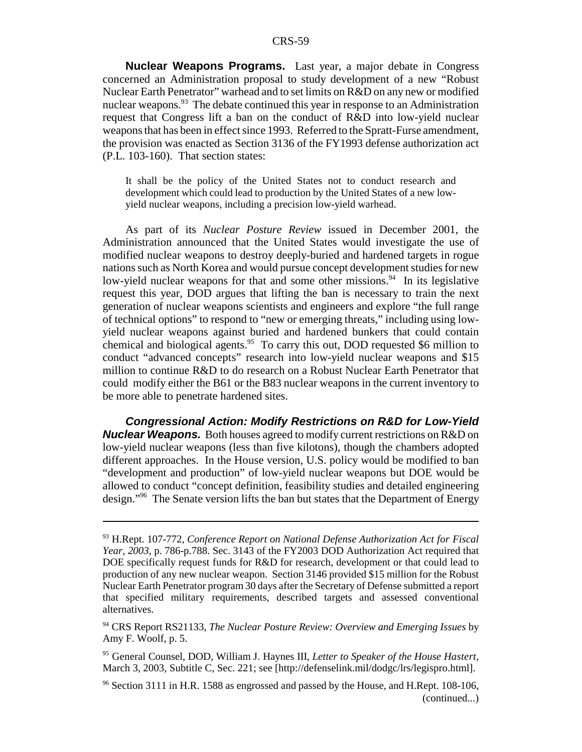**Nuclear Weapons Programs.** Last year, a major debate in Congress concerned an Administration proposal to study development of a new "Robust Nuclear Earth Penetrator" warhead and to set limits on R&D on any new or modified nuclear weapons.[93] The debate continued this year in response to an Administration request that Congress lift a ban on the conduct of R&D into low-yield nuclear weapons that has been in effect since 1993. Referred to the Spratt-Furse amendment, the provision was enacted as Section 3136 of the FY1993 defense authorization act (P.L. 103-160). That section states:

> It shall be the policy of the United States not to conduct research and development which could lead to production by the United States of a new low-yield nuclear weapons, including a precision low-yield warhead.

As part of its *Nuclear Posture Review* issued in December 2001, the Administration announced that the United States would investigate the use of modified nuclear weapons to destroy deeply-buried and hardened targets in rogue nations such as North Korea and would pursue concept development studies for new low-yield nuclear weapons for that and some other missions.[94] In its legislative request this year, DOD argues that lifting the ban is necessary to train the next generation of nuclear weapons scientists and engineers and explore "the full range of technical options" to respond to "new or emerging threats," including using low-yield nuclear weapons against buried and hardened bunkers that could contain chemical and biological agents.[95] To carry this out, DOD requested \$6 million to conduct "advanced concepts" research into low-yield nuclear weapons and \$15 million to continue R&D to do research on a Robust Nuclear Earth Penetrator that could modify either the B61 or the B83 nuclear weapons in the current inventory to be more able to penetrate hardened sites.

***Congressional Action: Modify Restrictions on R&D for Low-Yield Nuclear Weapons.*** Both houses agreed to modify current restrictions on R&D on low-yield nuclear weapons (less than five kilotons), though the chambers adopted different approaches. In the House version, U.S. policy would be modified to ban "development and production" of low-yield nuclear weapons but DOE would be allowed to conduct "concept definition, feasibility studies and detailed engineering design."[96] The Senate version lifts the ban but states that the Department of Energy

---

[93] H.Rept. 107-772, *Conference Report on National Defense Authorization Act for Fiscal Year, 2003*, p. 786-p.788. Sec. 3143 of the FY2003 DOD Authorization Act required that DOE specifically request funds for R&D for research, development or that could lead to production of any new nuclear weapon. Section 3146 provided \$15 million for the Robust Nuclear Earth Penetrator program 30 days after the Secretary of Defense submitted a report that specified military requirements, described targets and assessed conventional alternatives.

[94] CRS Report RS21133, *The Nuclear Posture Review: Overview and Emerging Issues* by Amy F. Woolf, p. 5.

[95] General Counsel, DOD, William J. Haynes III, *Letter to Speaker of the House Hastert*, March 3, 2003, Subtitle C, Sec. 221; see [http://defenselink.mil/dodgc/lrs/legispro.html].

[96] Section 3111 in H.R. 1588 as engrossed and passed by the House, and H.Rept. 108-106, (continued...)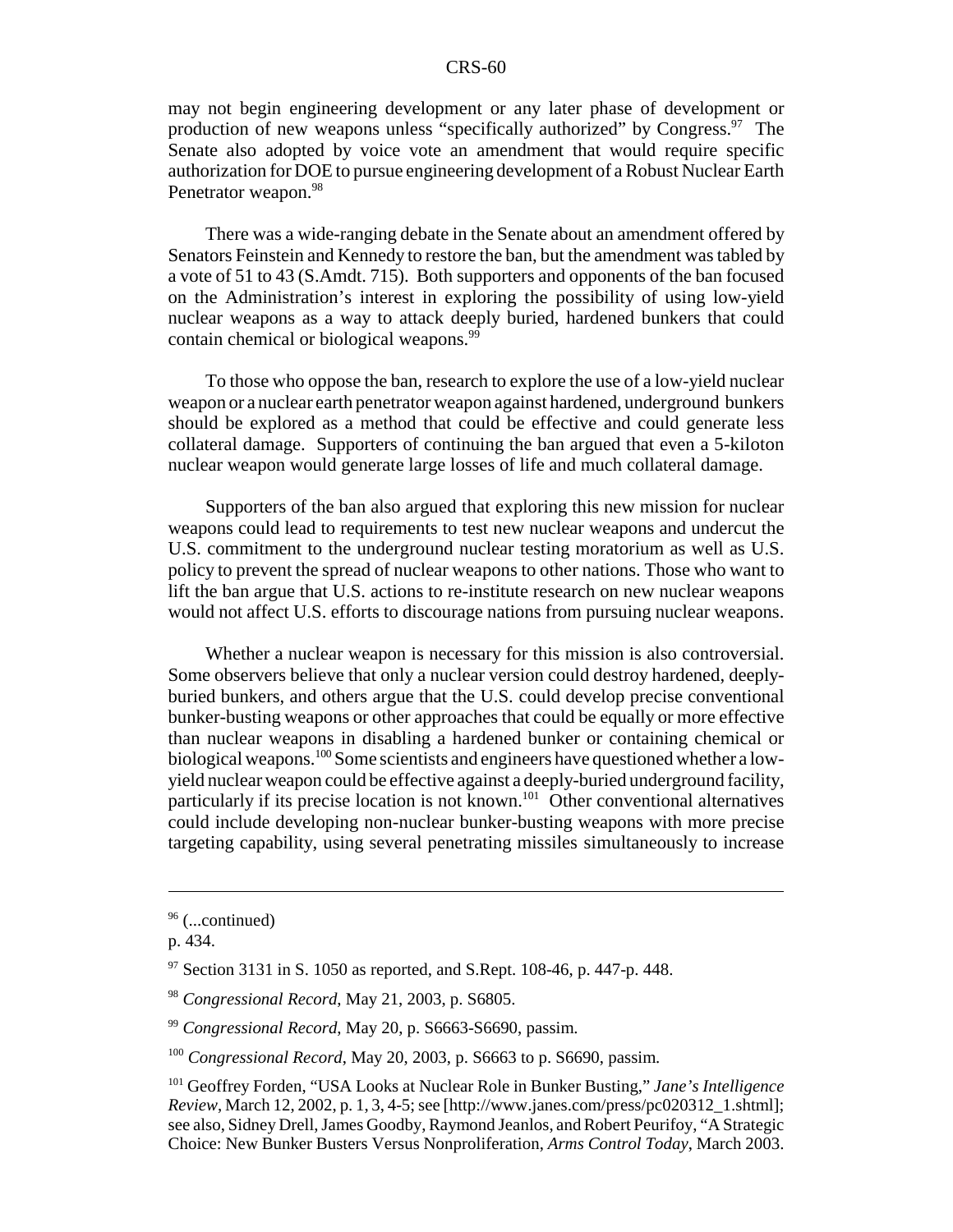may not begin engineering development or any later phase of development or production of new weapons unless "specifically authorized" by Congress.[97] The Senate also adopted by voice vote an amendment that would require specific authorization for DOE to pursue engineering development of a Robust Nuclear Earth Penetrator weapon.[98]

There was a wide-ranging debate in the Senate about an amendment offered by Senators Feinstein and Kennedy to restore the ban, but the amendment was tabled by a vote of 51 to 43 (S.Amdt. 715). Both supporters and opponents of the ban focused on the Administration's interest in exploring the possibility of using low-yield nuclear weapons as a way to attack deeply buried, hardened bunkers that could contain chemical or biological weapons.[99]

To those who oppose the ban, research to explore the use of a low-yield nuclear weapon or a nuclear earth penetrator weapon against hardened, underground bunkers should be explored as a method that could be effective and could generate less collateral damage. Supporters of continuing the ban argued that even a 5-kiloton nuclear weapon would generate large losses of life and much collateral damage.

Supporters of the ban also argued that exploring this new mission for nuclear weapons could lead to requirements to test new nuclear weapons and undercut the U.S. commitment to the underground nuclear testing moratorium as well as U.S. policy to prevent the spread of nuclear weapons to other nations. Those who want to lift the ban argue that U.S. actions to re-institute research on new nuclear weapons would not affect U.S. efforts to discourage nations from pursuing nuclear weapons.

Whether a nuclear weapon is necessary for this mission is also controversial. Some observers believe that only a nuclear version could destroy hardened, deeply-buried bunkers, and others argue that the U.S. could develop precise conventional bunker-busting weapons or other approaches that could be equally or more effective than nuclear weapons in disabling a hardened bunker or containing chemical or biological weapons.[100] Some scientists and engineers have questioned whether a low-yield nuclear weapon could be effective against a deeply-buried underground facility, particularly if its precise location is not known.[101] Other conventional alternatives could include developing non-nuclear bunker-busting weapons with more precise targeting capability, using several penetrating missiles simultaneously to increase

---

[96] (...continued)
p. 434.

[97] Section 3131 in S. 1050 as reported, and S.Rept. 108-46, p. 447-p. 448.

[98] *Congressional Record*, May 21, 2003, p. S6805.

[99] *Congressional Record*, May 20, p. S6663-S6690, passim.

[100] *Congressional Record*, May 20, 2003, p. S6663 to p. S6690, passim.

[101] Geoffrey Forden, "USA Looks at Nuclear Role in Bunker Busting," *Jane's Intelligence Review*, March 12, 2002, p. 1, 3, 4-5; see [http://www.janes.com/press/pc020312_1.shtml]; see also, Sidney Drell, James Goodby, Raymond Jeanlos, and Robert Peurifoy, "A Strategic Choice: New Bunker Busters Versus Nonproliferation, *Arms Control Today*, March 2003.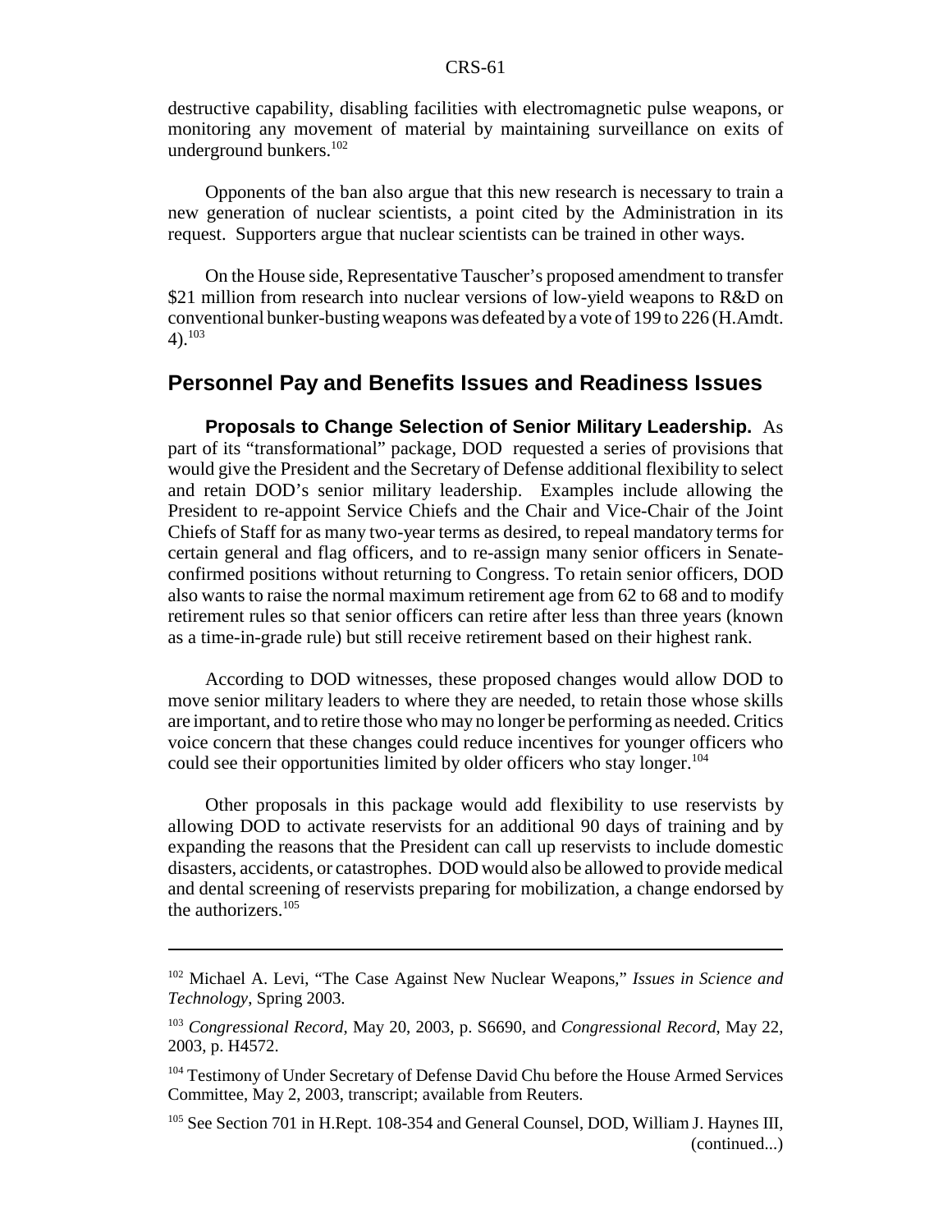destructive capability, disabling facilities with electromagnetic pulse weapons, or monitoring any movement of material by maintaining surveillance on exits of underground bunkers.[102]

Opponents of the ban also argue that this new research is necessary to train a new generation of nuclear scientists, a point cited by the Administration in its request. Supporters argue that nuclear scientists can be trained in other ways.

On the House side, Representative Tauscher's proposed amendment to transfer $21 million from research into nuclear versions of low-yield weapons to R&D on conventional bunker-busting weapons was defeated by a vote of 199 to 226 (H.Amdt. 4).[103]

## Personnel Pay and Benefits Issues and Readiness Issues

**Proposals to Change Selection of Senior Military Leadership.** As part of its "transformational" package, DOD requested a series of provisions that would give the President and the Secretary of Defense additional flexibility to select and retain DOD's senior military leadership. Examples include allowing the President to re-appoint Service Chiefs and the Chair and Vice-Chair of the Joint Chiefs of Staff for as many two-year terms as desired, to repeal mandatory terms for certain general and flag officers, and to re-assign many senior officers in Senate-confirmed positions without returning to Congress. To retain senior officers, DOD also wants to raise the normal maximum retirement age from 62 to 68 and to modify retirement rules so that senior officers can retire after less than three years (known as a time-in-grade rule) but still receive retirement based on their highest rank.

According to DOD witnesses, these proposed changes would allow DOD to move senior military leaders to where they are needed, to retain those whose skills are important, and to retire those who may no longer be performing as needed. Critics voice concern that these changes could reduce incentives for younger officers who could see their opportunities limited by older officers who stay longer.[104]

Other proposals in this package would add flexibility to use reservists by allowing DOD to activate reservists for an additional 90 days of training and by expanding the reasons that the President can call up reservists to include domestic disasters, accidents, or catastrophes. DOD would also be allowed to provide medical and dental screening of reservists preparing for mobilization, a change endorsed by the authorizers.[105]

---

[102] Michael A. Levi, "The Case Against New Nuclear Weapons," *Issues in Science and Technology*, Spring 2003.

[103] *Congressional Record*, May 20, 2003, p. S6690, and *Congressional Record*, May 22, 2003, p. H4572.

[104] Testimony of Under Secretary of Defense David Chu before the House Armed Services Committee, May 2, 2003, transcript; available from Reuters.

[105] See Section 701 in H.Rept. 108-354 and General Counsel, DOD, William J. Haynes III, (continued...)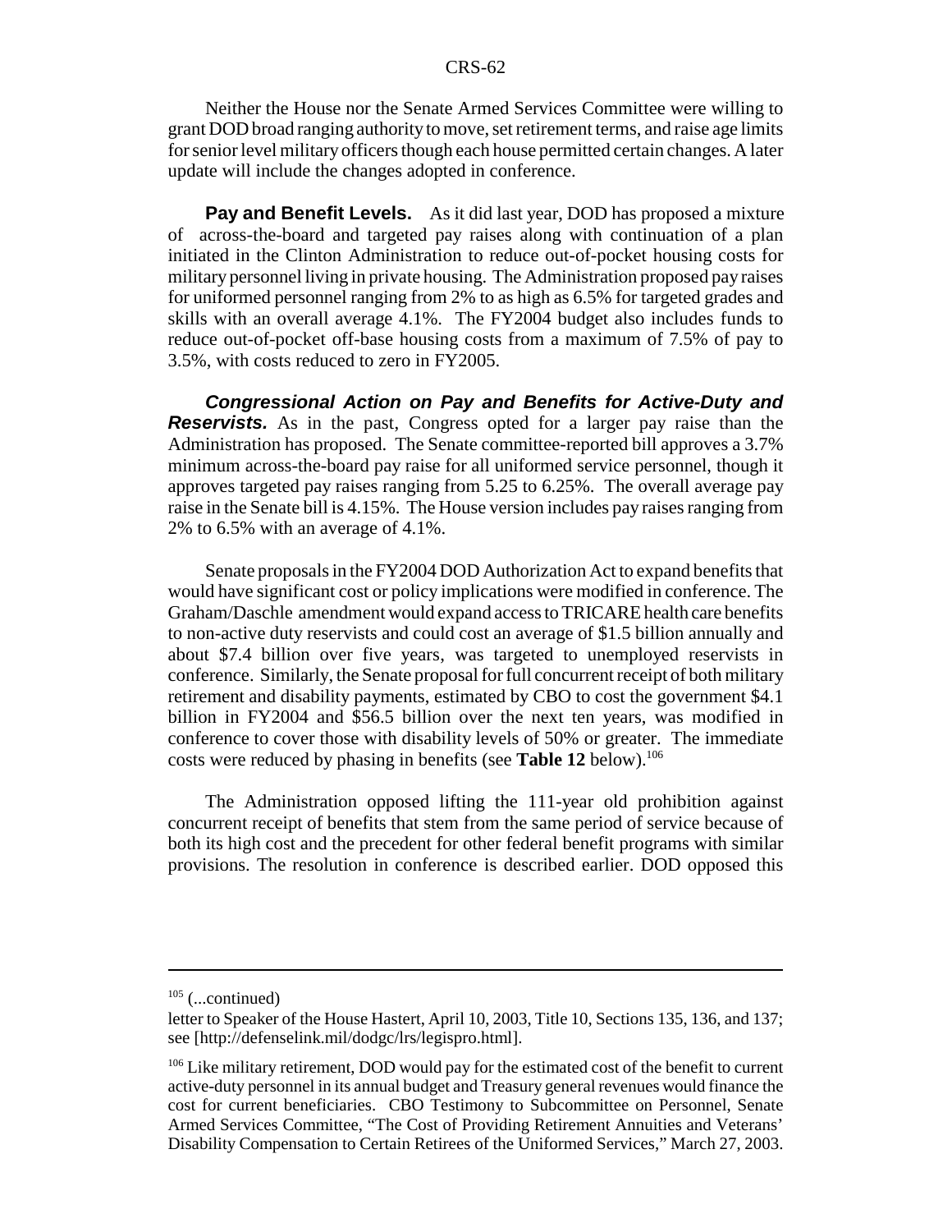Neither the House nor the Senate Armed Services Committee were willing to grant DOD broad ranging authority to move, set retirement terms, and raise age limits for senior level military officers though each house permitted certain changes. A later update will include the changes adopted in conference.

**Pay and Benefit Levels.** As it did last year, DOD has proposed a mixture of across-the-board and targeted pay raises along with continuation of a plan initiated in the Clinton Administration to reduce out-of-pocket housing costs for military personnel living in private housing. The Administration proposed pay raises for uniformed personnel ranging from 2% to as high as 6.5% for targeted grades and skills with an overall average 4.1%. The FY2004 budget also includes funds to reduce out-of-pocket off-base housing costs from a maximum of 7.5% of pay to 3.5%, with costs reduced to zero in FY2005.

***Congressional Action on Pay and Benefits for Active-Duty and Reservists.*** As in the past, Congress opted for a larger pay raise than the Administration has proposed. The Senate committee-reported bill approves a 3.7% minimum across-the-board pay raise for all uniformed service personnel, though it approves targeted pay raises ranging from 5.25 to 6.25%. The overall average pay raise in the Senate bill is 4.15%. The House version includes pay raises ranging from 2% to 6.5% with an average of 4.1%.

Senate proposals in the FY2004 DOD Authorization Act to expand benefits that would have significant cost or policy implications were modified in conference. The Graham/Daschle amendment would expand access to TRICARE health care benefits to non-active duty reservists and could cost an average of $1.5 billion annually and about $7.4 billion over five years, was targeted to unemployed reservists in conference. Similarly, the Senate proposal for full concurrent receipt of both military retirement and disability payments, estimated by CBO to cost the government $4.1 billion in FY2004 and $56.5 billion over the next ten years, was modified in conference to cover those with disability levels of 50% or greater. The immediate costs were reduced by phasing in benefits (see **Table 12** below).[106]

The Administration opposed lifting the 111-year old prohibition against concurrent receipt of benefits that stem from the same period of service because of both its high cost and the precedent for other federal benefit programs with similar provisions. The resolution in conference is described earlier. DOD opposed this

---

[105] (...continued)
letter to Speaker of the House Hastert, April 10, 2003, Title 10, Sections 135, 136, and 137; see [http://defenselink.mil/dodgc/lrs/legispro.html].

[106] Like military retirement, DOD would pay for the estimated cost of the benefit to current active-duty personnel in its annual budget and Treasury general revenues would finance the cost for current beneficiaries. CBO Testimony to Subcommittee on Personnel, Senate Armed Services Committee, "The Cost of Providing Retirement Annuities and Veterans' Disability Compensation to Certain Retirees of the Uniformed Services," March 27, 2003.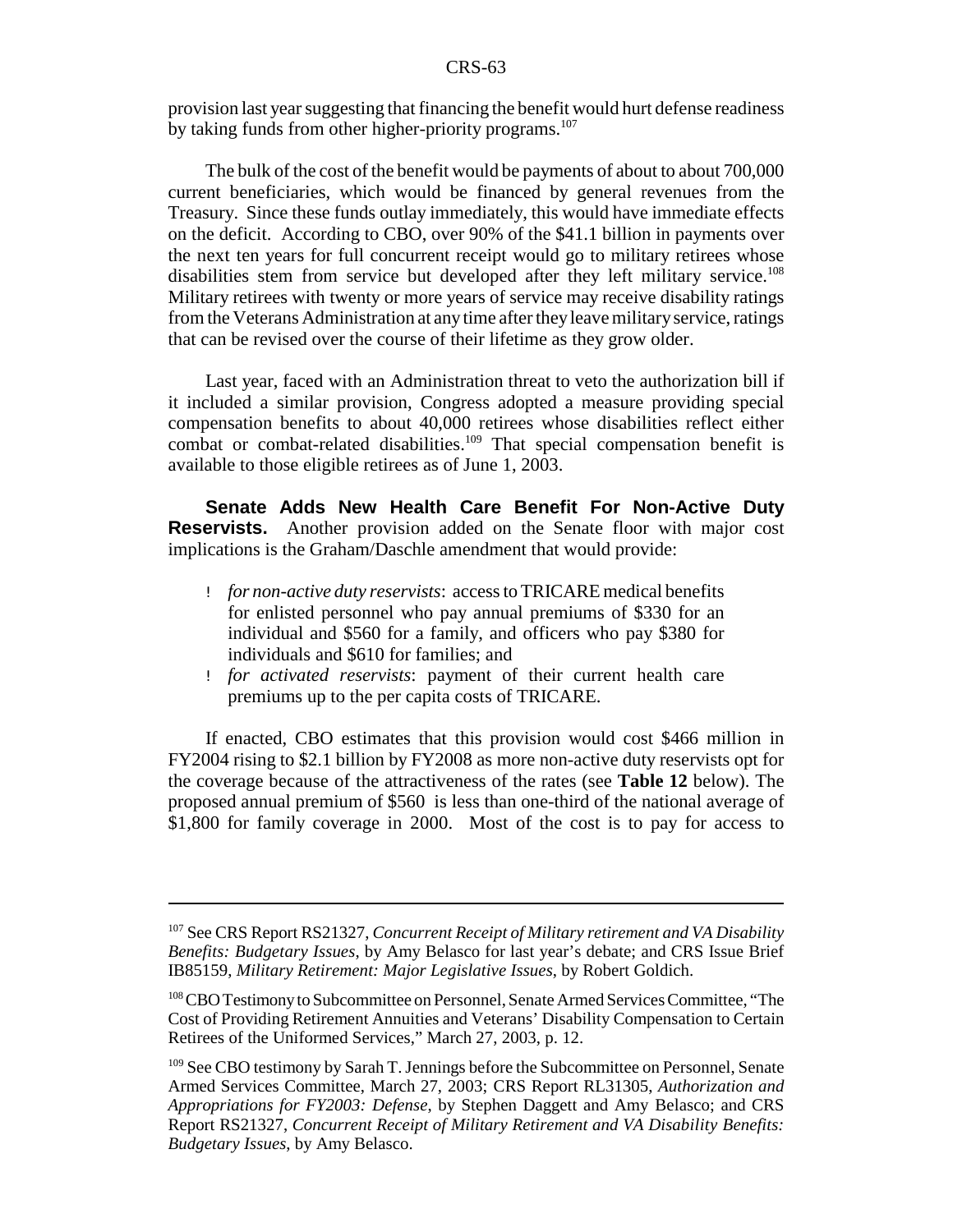provision last year suggesting that financing the benefit would hurt defense readiness by taking funds from other higher-priority programs.[107]

The bulk of the cost of the benefit would be payments of about to about 700,000 current beneficiaries, which would be financed by general revenues from the Treasury. Since these funds outlay immediately, this would have immediate effects on the deficit. According to CBO, over 90% of the $41.1 billion in payments over the next ten years for full concurrent receipt would go to military retirees whose disabilities stem from service but developed after they left military service.[108] Military retirees with twenty or more years of service may receive disability ratings from the Veterans Administration at any time after they leave military service, ratings that can be revised over the course of their lifetime as they grow older.

Last year, faced with an Administration threat to veto the authorization bill if it included a similar provision, Congress adopted a measure providing special compensation benefits to about 40,000 retirees whose disabilities reflect either combat or combat-related disabilities.[109] That special compensation benefit is available to those eligible retirees as of June 1, 2003.

**Senate Adds New Health Care Benefit For Non-Active Duty Reservists.** Another provision added on the Senate floor with major cost implications is the Graham/Daschle amendment that would provide:

- *for non-active duty reservists*: access to TRICARE medical benefits for enlisted personnel who pay annual premiums of $330 for an individual and $560 for a family, and officers who pay $380 for individuals and $610 for families; and
- *for activated reservists*: payment of their current health care premiums up to the per capita costs of TRICARE.

If enacted, CBO estimates that this provision would cost $466 million in FY2004 rising to $2.1 billion by FY2008 as more non-active duty reservists opt for the coverage because of the attractiveness of the rates (see **Table 12** below). The proposed annual premium of $560 is less than one-third of the national average of $1,800 for family coverage in 2000. Most of the cost is to pay for access to

---

[107] See CRS Report RS21327, *Concurrent Receipt of Military retirement and VA Disability Benefits: Budgetary Issues*, by Amy Belasco for last year's debate; and CRS Issue Brief IB85159, *Military Retirement: Major Legislative Issues*, by Robert Goldich.

[108] CBO Testimony to Subcommittee on Personnel, Senate Armed Services Committee, "The Cost of Providing Retirement Annuities and Veterans' Disability Compensation to Certain Retirees of the Uniformed Services," March 27, 2003, p. 12.

[109] See CBO testimony by Sarah T. Jennings before the Subcommittee on Personnel, Senate Armed Services Committee, March 27, 2003; CRS Report RL31305, *Authorization and Appropriations for FY2003: Defense*, by Stephen Daggett and Amy Belasco; and CRS Report RS21327, *Concurrent Receipt of Military Retirement and VA Disability Benefits: Budgetary Issues*, by Amy Belasco.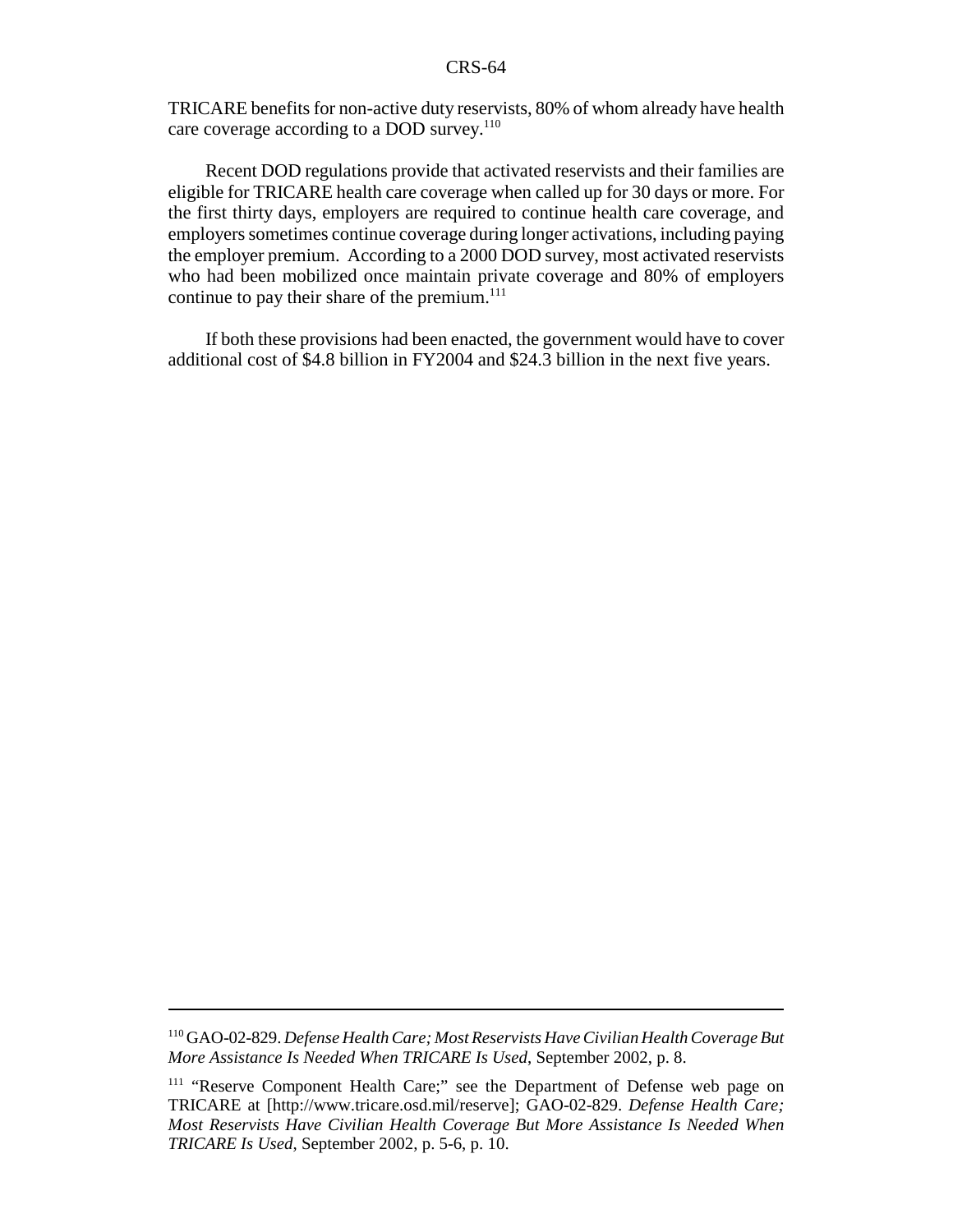TRICARE benefits for non-active duty reservists, 80% of whom already have health care coverage according to a DOD survey.[110]

Recent DOD regulations provide that activated reservists and their families are eligible for TRICARE health care coverage when called up for 30 days or more. For the first thirty days, employers are required to continue health care coverage, and employers sometimes continue coverage during longer activations, including paying the employer premium. According to a 2000 DOD survey, most activated reservists who had been mobilized once maintain private coverage and 80% of employers continue to pay their share of the premium.[111]

If both these provisions had been enacted, the government would have to cover additional cost of $4.8 billion in FY2004 and $24.3 billion in the next five years.

---

[110] GAO-02-829. *Defense Health Care; Most Reservists Have Civilian Health Coverage But More Assistance Is Needed When TRICARE Is Used*, September 2002, p. 8.

[111] "Reserve Component Health Care;" see the Department of Defense web page on TRICARE at [http://www.tricare.osd.mil/reserve]; GAO-02-829. *Defense Health Care; Most Reservists Have Civilian Health Coverage But More Assistance Is Needed When TRICARE Is Used*, September 2002, p. 5-6, p. 10.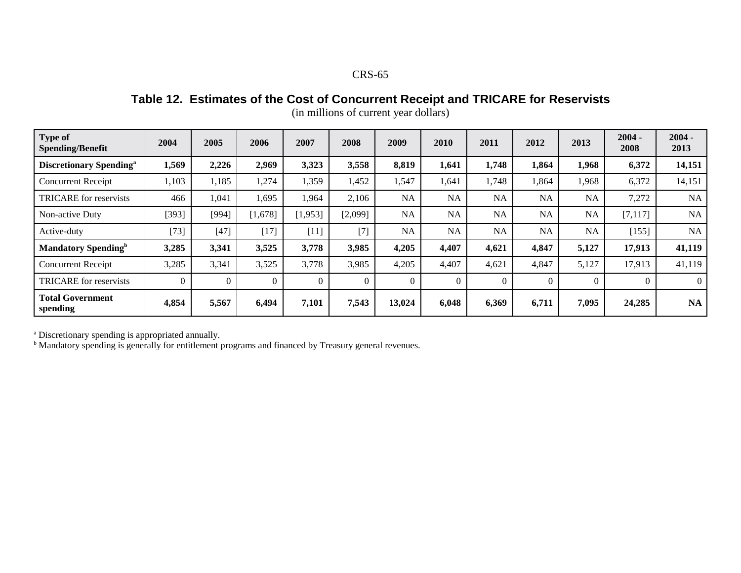**Table 12. Estimates of the Cost of Concurrent Receipt and TRICARE for Reservists**

(in millions of current year dollars)

| Type of Spending/Benefit | 2004 | 2005 | 2006 | 2007 | 2008 | 2009 | 2010 | 2011 | 2012 | 2013 | 2004 - 2008 | 2004 - 2013 |
|---|---|---|---|---|---|---|---|---|---|---|---|---|
| **Discretionary Spending[a]** | **1,569** | **2,226** | **2,969** | **3,323** | **3,558** | **8,819** | **1,641** | **1,748** | **1,864** | **1,968** | **6,372** | **14,151** |
| Concurrent Receipt | 1,103 | 1,185 | 1,274 | 1,359 | 1,452 | 1,547 | 1,641 | 1,748 | 1,864 | 1,968 | 6,372 | 14,151 |
| TRICARE for reservists | 466 | 1,041 | 1,695 | 1,964 | 2,106 | NA | NA | NA | NA | NA | 7,272 | NA |
| Non-active Duty | [393] | [994] | [1,678] | [1,953] | [2,099] | NA | NA | NA | NA | NA | [7,117] | NA |
| Active-duty | [73] | [47] | [17] | [11] | [7] | NA | NA | NA | NA | NA | [155] | NA |
| **Mandatory Spending[b]** | **3,285** | **3,341** | **3,525** | **3,778** | **3,985** | **4,205** | **4,407** | **4,621** | **4,847** | **5,127** | **17,913** | **41,119** |
| Concurrent Receipt | 3,285 | 3,341 | 3,525 | 3,778 | 3,985 | 4,205 | 4,407 | 4,621 | 4,847 | 5,127 | 17,913 | 41,119 |
| TRICARE for reservists | 0 | 0 | 0 | 0 | 0 | 0 | 0 | 0 | 0 | 0 | 0 | 0 |
| **Total Government spending** | **4,854** | **5,567** | **6,494** | **7,101** | **7,543** | **13,024** | **6,048** | **6,369** | **6,711** | **7,095** | **24,285** | **NA** |

[a] Discretionary spending is appropriated annually.
[b] Mandatory spending is generally for entitlement programs and financed by Treasury general revenues.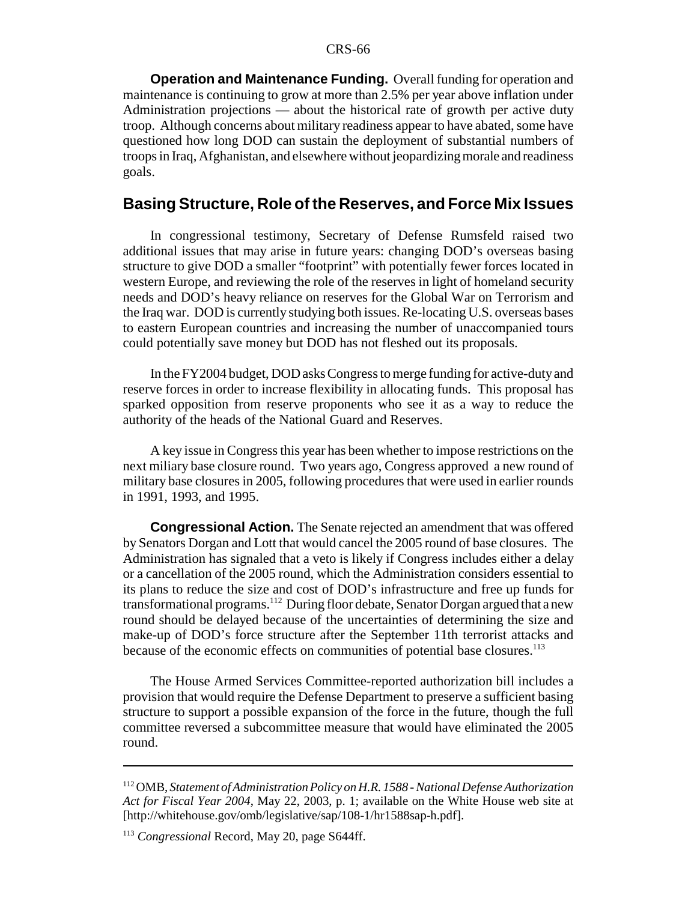**Operation and Maintenance Funding.** Overall funding for operation and maintenance is continuing to grow at more than 2.5% per year above inflation under Administration projections — about the historical rate of growth per active duty troop. Although concerns about military readiness appear to have abated, some have questioned how long DOD can sustain the deployment of substantial numbers of troops in Iraq, Afghanistan, and elsewhere without jeopardizing morale and readiness goals.

## Basing Structure, Role of the Reserves, and Force Mix Issues

In congressional testimony, Secretary of Defense Rumsfeld raised two additional issues that may arise in future years: changing DOD's overseas basing structure to give DOD a smaller "footprint" with potentially fewer forces located in western Europe, and reviewing the role of the reserves in light of homeland security needs and DOD's heavy reliance on reserves for the Global War on Terrorism and the Iraq war. DOD is currently studying both issues. Re-locating U.S. overseas bases to eastern European countries and increasing the number of unaccompanied tours could potentially save money but DOD has not fleshed out its proposals.

In the FY2004 budget, DOD asks Congress to merge funding for active-duty and reserve forces in order to increase flexibility in allocating funds. This proposal has sparked opposition from reserve proponents who see it as a way to reduce the authority of the heads of the National Guard and Reserves.

A key issue in Congress this year has been whether to impose restrictions on the next miliary base closure round. Two years ago, Congress approved a new round of military base closures in 2005, following procedures that were used in earlier rounds in 1991, 1993, and 1995.

**Congressional Action.** The Senate rejected an amendment that was offered by Senators Dorgan and Lott that would cancel the 2005 round of base closures. The Administration has signaled that a veto is likely if Congress includes either a delay or a cancellation of the 2005 round, which the Administration considers essential to its plans to reduce the size and cost of DOD's infrastructure and free up funds for transformational programs.[112] During floor debate, Senator Dorgan argued that a new round should be delayed because of the uncertainties of determining the size and make-up of DOD's force structure after the September 11th terrorist attacks and because of the economic effects on communities of potential base closures.[113]

The House Armed Services Committee-reported authorization bill includes a provision that would require the Defense Department to preserve a sufficient basing structure to support a possible expansion of the force in the future, though the full committee reversed a subcommittee measure that would have eliminated the 2005 round.

---

[112] OMB, *Statement of Administration Policy on H.R. 1588 - National Defense Authorization Act for Fiscal Year 2004*, May 22, 2003, p. 1; available on the White House web site at [http://whitehouse.gov/omb/legislative/sap/108-1/hr1588sap-h.pdf].

[113] *Congressional* Record, May 20, page S644ff.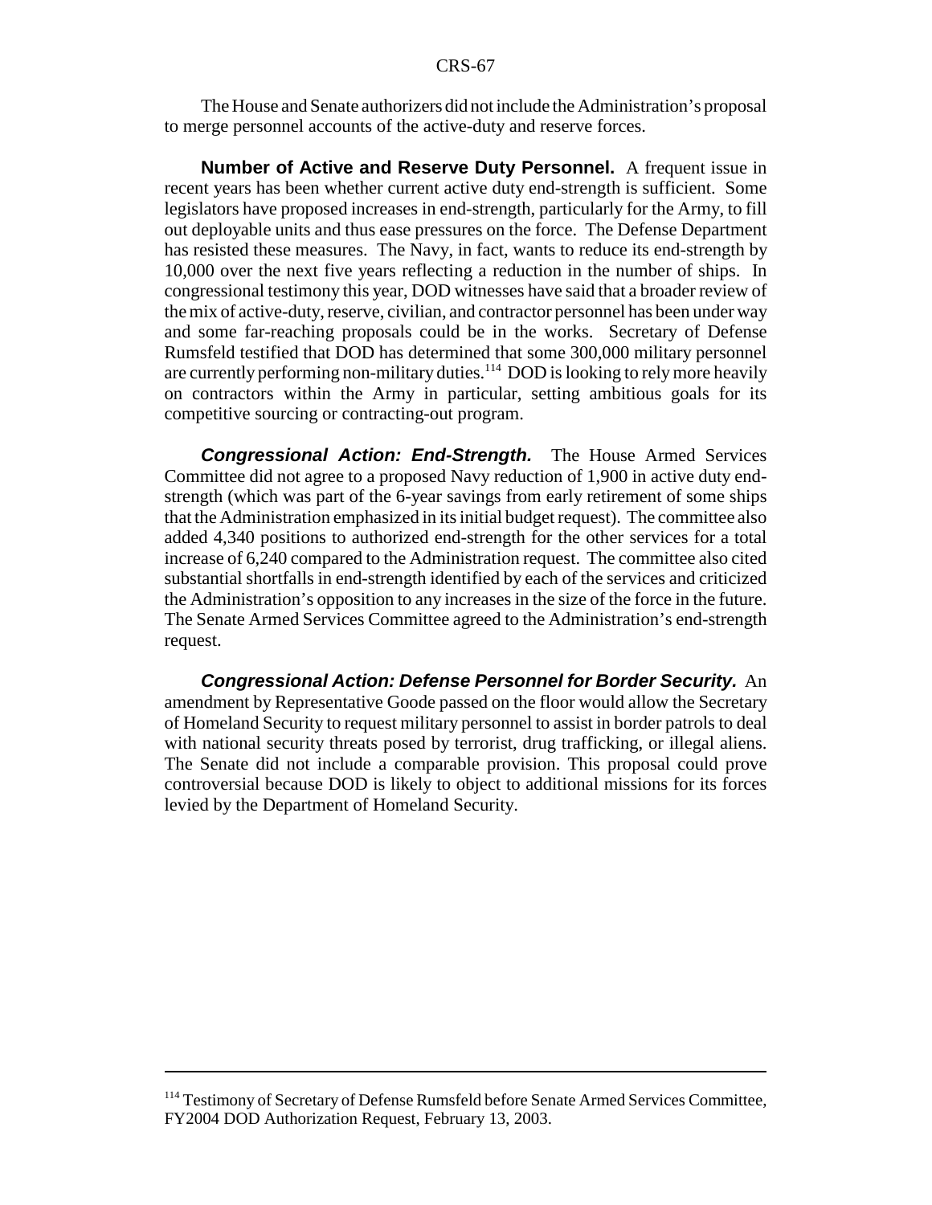The House and Senate authorizers did not include the Administration's proposal to merge personnel accounts of the active-duty and reserve forces.

**Number of Active and Reserve Duty Personnel.** A frequent issue in recent years has been whether current active duty end-strength is sufficient. Some legislators have proposed increases in end-strength, particularly for the Army, to fill out deployable units and thus ease pressures on the force. The Defense Department has resisted these measures. The Navy, in fact, wants to reduce its end-strength by 10,000 over the next five years reflecting a reduction in the number of ships. In congressional testimony this year, DOD witnesses have said that a broader review of the mix of active-duty, reserve, civilian, and contractor personnel has been under way and some far-reaching proposals could be in the works. Secretary of Defense Rumsfeld testified that DOD has determined that some 300,000 military personnel are currently performing non-military duties.[114] DOD is looking to rely more heavily on contractors within the Army in particular, setting ambitious goals for its competitive sourcing or contracting-out program.

***Congressional Action: End-Strength.*** The House Armed Services Committee did not agree to a proposed Navy reduction of 1,900 in active duty end-strength (which was part of the 6-year savings from early retirement of some ships that the Administration emphasized in its initial budget request). The committee also added 4,340 positions to authorized end-strength for the other services for a total increase of 6,240 compared to the Administration request. The committee also cited substantial shortfalls in end-strength identified by each of the services and criticized the Administration's opposition to any increases in the size of the force in the future. The Senate Armed Services Committee agreed to the Administration's end-strength request.

***Congressional Action: Defense Personnel for Border Security.*** An amendment by Representative Goode passed on the floor would allow the Secretary of Homeland Security to request military personnel to assist in border patrols to deal with national security threats posed by terrorist, drug trafficking, or illegal aliens. The Senate did not include a comparable provision. This proposal could prove controversial because DOD is likely to object to additional missions for its forces levied by the Department of Homeland Security.

---

[114] Testimony of Secretary of Defense Rumsfeld before Senate Armed Services Committee, FY2004 DOD Authorization Request, February 13, 2003.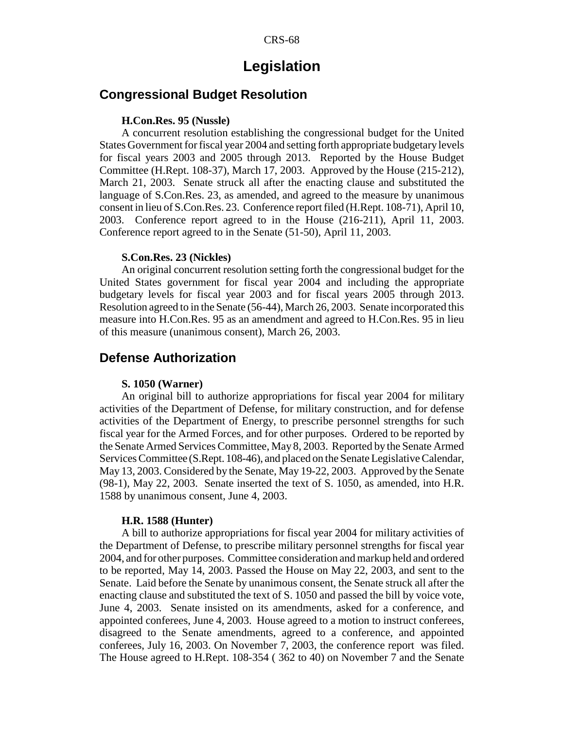# Legislation

## Congressional Budget Resolution

**H.Con.Res. 95 (Nussle)**

A concurrent resolution establishing the congressional budget for the United States Government for fiscal year 2004 and setting forth appropriate budgetary levels for fiscal years 2003 and 2005 through 2013. Reported by the House Budget Committee (H.Rept. 108-37), March 17, 2003. Approved by the House (215-212), March 21, 2003. Senate struck all after the enacting clause and substituted the language of S.Con.Res. 23, as amended, and agreed to the measure by unanimous consent in lieu of S.Con.Res. 23. Conference report filed (H.Rept. 108-71), April 10, 2003. Conference report agreed to in the House (216-211), April 11, 2003. Conference report agreed to in the Senate (51-50), April 11, 2003.

**S.Con.Res. 23 (Nickles)**

An original concurrent resolution setting forth the congressional budget for the United States government for fiscal year 2004 and including the appropriate budgetary levels for fiscal year 2003 and for fiscal years 2005 through 2013. Resolution agreed to in the Senate (56-44), March 26, 2003. Senate incorporated this measure into H.Con.Res. 95 as an amendment and agreed to H.Con.Res. 95 in lieu of this measure (unanimous consent), March 26, 2003.

## Defense Authorization

**S. 1050 (Warner)**

An original bill to authorize appropriations for fiscal year 2004 for military activities of the Department of Defense, for military construction, and for defense activities of the Department of Energy, to prescribe personnel strengths for such fiscal year for the Armed Forces, and for other purposes. Ordered to be reported by the Senate Armed Services Committee, May 8, 2003. Reported by the Senate Armed Services Committee (S.Rept. 108-46), and placed on the Senate Legislative Calendar, May 13, 2003. Considered by the Senate, May 19-22, 2003. Approved by the Senate (98-1), May 22, 2003. Senate inserted the text of S. 1050, as amended, into H.R. 1588 by unanimous consent, June 4, 2003.

**H.R. 1588 (Hunter)**

A bill to authorize appropriations for fiscal year 2004 for military activities of the Department of Defense, to prescribe military personnel strengths for fiscal year 2004, and for other purposes. Committee consideration and markup held and ordered to be reported, May 14, 2003. Passed the House on May 22, 2003, and sent to the Senate. Laid before the Senate by unanimous consent, the Senate struck all after the enacting clause and substituted the text of S. 1050 and passed the bill by voice vote, June 4, 2003. Senate insisted on its amendments, asked for a conference, and appointed conferees, June 4, 2003. House agreed to a motion to instruct conferees, disagreed to the Senate amendments, agreed to a conference, and appointed conferees, July 16, 2003. On November 7, 2003, the conference report was filed. The House agreed to H.Rept. 108-354 ( 362 to 40) on November 7 and the Senate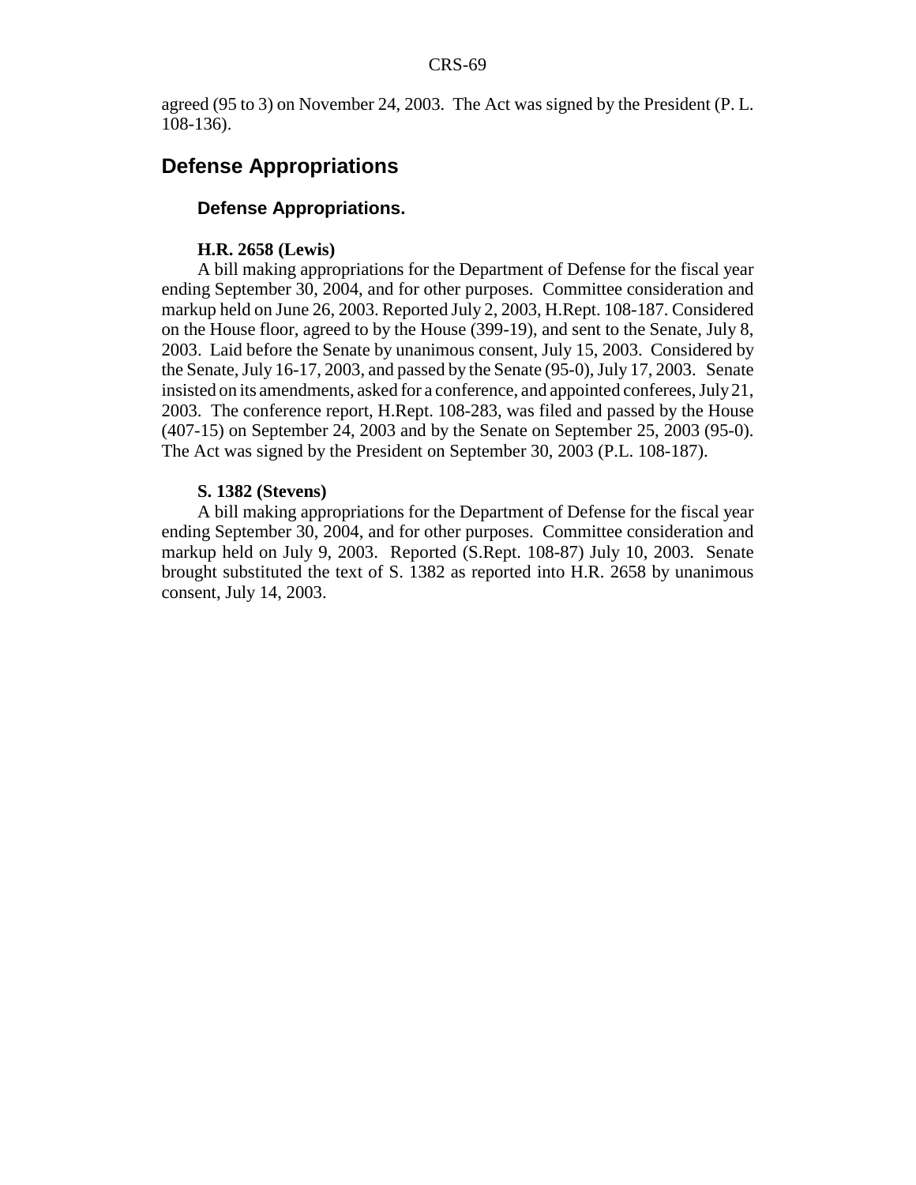agreed (95 to 3) on November 24, 2003. The Act was signed by the President (P. L. 108-136).

## Defense Appropriations

### Defense Appropriations.

**H.R. 2658 (Lewis)**

A bill making appropriations for the Department of Defense for the fiscal year ending September 30, 2004, and for other purposes. Committee consideration and markup held on June 26, 2003. Reported July 2, 2003, H.Rept. 108-187. Considered on the House floor, agreed to by the House (399-19), and sent to the Senate, July 8, 2003. Laid before the Senate by unanimous consent, July 15, 2003. Considered by the Senate, July 16-17, 2003, and passed by the Senate (95-0), July 17, 2003. Senate insisted on its amendments, asked for a conference, and appointed conferees, July 21, 2003. The conference report, H.Rept. 108-283, was filed and passed by the House (407-15) on September 24, 2003 and by the Senate on September 25, 2003 (95-0). The Act was signed by the President on September 30, 2003 (P.L. 108-187).

**S. 1382 (Stevens)**

A bill making appropriations for the Department of Defense for the fiscal year ending September 30, 2004, and for other purposes. Committee consideration and markup held on July 9, 2003. Reported (S.Rept. 108-87) July 10, 2003. Senate brought substituted the text of S. 1382 as reported into H.R. 2658 by unanimous consent, July 14, 2003.